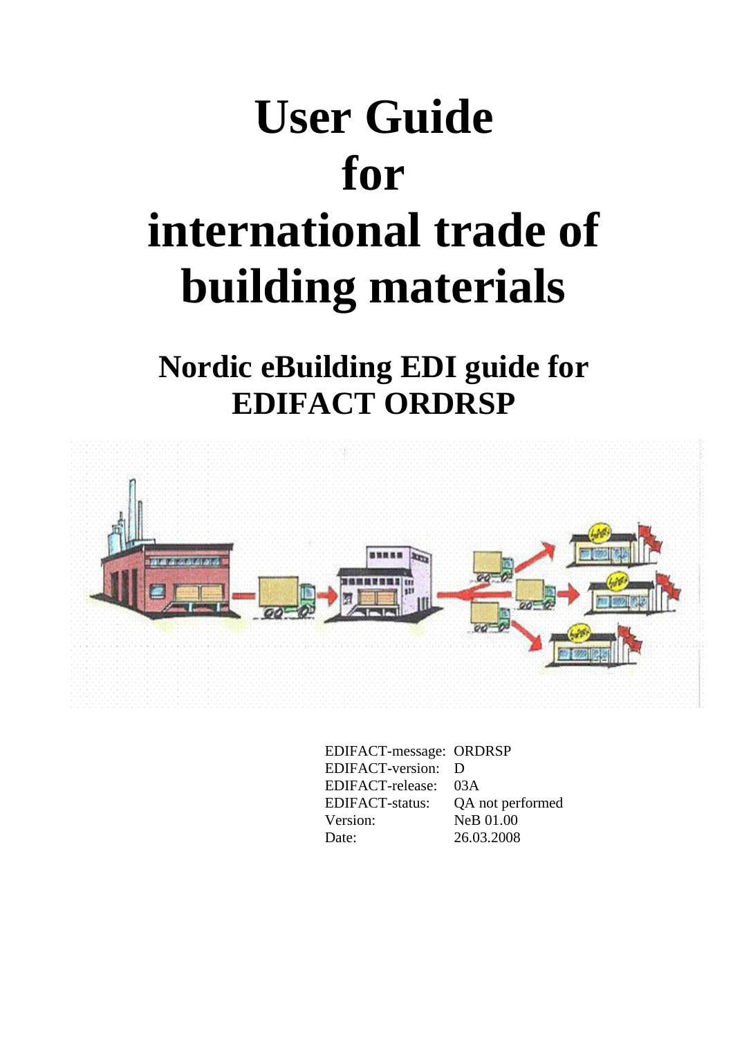# User Guide for international trade of building materials

## Nordic eBuilding EDI guide for EDIFACT ORDRSP

| | |
|---|---|
| EDIFACT-message: | ORDRSP |
| EDIFACT-version: | D |
| EDIFACT-release: | 03A |
| EDIFACT-status: | QA not performed |
| Version: | NeB 01.00 |
| Date: | 26.03.2008 |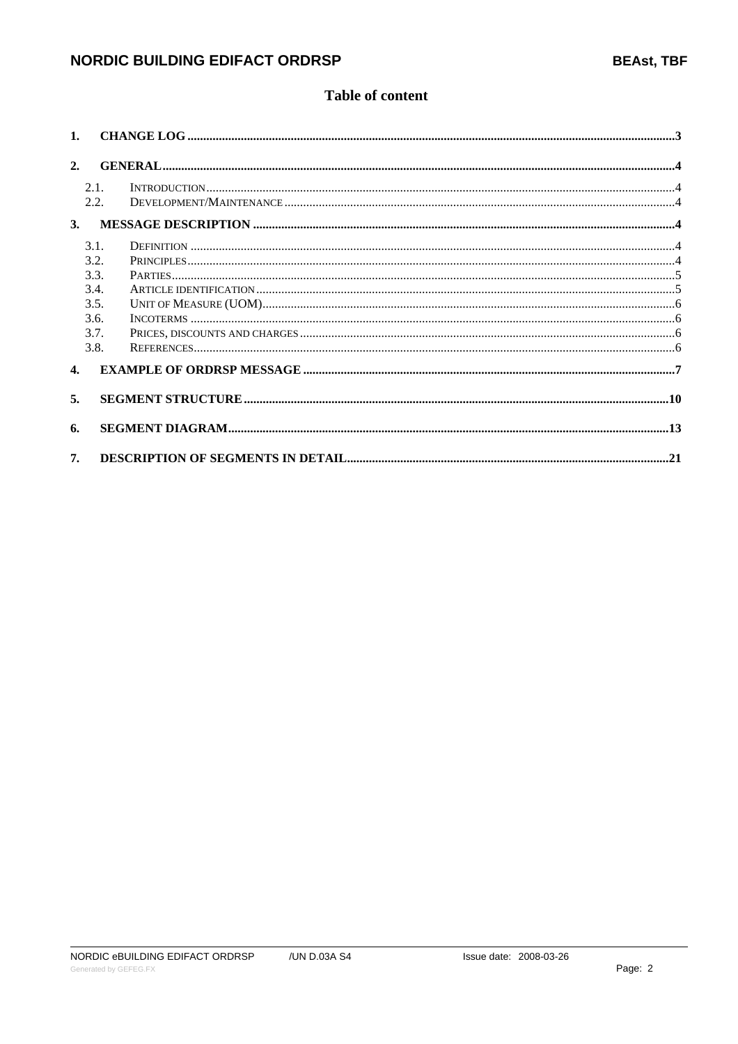# Table of content

1. CHANGE LOG ..... 3
2. GENERAL ..... 4
   - 2.1. INTRODUCTION ..... 4
   - 2.2. DEVELOPMENT/MAINTENANCE ..... 4
3. MESSAGE DESCRIPTION ..... 4
   - 3.1. DEFINITION ..... 4
   - 3.2. PRINCIPLES ..... 4
   - 3.3. PARTIES ..... 5
   - 3.4. ARTICLE IDENTIFICATION ..... 5
   - 3.5. UNIT OF MEASURE (UOM) ..... 6
   - 3.6. INCOTERMS ..... 6
   - 3.7. PRICES, DISCOUNTS AND CHARGES ..... 6
   - 3.8. REFERENCES ..... 6
4. EXAMPLE OF ORDRSP MESSAGE ..... 7
5. SEGMENT STRUCTURE ..... 10
6. SEGMENT DIAGRAM ..... 13
7. DESCRIPTION OF SEGMENTS IN DETAIL ..... 21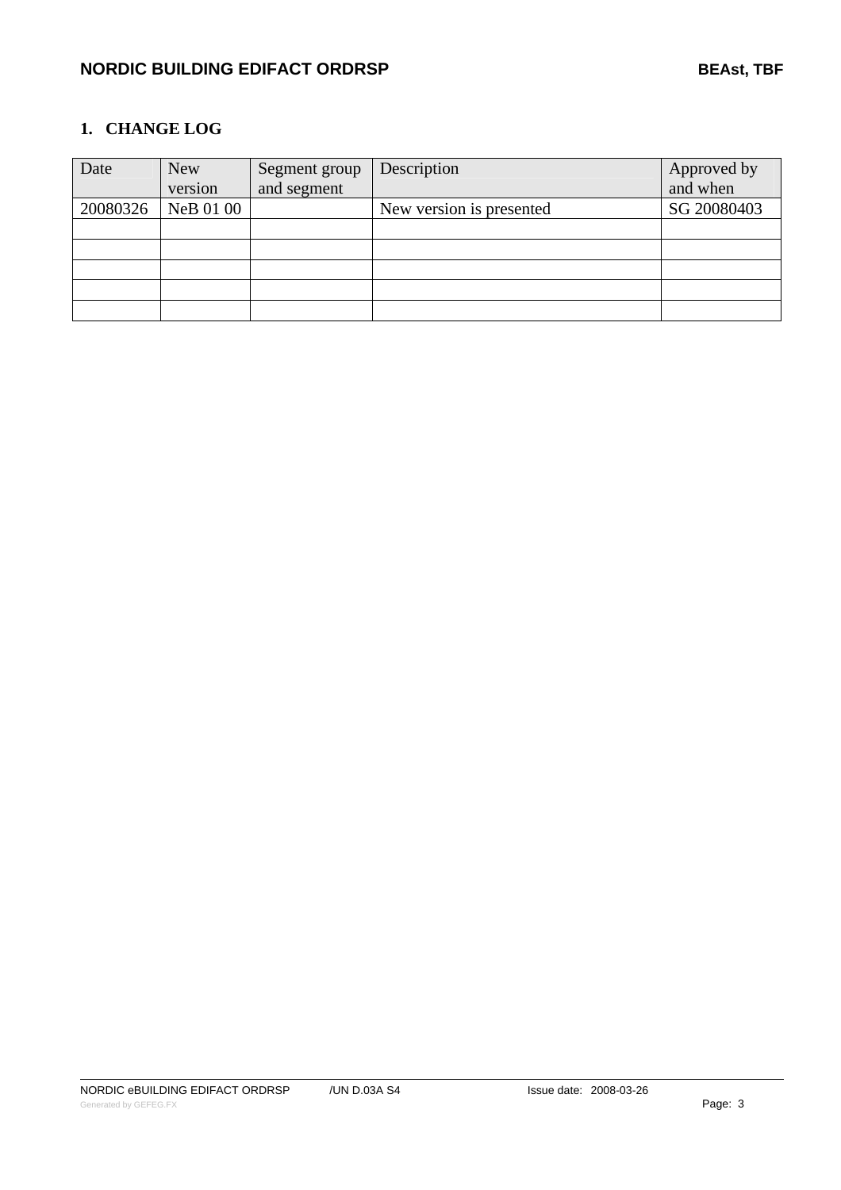## 1. CHANGE LOG

| Date | New version | Segment group and segment | Description | Approved by and when |
|---|---|---|---|---|
| 20080326 | NeB 01 00 | | New version is presented | SG 20080403 |
| | | | | |
| | | | | |
| | | | | |
| | | | | |
| | | | | |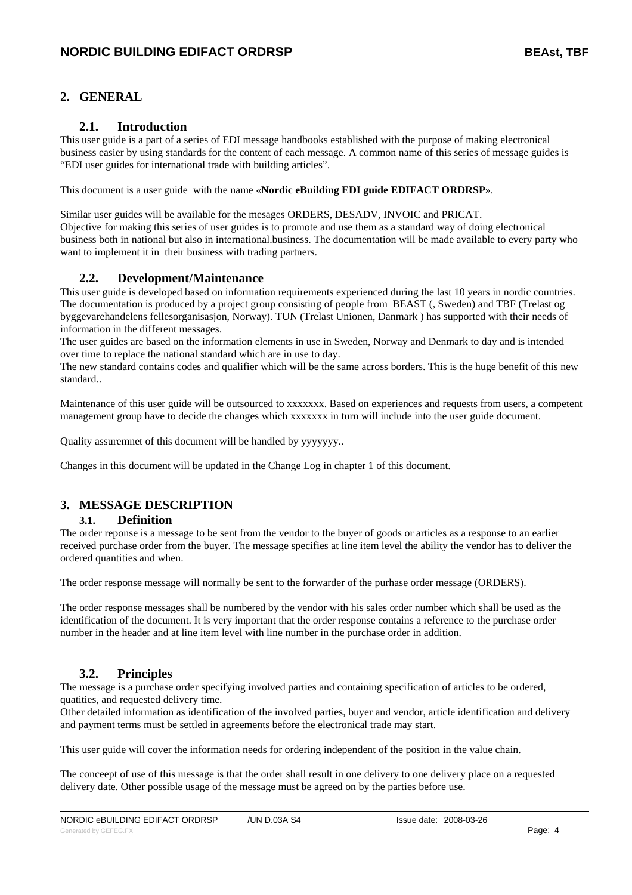## 2. GENERAL

### 2.1. Introduction

This user guide is a part of a series of EDI message handbooks established with the purpose of making electronical business easier by using standards for the content of each message. A common name of this series of message guides is "EDI user guides for international trade with building articles".

This document is a user guide with the name «**Nordic eBuilding EDI guide EDIFACT ORDRSP**».

Similar user guides will be available for the mesages ORDERS, DESADV, INVOIC and PRICAT.
Objective for making this series of user guides is to promote and use them as a standard way of doing electronical business both in national but also in international.business. The documentation will be made available to every party who want to implement it in their business with trading partners.

### 2.2. Development/Maintenance

This user guide is developed based on information requirements experienced during the last 10 years in nordic countries. The documentation is produced by a project group consisting of people from BEAST (, Sweden) and TBF (Trelast og byggevarehandelens fellesorganisasjon, Norway). TUN (Trelast Unionen, Danmark ) has supported with their needs of information in the different messages.
The user guides are based on the information elements in use in Sweden, Norway and Denmark to day and is intended over time to replace the national standard which are in use to day.
The new standard contains codes and qualifier which will be the same across borders. This is the huge benefit of this new standard..

Maintenance of this user guide will be outsourced to xxxxxxx. Based on experiences and requests from users, a competent management group have to decide the changes which xxxxxxx in turn will include into the user guide document.

Quality assuremnet of this document will be handled by yyyyyyy..

Changes in this document will be updated in the Change Log in chapter 1 of this document.

## 3. MESSAGE DESCRIPTION

### 3.1. Definition

The order reponse is a message to be sent from the vendor to the buyer of goods or articles as a response to an earlier received purchase order from the buyer. The message specifies at line item level the ability the vendor has to deliver the ordered quantities and when.

The order response message will normally be sent to the forwarder of the purhase order message (ORDERS).

The order response messages shall be numbered by the vendor with his sales order number which shall be used as the identification of the document. It is very important that the order response contains a reference to the purchase order number in the header and at line item level with line number in the purchase order in addition.

### 3.2. Principles

The message is a purchase order specifying involved parties and containing specification of articles to be ordered, quatities, and requested delivery time.
Other detailed information as identification of the involved parties, buyer and vendor, article identification and delivery and payment terms must be settled in agreements before the electronical trade may start.

This user guide will cover the information needs for ordering independent of the position in the value chain.

The conceept of use of this message is that the order shall result in one delivery to one delivery place on a requested delivery date. Other possible usage of the message must be agreed on by the parties before use.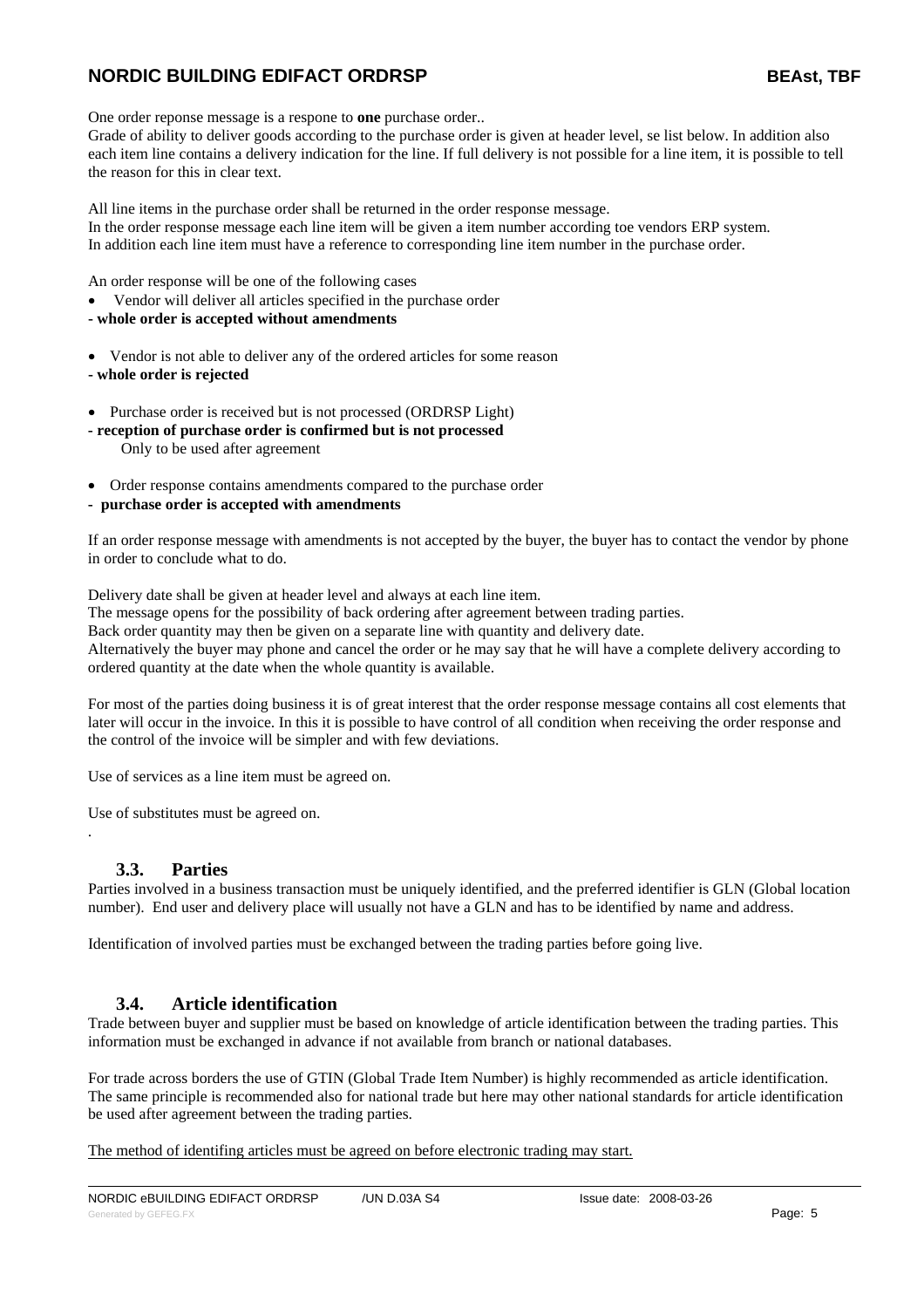One order reponse message is a respone to **one** purchase order..

Grade of ability to deliver goods according to the purchase order is given at header level, se list below. In addition also each item line contains a delivery indication for the line. If full delivery is not possible for a line item, it is possible to tell the reason for this in clear text.

All line items in the purchase order shall be returned in the order response message.
In the order response message each line item will be given a item number according toe vendors ERP system.
In addition each line item must have a reference to corresponding line item number in the purchase order.

An order response will be one of the following cases

- Vendor will deliver all articles specified in the purchase order

**- whole order is accepted without amendments**

- Vendor is not able to deliver any of the ordered articles for some reason

**- whole order is rejected**

- Purchase order is received but is not processed (ORDRSP Light)

**- reception of purchase order is confirmed but is not processed**
Only to be used after agreement

- Order response contains amendments compared to the purchase order

**- purchase order is accepted with amendments**

If an order response message with amendments is not accepted by the buyer, the buyer has to contact the vendor by phone in order to conclude what to do.

Delivery date shall be given at header level and always at each line item.
The message opens for the possibility of back ordering after agreement between trading parties.
Back order quantity may then be given on a separate line with quantity and delivery date.
Alternatively the buyer may phone and cancel the order or he may say that he will have a complete delivery according to ordered quantity at the date when the whole quantity is available.

For most of the parties doing business it is of great interest that the order response message contains all cost elements that later will occur in the invoice. In this it is possible to have control of all condition when receiving the order response and the control of the invoice will be simpler and with few deviations.

Use of services as a line item must be agreed on.

Use of substitutes must be agreed on.

.

### 3.3. Parties

Parties involved in a business transaction must be uniquely identified, and the preferred identifier is GLN (Global location number). End user and delivery place will usually not have a GLN and has to be identified by name and address.

Identification of involved parties must be exchanged between the trading parties before going live.

### 3.4. Article identification

Trade between buyer and supplier must be based on knowledge of article identification between the trading parties. This information must be exchanged in advance if not available from branch or national databases.

For trade across borders the use of GTIN (Global Trade Item Number) is highly recommended as article identification. The same principle is recommended also for national trade but here may other national standards for article identification be used after agreement between the trading parties.

<u>The method of identifing articles must be agreed on before electronic trading may start.</u>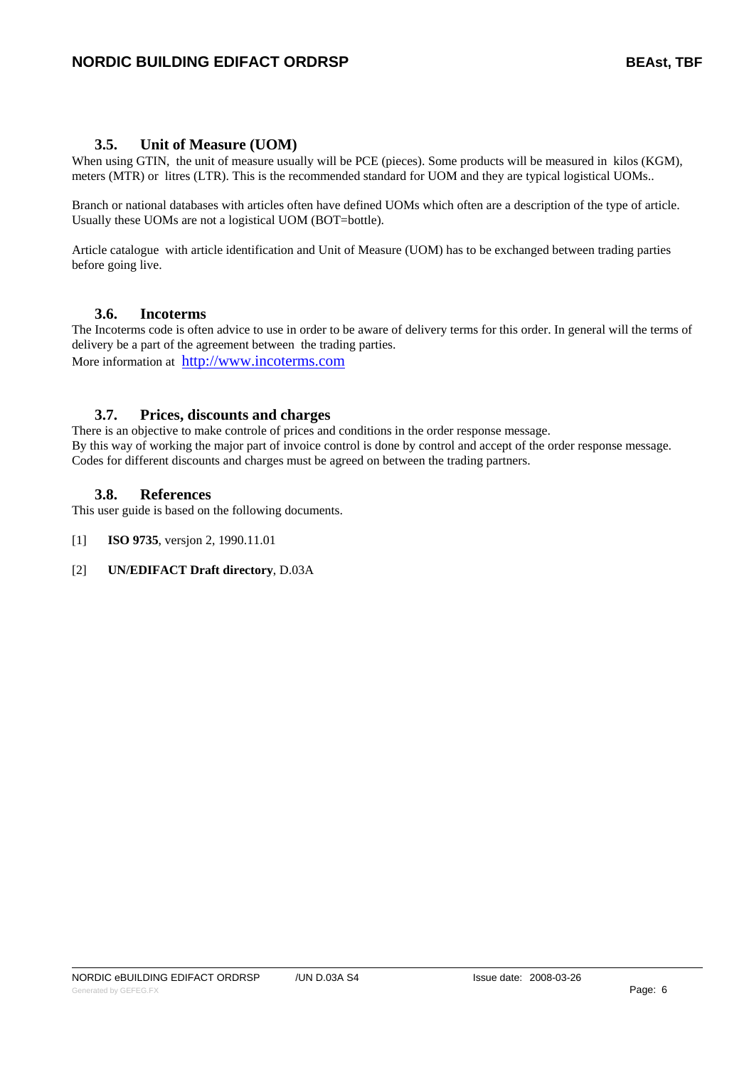### 3.5. Unit of Measure (UOM)

When using GTIN, the unit of measure usually will be PCE (pieces). Some products will be measured in kilos (KGM), meters (MTR) or litres (LTR). This is the recommended standard for UOM and they are typical logistical UOMs..

Branch or national databases with articles often have defined UOMs which often are a description of the type of article. Usually these UOMs are not a logistical UOM (BOT=bottle).

Article catalogue with article identification and Unit of Measure (UOM) has to be exchanged between trading parties before going live.

### 3.6. Incoterms

The Incoterms code is often advice to use in order to be aware of delivery terms for this order. In general will the terms of delivery be a part of the agreement between the trading parties.

More information at http://www.incoterms.com

### 3.7. Prices, discounts and charges

There is an objective to make controle of prices and conditions in the order response message.
By this way of working the major part of invoice control is done by control and accept of the order response message.
Codes for different discounts and charges must be agreed on between the trading partners.

### 3.8. References

This user guide is based on the following documents.

[1] **ISO 9735**, versjon 2, 1990.11.01

[2] **UN/EDIFACT Draft directory**, D.03A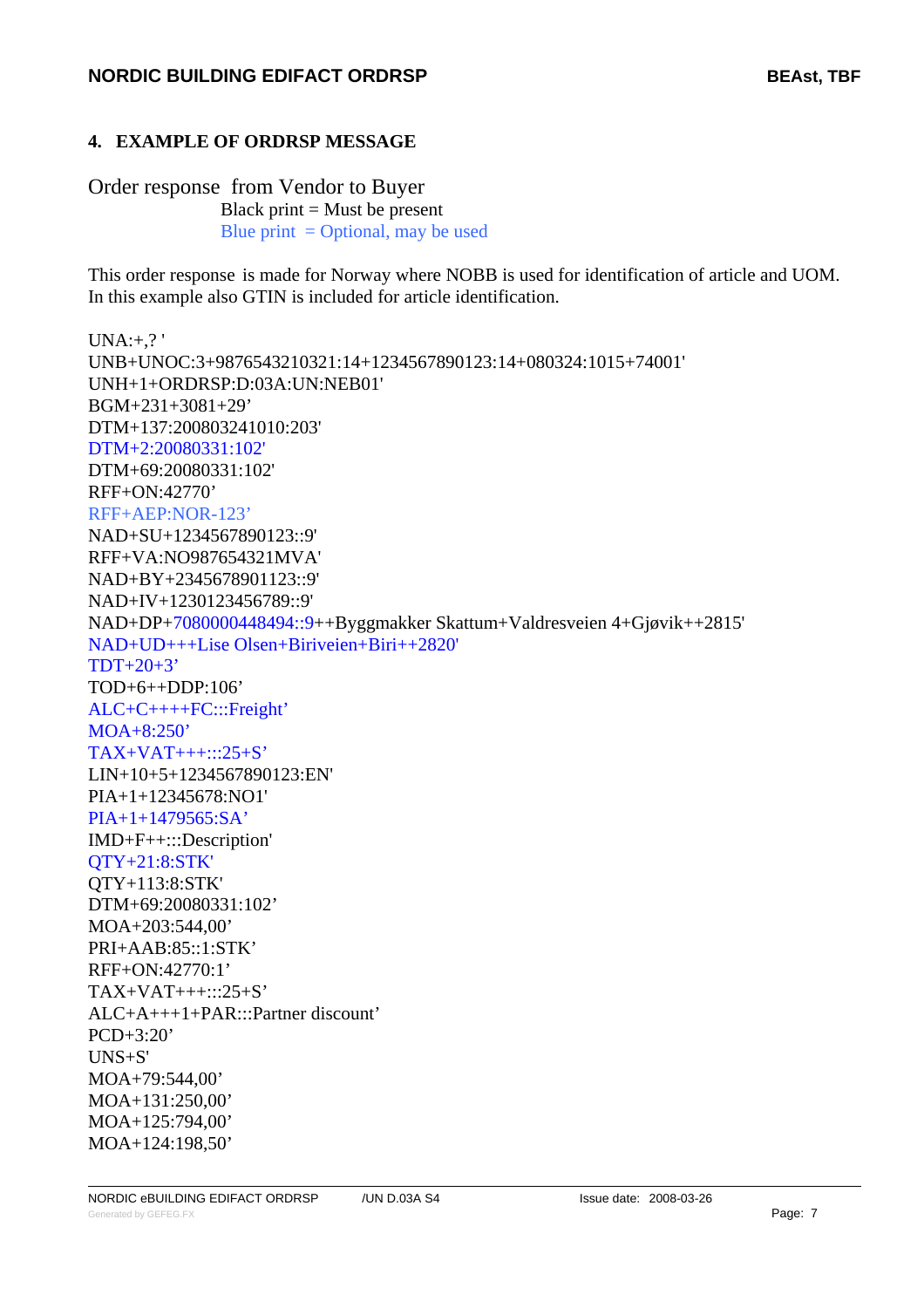## 4. EXAMPLE OF ORDRSP MESSAGE

Order response from Vendor to Buyer

Black print = Must be present

Blue print = Optional, may be used

This order response is made for Norway where NOBB is used for identification of article and UOM. In this example also GTIN is included for article identification.

```
UNA:+,? '
UNB+UNOC:3+9876543210321:14+1234567890123:14+080324:1015+74001'
UNH+1+ORDRSP:D:03A:UN:NEB01'
BGM+231+3081+29’
DTM+137:200803241010:203'
DTM+2:20080331:102'
DTM+69:20080331:102'
RFF+ON:42770’
RFF+AEP:NOR-123’
NAD+SU+1234567890123::9'
RFF+VA:NO987654321MVA'
NAD+BY+2345678901123::9'
NAD+IV+1230123456789::9'
NAD+DP+7080000448494::9++Byggmakker Skattum+Valdresveien 4+Gjøvik++2815'
NAD+UD+++Lise Olsen+Biriveien+Biri++2820'
TDT+20+3’
TOD+6++DDP:106’
ALC+C++++FC:::Freight’
MOA+8:250’
TAX+VAT+++:::25+S’
LIN+10+5+1234567890123:EN'
PIA+1+12345678:NO1'
PIA+1+1479565:SA’
IMD+F++:::Description'
QTY+21:8:STK'
QTY+113:8:STK'
DTM+69:20080331:102’
MOA+203:544,00’
PRI+AAB:85::1:STK’
RFF+ON:42770:1’
TAX+VAT+++:::25+S’
ALC+A+++1+PAR:::Partner discount’
PCD+3:20’
UNS+S'
MOA+79:544,00’
MOA+131:250,00’
MOA+125:794,00’
MOA+124:198,50’
```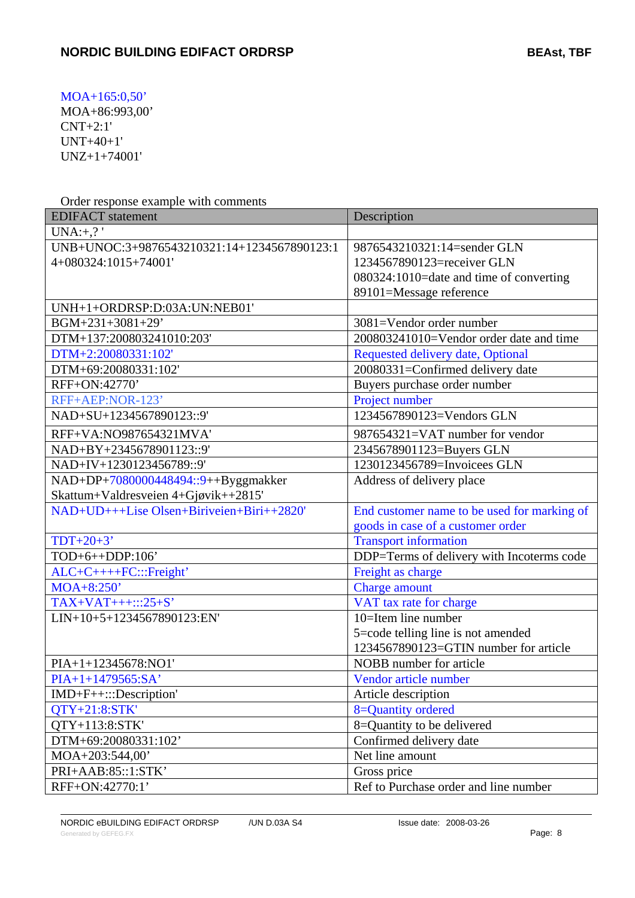MOA+165:0,50’
MOA+86:993,00’
CNT+2:1'
UNT+40+1'
UNZ+1+74001'

Order response example with comments

| EDIFACT statement | Description |
|---|---|
| UNA:+,? ' | |
| UNB+UNOC:3+9876543210321:14+1234567890123:14+080324:1015+74001' | 9876543210321:14=sender GLN<br>1234567890123=receiver GLN<br>080324:1010=date and time of converting<br>89101=Message reference |
| UNH+1+ORDRSP:D:03A:UN:NEB01' | |
| BGM+231+3081+29’ | 3081=Vendor order number |
| DTM+137:200803241010:203' | 200803241010=Vendor order date and time |
| DTM+2:20080331:102' | Requested delivery date, Optional |
| DTM+69:20080331:102' | 20080331=Confirmed delivery date |
| RFF+ON:42770’ | Buyers purchase order number |
| RFF+AEP:NOR-123’ | Project number |
| NAD+SU+1234567890123::9' | 1234567890123=Vendors GLN |
| RFF+VA:NO987654321MVA' | 987654321=VAT number for vendor |
| NAD+BY+2345678901123::9' | 2345678901123=Buyers GLN |
| NAD+IV+1230123456789::9' | 1230123456789=Invoicees GLN |
| NAD+DP+7080000448494::9++Byggmakker Skattum+Valdresveien 4+Gjøvik++2815' | Address of delivery place |
| NAD+UD+++Lise Olsen+Biriveien+Biri++2820' | End customer name to be used for marking of goods in case of a customer order |
| TDT+20+3’ | Transport information |
| TOD+6++DDP:106’ | DDP=Terms of delivery with Incoterms code |
| ALC+C++++FC:::Freight’ | Freight as charge |
| MOA+8:250’ | Charge amount |
| TAX+VAT+++:::25+S’ | VAT tax rate for charge |
| LIN+10+5+1234567890123:EN' | 10=Item line number<br>5=code telling line is not amended<br>1234567890123=GTIN number for article |
| PIA+1+12345678:NO1' | NOBB number for article |
| PIA+1+1479565:SA’ | Vendor article number |
| IMD+F++:::Description' | Article description |
| QTY+21:8:STK' | 8=Quantity ordered |
| QTY+113:8:STK' | 8=Quantity to be delivered |
| DTM+69:20080331:102’ | Confirmed delivery date |
| MOA+203:544,00’ | Net line amount |
| PRI+AAB:85::1:STK’ | Gross price |
| RFF+ON:42770:1’ | Ref to Purchase order and line number |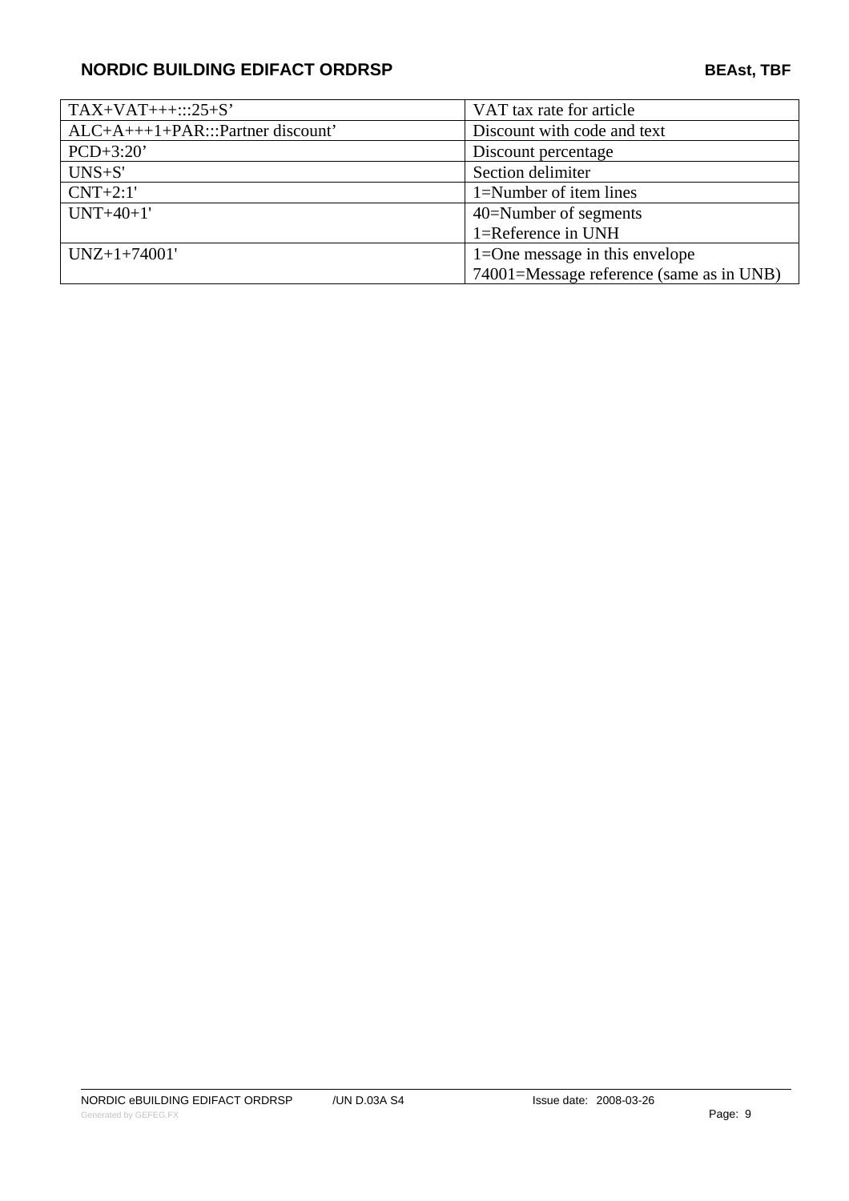| | |
|---|---|
| TAX+VAT+++:::25+S’ | VAT tax rate for article |
| ALC+A+++1+PAR:::Partner discount’ | Discount with code and text |
| PCD+3:20’ | Discount percentage |
| UNS+S' | Section delimiter |
| CNT+2:1' | 1=Number of item lines |
| UNT+40+1' | 40=Number of segments<br>1=Reference in UNH |
| UNZ+1+74001' | 1=One message in this envelope<br>74001=Message reference (same as in UNB) |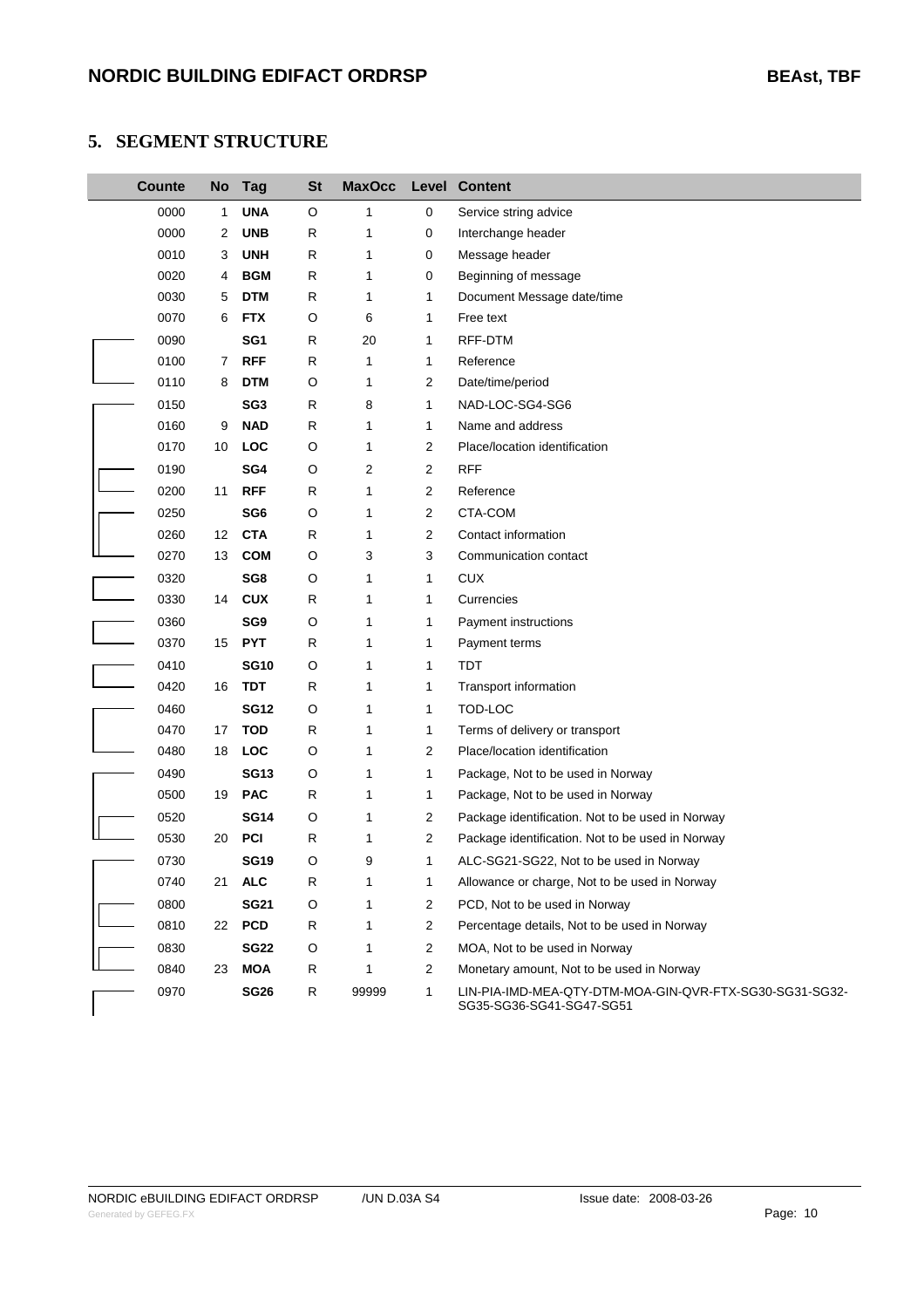## 5. SEGMENT STRUCTURE

| Counte | No | Tag | St | MaxOcc | Level | Content |
|---|---|---|---|---|---|---|
| 0000 | 1 | **UNA** | O | 1 | 0 | Service string advice |
| 0000 | 2 | **UNB** | R | 1 | 0 | Interchange header |
| 0010 | 3 | **UNH** | R | 1 | 0 | Message header |
| 0020 | 4 | **BGM** | R | 1 | 0 | Beginning of message |
| 0030 | 5 | **DTM** | R | 1 | 1 | Document Message date/time |
| 0070 | 6 | **FTX** | O | 6 | 1 | Free text |
| 0090 | | **SG1** | R | 20 | 1 | RFF-DTM |
| 0100 | 7 | **RFF** | R | 1 | 1 | Reference |
| 0110 | 8 | **DTM** | O | 1 | 2 | Date/time/period |
| 0150 | | **SG3** | R | 8 | 1 | NAD-LOC-SG4-SG6 |
| 0160 | 9 | **NAD** | R | 1 | 1 | Name and address |
| 0170 | 10 | **LOC** | O | 1 | 2 | Place/location identification |
| 0190 | | **SG4** | O | 2 | 2 | RFF |
| 0200 | 11 | **RFF** | R | 1 | 2 | Reference |
| 0250 | | **SG6** | O | 1 | 2 | CTA-COM |
| 0260 | 12 | **CTA** | R | 1 | 2 | Contact information |
| 0270 | 13 | **COM** | O | 3 | 3 | Communication contact |
| 0320 | | **SG8** | O | 1 | 1 | CUX |
| 0330 | 14 | **CUX** | R | 1 | 1 | Currencies |
| 0360 | | **SG9** | O | 1 | 1 | Payment instructions |
| 0370 | 15 | **PYT** | R | 1 | 1 | Payment terms |
| 0410 | | **SG10** | O | 1 | 1 | TDT |
| 0420 | 16 | **TDT** | R | 1 | 1 | Transport information |
| 0460 | | **SG12** | O | 1 | 1 | TOD-LOC |
| 0470 | 17 | **TOD** | R | 1 | 1 | Terms of delivery or transport |
| 0480 | 18 | **LOC** | O | 1 | 2 | Place/location identification |
| 0490 | | **SG13** | O | 1 | 1 | Package, Not to be used in Norway |
| 0500 | 19 | **PAC** | R | 1 | 1 | Package, Not to be used in Norway |
| 0520 | | **SG14** | O | 1 | 2 | Package identification. Not to be used in Norway |
| 0530 | 20 | **PCI** | R | 1 | 2 | Package identification. Not to be used in Norway |
| 0730 | | **SG19** | O | 9 | 1 | ALC-SG21-SG22, Not to be used in Norway |
| 0740 | 21 | **ALC** | R | 1 | 1 | Allowance or charge, Not to be used in Norway |
| 0800 | | **SG21** | O | 1 | 2 | PCD, Not to be used in Norway |
| 0810 | 22 | **PCD** | R | 1 | 2 | Percentage details, Not to be used in Norway |
| 0830 | | **SG22** | O | 1 | 2 | MOA, Not to be used in Norway |
| 0840 | 23 | **MOA** | R | 1 | 2 | Monetary amount, Not to be used in Norway |
| 0970 | | **SG26** | R | 99999 | 1 | LIN-PIA-IMD-MEA-QTY-DTM-MOA-GIN-QVR-FTX-SG30-SG31-SG32-SG35-SG36-SG41-SG47-SG51 |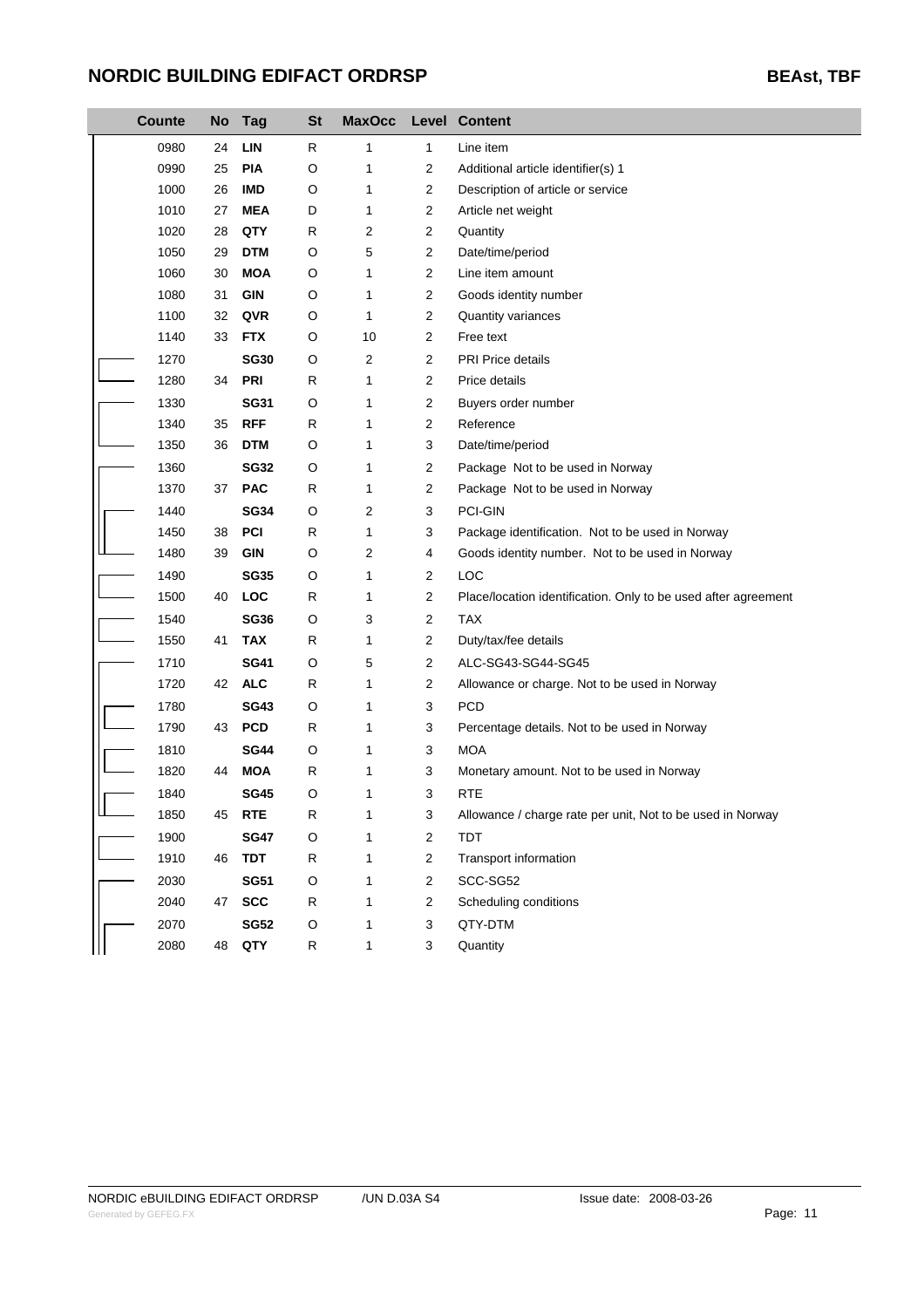| Counte | No | Tag | St | MaxOcc | Level | Content |
|---|---|---|---|---|---|---|
| 0980 | 24 | **LIN** | R | 1 | 1 | Line item |
| 0990 | 25 | **PIA** | O | 1 | 2 | Additional article identifier(s) 1 |
| 1000 | 26 | **IMD** | O | 1 | 2 | Description of article or service |
| 1010 | 27 | **MEA** | D | 1 | 2 | Article net weight |
| 1020 | 28 | **QTY** | R | 2 | 2 | Quantity |
| 1050 | 29 | **DTM** | O | 5 | 2 | Date/time/period |
| 1060 | 30 | **MOA** | O | 1 | 2 | Line item amount |
| 1080 | 31 | **GIN** | O | 1 | 2 | Goods identity number |
| 1100 | 32 | **QVR** | O | 1 | 2 | Quantity variances |
| 1140 | 33 | **FTX** | O | 10 | 2 | Free text |
| 1270 | | **SG30** | O | 2 | 2 | PRI Price details |
| 1280 | 34 | **PRI** | R | 1 | 2 | Price details |
| 1330 | | **SG31** | O | 1 | 2 | Buyers order number |
| 1340 | 35 | **RFF** | R | 1 | 2 | Reference |
| 1350 | 36 | **DTM** | O | 1 | 3 | Date/time/period |
| 1360 | | **SG32** | O | 1 | 2 | Package Not to be used in Norway |
| 1370 | 37 | **PAC** | R | 1 | 2 | Package Not to be used in Norway |
| 1440 | | **SG34** | O | 2 | 3 | PCI-GIN |
| 1450 | 38 | **PCI** | R | 1 | 3 | Package identification. Not to be used in Norway |
| 1480 | 39 | **GIN** | O | 2 | 4 | Goods identity number. Not to be used in Norway |
| 1490 | | **SG35** | O | 1 | 2 | LOC |
| 1500 | 40 | **LOC** | R | 1 | 2 | Place/location identification. Only to be used after agreement |
| 1540 | | **SG36** | O | 3 | 2 | TAX |
| 1550 | 41 | **TAX** | R | 1 | 2 | Duty/tax/fee details |
| 1710 | | **SG41** | O | 5 | 2 | ALC-SG43-SG44-SG45 |
| 1720 | 42 | **ALC** | R | 1 | 2 | Allowance or charge. Not to be used in Norway |
| 1780 | | **SG43** | O | 1 | 3 | PCD |
| 1790 | 43 | **PCD** | R | 1 | 3 | Percentage details. Not to be used in Norway |
| 1810 | | **SG44** | O | 1 | 3 | MOA |
| 1820 | 44 | **MOA** | R | 1 | 3 | Monetary amount. Not to be used in Norway |
| 1840 | | **SG45** | O | 1 | 3 | RTE |
| 1850 | 45 | **RTE** | R | 1 | 3 | Allowance / charge rate per unit, Not to be used in Norway |
| 1900 | | **SG47** | O | 1 | 2 | TDT |
| 1910 | 46 | **TDT** | R | 1 | 2 | Transport information |
| 2030 | | **SG51** | O | 1 | 2 | SCC-SG52 |
| 2040 | 47 | **SCC** | R | 1 | 2 | Scheduling conditions |
| 2070 | | **SG52** | O | 1 | 3 | QTY-DTM |
| 2080 | 48 | **QTY** | R | 1 | 3 | Quantity |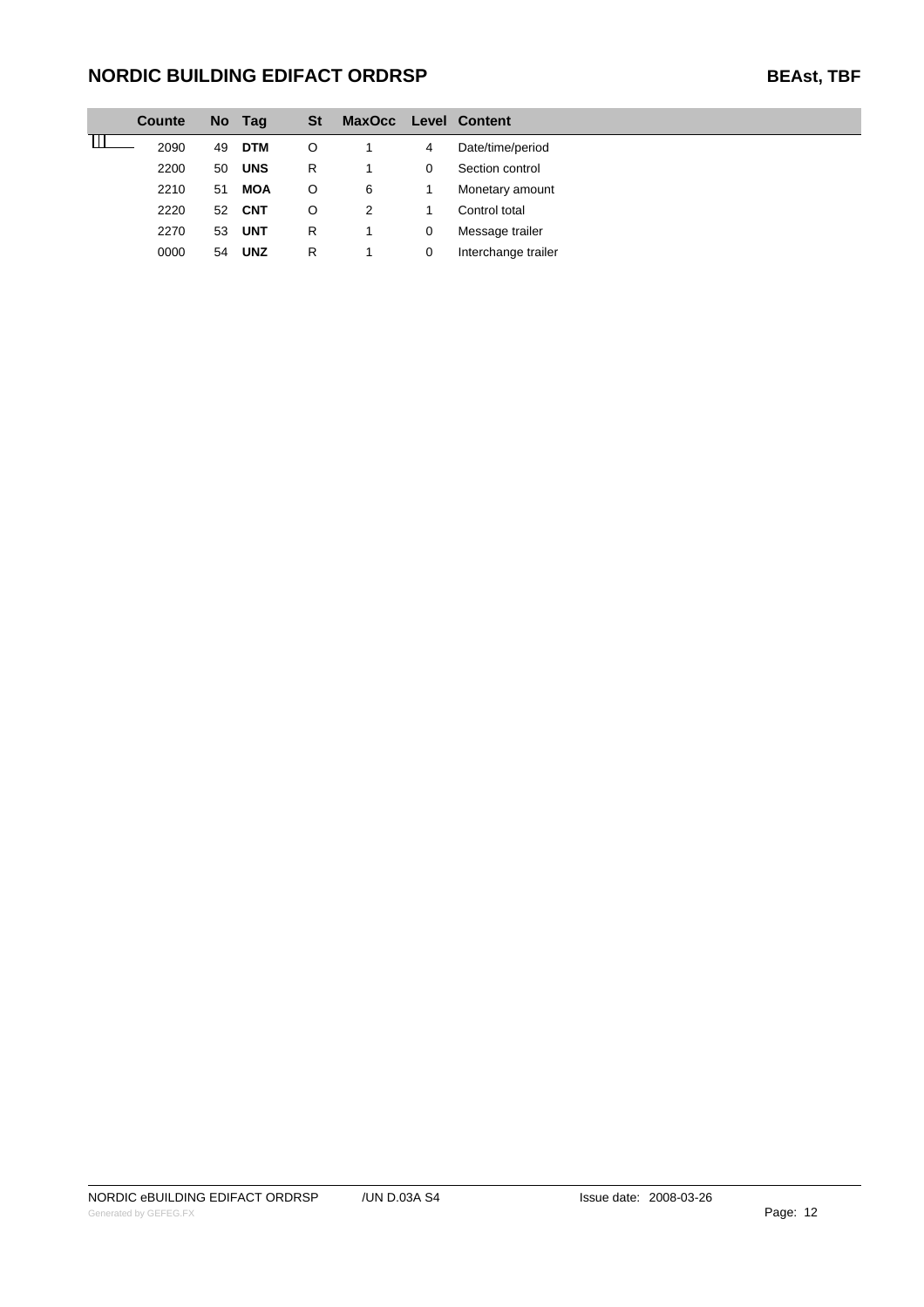| Counte | No | Tag | St | MaxOcc | Level | Content |
|---|---|---|---|---|---|---|
| 2090 | 49 | **DTM** | O | 1 | 4 | Date/time/period |
| 2200 | 50 | **UNS** | R | 1 | 0 | Section control |
| 2210 | 51 | **MOA** | O | 6 | 1 | Monetary amount |
| 2220 | 52 | **CNT** | O | 2 | 1 | Control total |
| 2270 | 53 | **UNT** | R | 1 | 0 | Message trailer |
| 0000 | 54 | **UNZ** | R | 1 | 0 | Interchange trailer |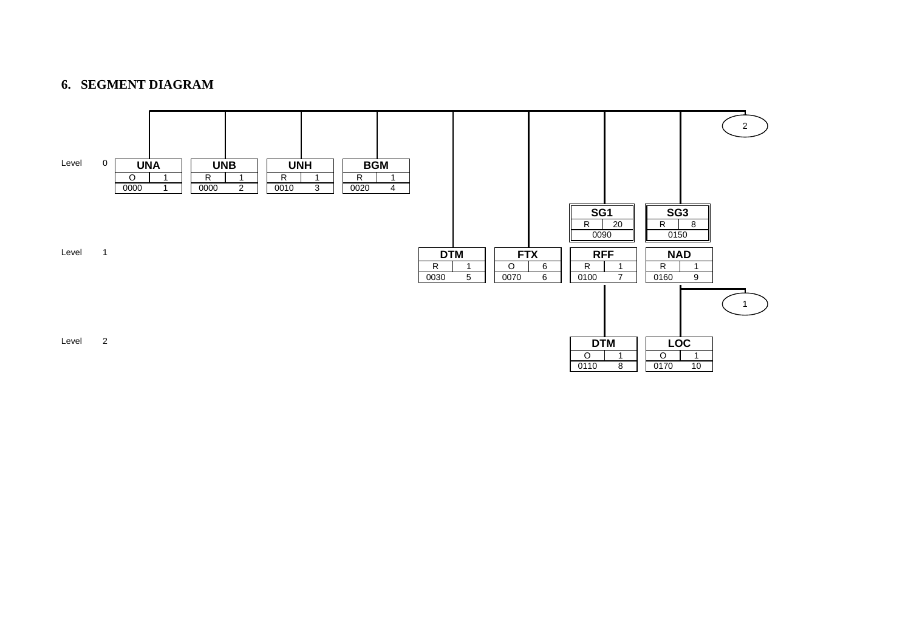## 6. SEGMENT DIAGRAM

Level 0

| Segment | Status | Repeat | Position | Seq |
|---|---|---|---|---|
| UNA | O | 1 | 0000 | 1 |
| UNB | R | 1 | 0000 | 2 |
| UNH | R | 1 | 0010 | 3 |
| BGM | R | 1 | 0020 | 4 |

Level 1

| Segment | Status | Repeat | Position | Seq |
|---|---|---|---|---|
| DTM | R | 1 | 0030 | 5 |
| FTX | O | 6 | 0070 | 6 |
| SG1 | R | 20 | 0090 | |
| RFF | R | 1 | 0100 | 7 |
| SG3 | R | 8 | 0150 | |
| NAD | R | 1 | 0160 | 9 |

Level 2

| Segment | Status | Repeat | Position | Seq |
|---|---|---|---|---|
| DTM | O | 1 | 0110 | 8 |
| LOC | O | 1 | 0170 | 10 |

Connectors: 1, 2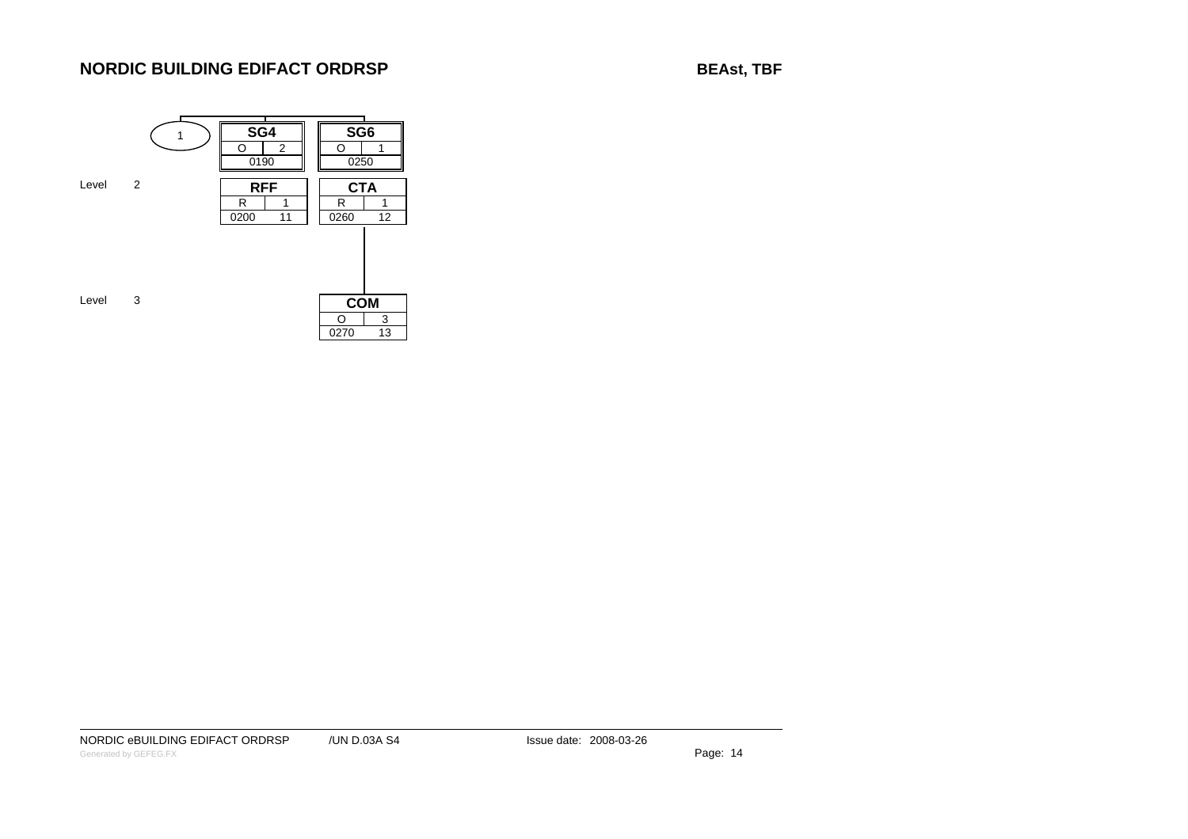## NORDIC BUILDING EDIFACT ORDRSP

**BEASt, TBF**

| Level | | Segment / Group | Status | Max. Rep. | Position | Seq. |
|---|---|---|---|---|---|---|
| 1 | | **SG4** | O | 2 | 0190 | |
| 2 | | **RFF** | R | 1 | 0200 | 11 |
| 1 | | **SG6** | O | 1 | 0250 | |
| 2 | | **CTA** | R | 1 | 0260 | 12 |
| 3 | | **COM** | O | 3 | 0270 | 13 |

NORDIC eBUILDING EDIFACT ORDRSP /UN D.03A S4 Issue date: 2008-03-26

Generated by GEFEG.FX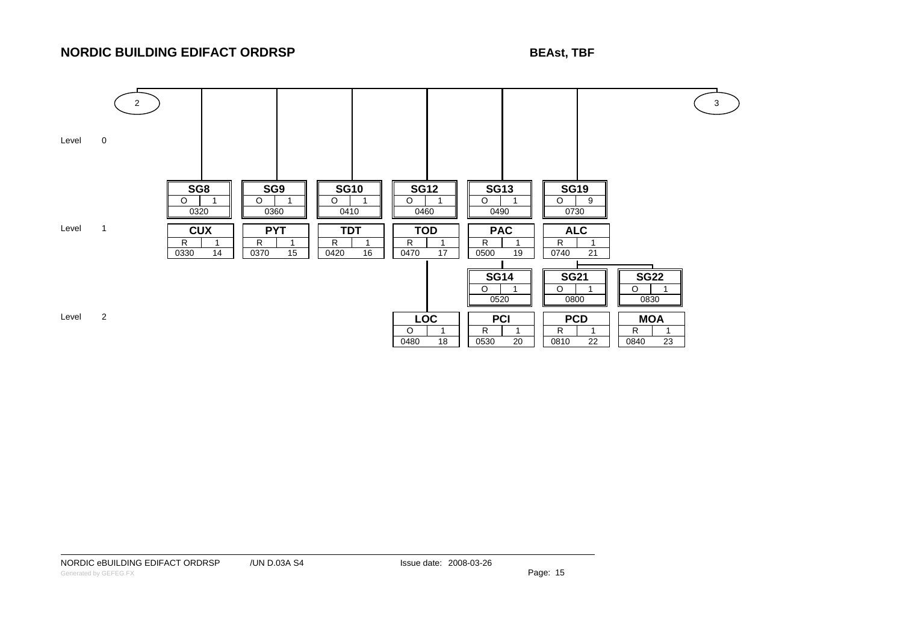## NORDIC BUILDING EDIFACT ORDRSP

**BEASt, TBF**

Connector 2 → Connector 3

Level 0

Level 1

| Group | Status | Max | Pos |
|---|---|---|---|
| SG8 | O | 1 | 0320 |
| SG9 | O | 1 | 0360 |
| SG10 | O | 1 | 0410 |
| SG12 | O | 1 | 0460 |
| SG13 | O | 1 | 0490 |
| SG19 | O | 9 | 0730 |

| Segment | Status | Max | Pos | No |
|---|---|---|---|---|
| CUX | R | 1 | 0330 | 14 |
| PYT | R | 1 | 0370 | 15 |
| TDT | R | 1 | 0420 | 16 |
| TOD | R | 1 | 0470 | 17 |
| PAC | R | 1 | 0500 | 19 |
| ALC | R | 1 | 0740 | 21 |

Level 2

| Group | Status | Max | Pos |
|---|---|---|---|
| SG14 | O | 1 | 0520 |
| SG21 | O | 1 | 0800 |
| SG22 | O | 1 | 0830 |

| Segment | Status | Max | Pos | No |
|---|---|---|---|---|
| LOC | O | 1 | 0480 | 18 |
| PCI | R | 1 | 0530 | 20 |
| PCD | R | 1 | 0810 | 22 |
| MOA | R | 1 | 0840 | 23 |

NORDIC eBUILDING EDIFACT ORDRSP /UN D.03A S4 Issue date: 2008-03-26

Generated by GEFEG.FX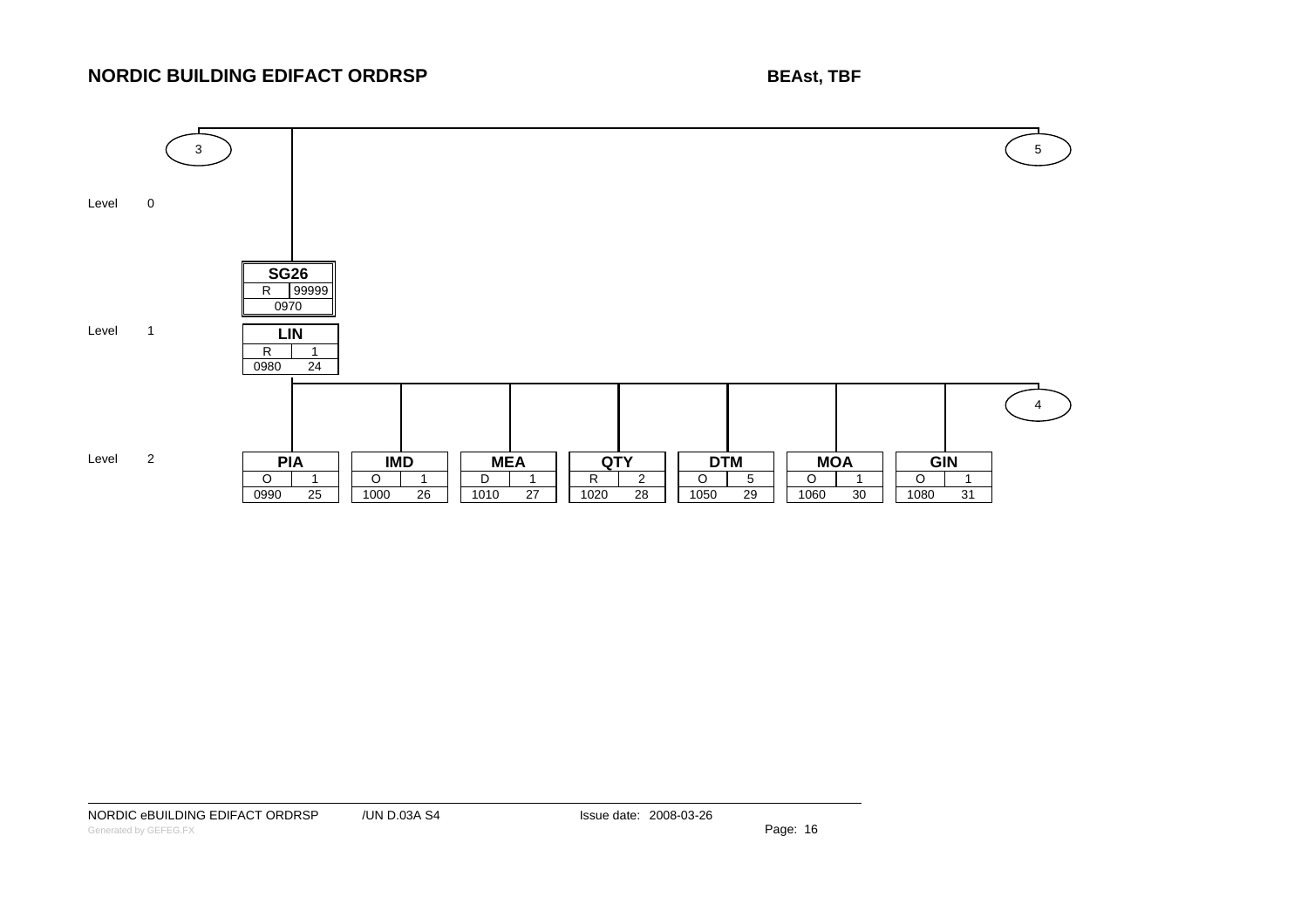## NORDIC BUILDING EDIFACT ORDRSP

**BEASt, TBF**

Level 0

Level 1

Level 2

(3) (5) (4)

| Segment | Status | Max Rep | Position | Seq |
|---|---|---|---|---|
| **SG26** | R | 99999 | 0970 | |
| **LIN** | R | 1 | 0980 | 24 |
| **PIA** | O | 1 | 0990 | 25 |
| **IMD** | O | 1 | 1000 | 26 |
| **MEA** | D | 1 | 1010 | 27 |
| **QTY** | R | 2 | 1020 | 28 |
| **DTM** | O | 5 | 1050 | 29 |
| **MOA** | O | 1 | 1060 | 30 |
| **GIN** | O | 1 | 1080 | 31 |

NORDIC eBUILDING EDIFACT ORDRSP /UN D.03A S4 Issue date: 2008-03-26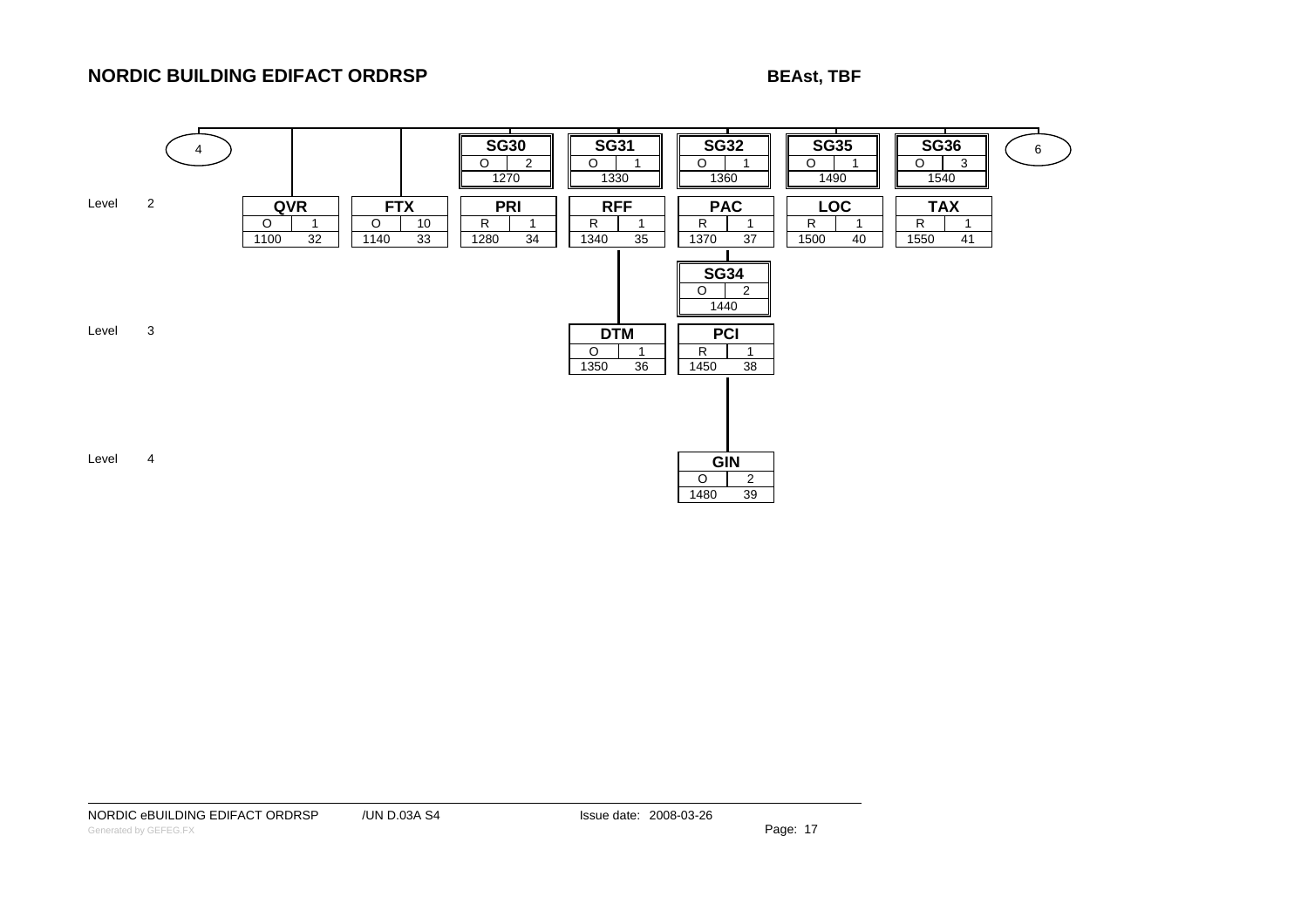## NORDIC BUILDING EDIFACT ORDRSP

**BEASt, TBF**

| Level | Segment / Group | Status | Max repeat | Position | Page |
|---|---|---|---|---|---|
| (from 4) | | | | | |
| 2 | QVR | O | 1 | 1100 | 32 |
| 2 | FTX | O | 10 | 1140 | 33 |
| 1 | SG30 | O | 2 | 1270 | |
| 2 | PRI | R | 1 | 1280 | 34 |
| 1 | SG31 | O | 1 | 1330 | |
| 2 | RFF | R | 1 | 1340 | 35 |
| 3 | DTM | O | 1 | 1350 | 36 |
| 1 | SG32 | O | 1 | 1360 | |
| 2 | PAC | R | 1 | 1370 | 37 |
| 2 | SG34 | O | 2 | 1440 | |
| 3 | PCI | R | 1 | 1450 | 38 |
| 4 | GIN | O | 2 | 1480 | 39 |
| 1 | SG35 | O | 1 | 1490 | |
| 2 | LOC | R | 1 | 1500 | 40 |
| 1 | SG36 | O | 3 | 1540 | |
| 2 | TAX | R | 1 | 1550 | 41 |
| (to 6) | | | | | |

NORDIC eBUILDING EDIFACT ORDRSP /UN D.03A S4 Issue date: 2008-03-26

Generated by GEFEG.FX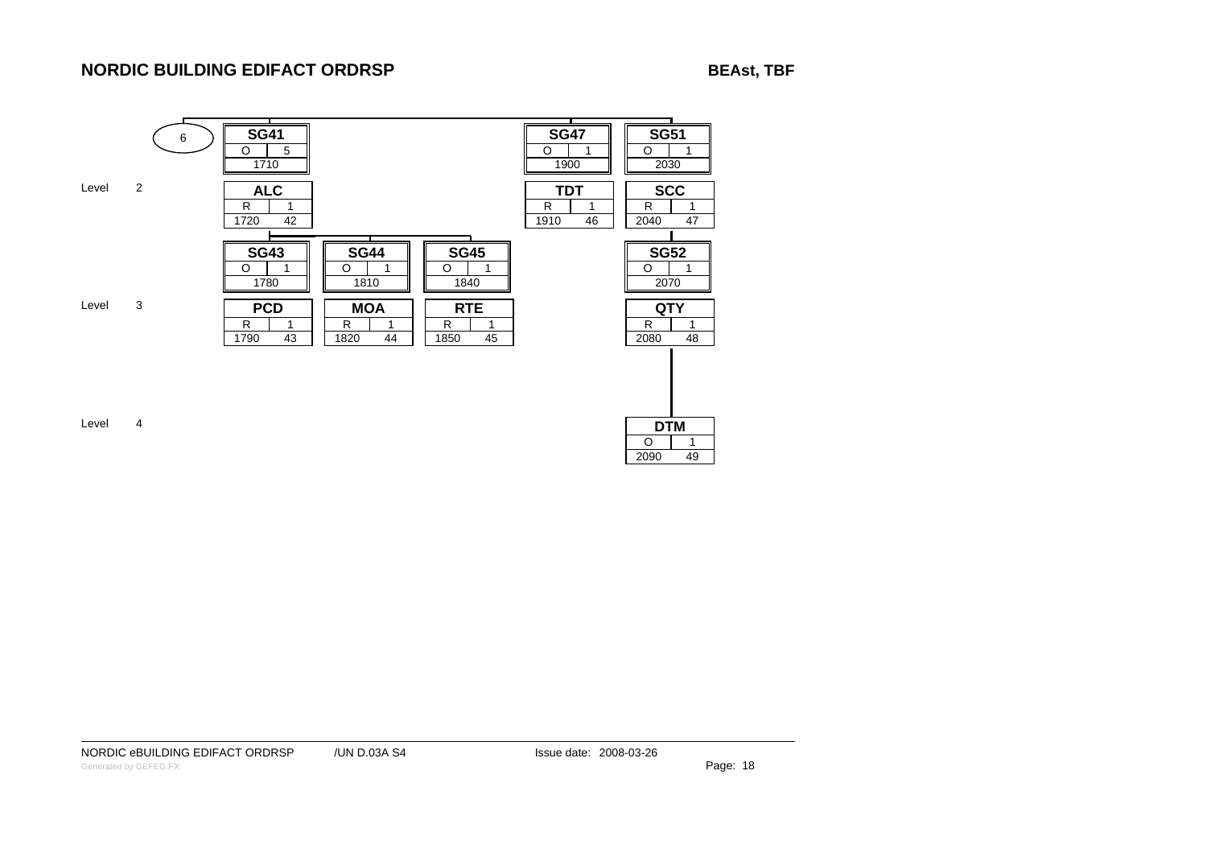## NORDIC BUILDING EDIFACT ORDRSP

**BEASt, TBF**

Connector: 6

| Level | Segment/Group | Status | Max Rep | Position | Number |
|---|---|---|---|---|---|
| | **SG41** | O | 5 | 1710 | |
| 2 | **ALC** | R | 1 | 1720 | 42 |
| | **SG43** | O | 1 | 1780 | |
| 3 | **PCD** | R | 1 | 1790 | 43 |
| | **SG44** | O | 1 | 1810 | |
| 3 | **MOA** | R | 1 | 1820 | 44 |
| | **SG45** | O | 1 | 1840 | |
| 3 | **RTE** | R | 1 | 1850 | 45 |
| | **SG47** | O | 1 | 1900 | |
| 2 | **TDT** | R | 1 | 1910 | 46 |
| | **SG51** | O | 1 | 2030 | |
| 2 | **SCC** | R | 1 | 2040 | 47 |
| | **SG52** | O | 1 | 2070 | |
| 3 | **QTY** | R | 1 | 2080 | 48 |
| 4 | **DTM** | O | 1 | 2090 | 49 |

NORDIC eBUILDING EDIFACT ORDRSP /UN D.03A S4 Issue date: 2008-03-26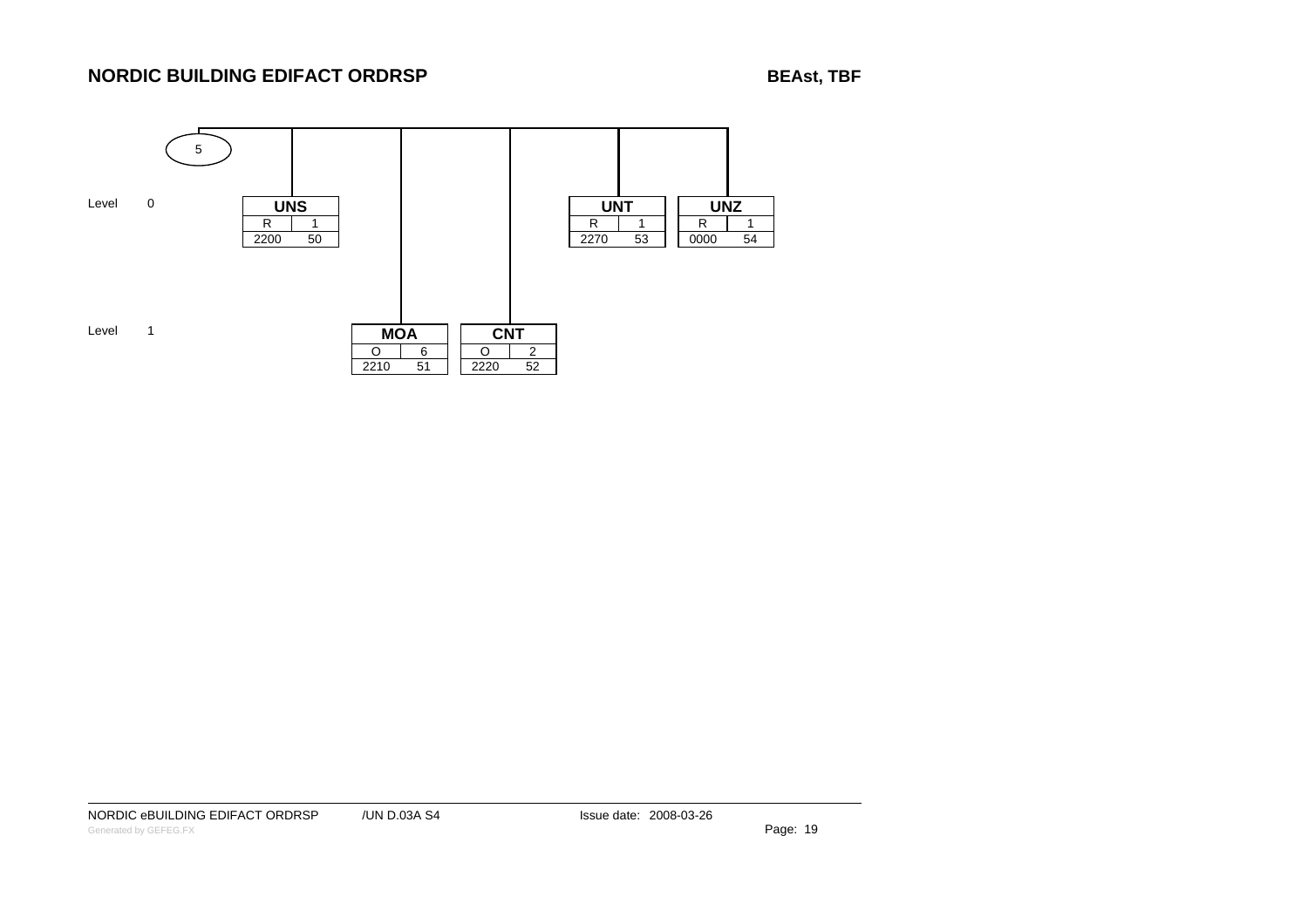# NORDIC BUILDING EDIFACT ORDRSP

**BEAst, TBF**

5

Level 0

| Segment | Status | Repeat | Tag no. | Pos. |
|---|---|---|---|---|
| UNS | R | 1 | 2200 | 50 |
| UNT | R | 1 | 2270 | 53 |
| UNZ | R | 1 | 0000 | 54 |

Level 1

| Segment | Status | Repeat | Tag no. | Pos. |
|---|---|---|---|---|
| MOA | O | 6 | 2210 | 51 |
| CNT | O | 2 | 2220 | 52 |

NORDIC eBUILDING EDIFACT ORDRSP /UN D.03A S4 Issue date: 2008-03-26

Generated by GEFEG.FX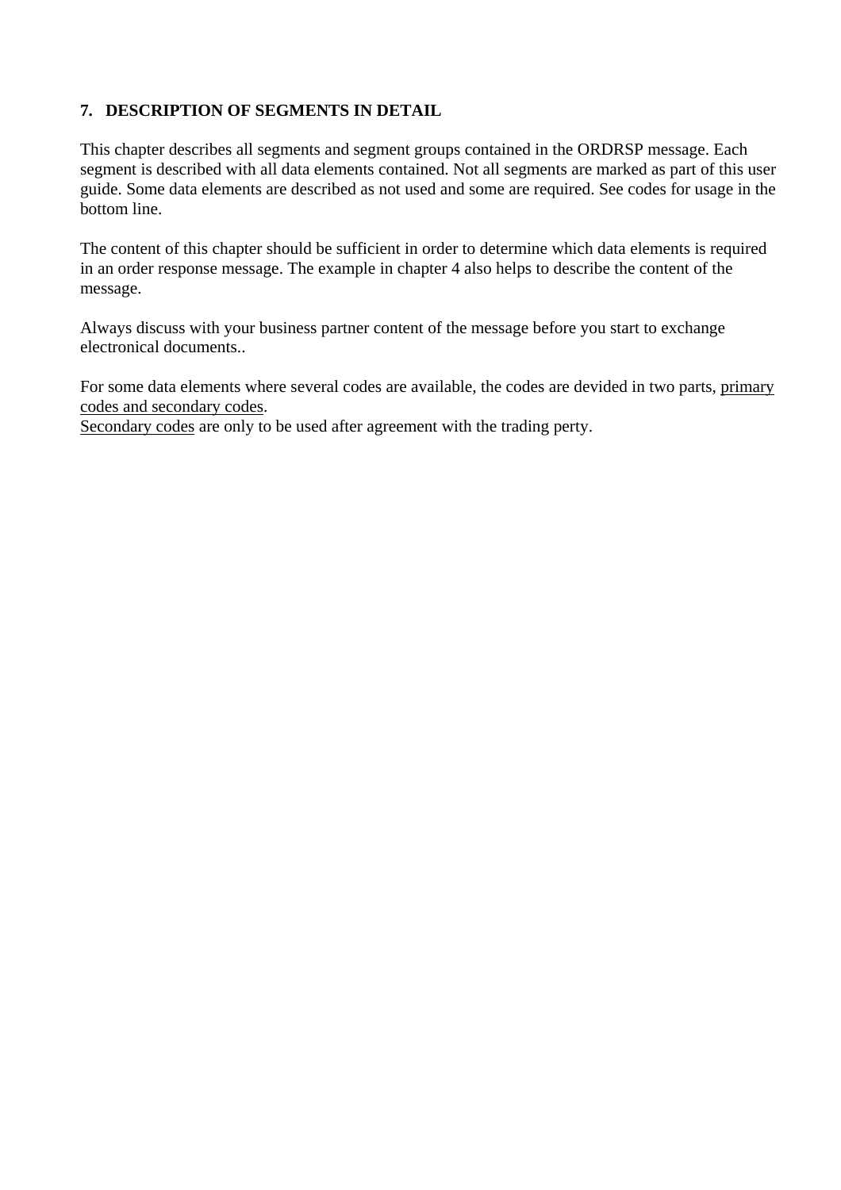## 7. DESCRIPTION OF SEGMENTS IN DETAIL

This chapter describes all segments and segment groups contained in the ORDRSP message. Each segment is described with all data elements contained. Not all segments are marked as part of this user guide. Some data elements are described as not used and some are required. See codes for usage in the bottom line.

The content of this chapter should be sufficient in order to determine which data elements is required in an order response message. The example in chapter 4 also helps to describe the content of the message.

Always discuss with your business partner content of the message before you start to exchange electronical documents..

For some data elements where several codes are available, the codes are devided in two parts, <u>primary codes and secondary codes</u>.
<u>Secondary codes</u> are only to be used after agreement with the trading perty.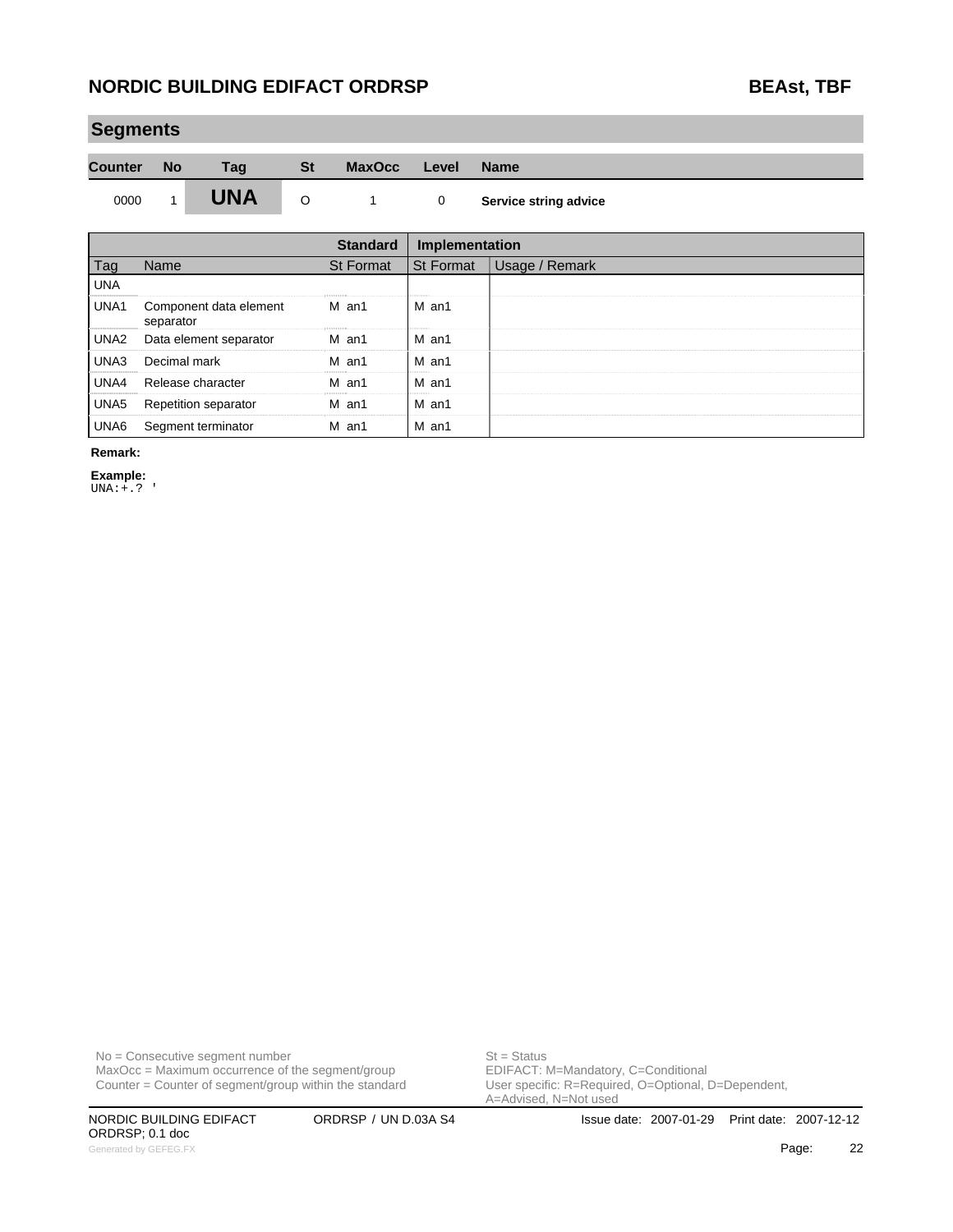## Segments

| Counter | No | Tag | St | MaxOcc | Level | Name |
|---|---|---|---|---|---|---|
| 0000 | 1 | **UNA** | O | 1 | 0 | **Service string advice** |

| | | Standard | Implementation | |
|---|---|---|---|---|
| Tag | Name | St Format | St Format | Usage / Remark |
| UNA | | | | |
| UNA1 | Component data element separator | M an1 | M an1 | |
| UNA2 | Data element separator | M an1 | M an1 | |
| UNA3 | Decimal mark | M an1 | M an1 | |
| UNA4 | Release character | M an1 | M an1 | |
| UNA5 | Repetition separator | M an1 | M an1 | |
| UNA6 | Segment terminator | M an1 | M an1 | |

**Remark:**

**Example:**

```
UNA:+.? '
```

No = Consecutive segment number
MaxOcc = Maximum occurrence of the segment/group
Counter = Counter of segment/group within the standard

St = Status
EDIFACT: M=Mandatory, C=Conditional
User specific: R=Required, O=Optional, D=Dependent, A=Advised, N=Not used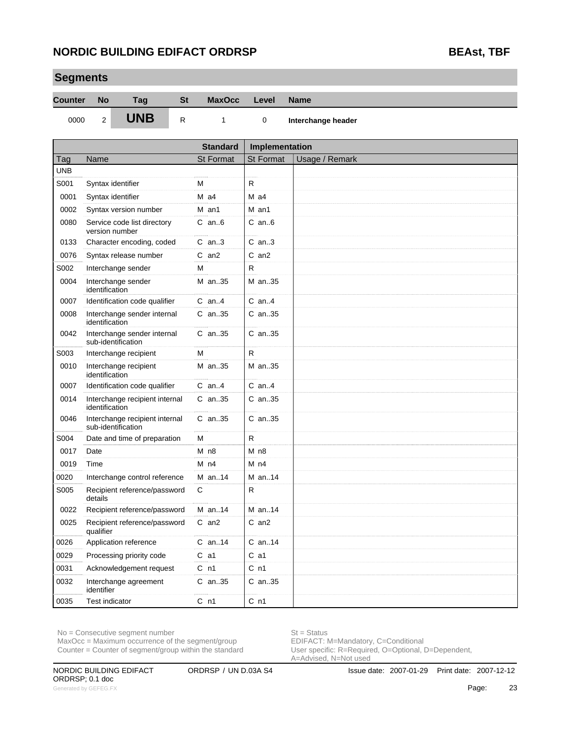## Segments

| Counter | No | Tag | St | MaxOcc | Level | Name |
|---|---|---|---|---|---|---|
| 0000 | 2 | **UNB** | R | 1 | 0 | **Interchange header** |

| | | Standard | Implementation | |
|---|---|---|---|---|
| Tag | Name | St Format | St Format | Usage / Remark |
| UNB | | | | |
| S001 | Syntax identifier | M | R | |
| 0001 | Syntax identifier | M a4 | M a4 | |
| 0002 | Syntax version number | M an1 | M an1 | |
| 0080 | Service code list directory version number | C an..6 | C an..6 | |
| 0133 | Character encoding, coded | C an..3 | C an..3 | |
| 0076 | Syntax release number | C an2 | C an2 | |
| S002 | Interchange sender | M | R | |
| 0004 | Interchange sender identification | M an..35 | M an..35 | |
| 0007 | Identification code qualifier | C an..4 | C an..4 | |
| 0008 | Interchange sender internal identification | C an..35 | C an..35 | |
| 0042 | Interchange sender internal sub-identification | C an..35 | C an..35 | |
| S003 | Interchange recipient | M | R | |
| 0010 | Interchange recipient identification | M an..35 | M an..35 | |
| 0007 | Identification code qualifier | C an..4 | C an..4 | |
| 0014 | Interchange recipient internal identification | C an..35 | C an..35 | |
| 0046 | Interchange recipient internal sub-identification | C an..35 | C an..35 | |
| S004 | Date and time of preparation | M | R | |
| 0017 | Date | M n8 | M n8 | |
| 0019 | Time | M n4 | M n4 | |
| 0020 | Interchange control reference | M an..14 | M an..14 | |
| S005 | Recipient reference/password details | C | R | |
| 0022 | Recipient reference/password | M an..14 | M an..14 | |
| 0025 | Recipient reference/password qualifier | C an2 | C an2 | |
| 0026 | Application reference | C an..14 | C an..14 | |
| 0029 | Processing priority code | C a1 | C a1 | |
| 0031 | Acknowledgement request | C n1 | C n1 | |
| 0032 | Interchange agreement identifier | C an..35 | C an..35 | |
| 0035 | Test indicator | C n1 | C n1 | |

No = Consecutive segment number
MaxOcc = Maximum occurrence of the segment/group
Counter = Counter of segment/group within the standard

St = Status
EDIFACT: M=Mandatory, C=Conditional
User specific: R=Required, O=Optional, D=Dependent, A=Advised, N=Not used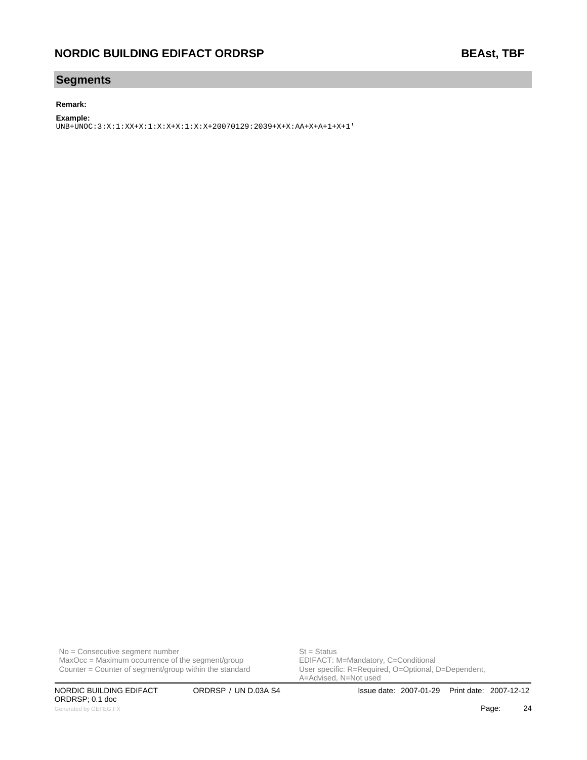## Segments

**Remark:**

**Example:**

```
UNB+UNOC:3:X:1:XX+X:1:X:X+X:1:X:X+20070129:2039+X+X:AA+X+A+1+X+1'
```

No = Consecutive segment number
MaxOcc = Maximum occurrence of the segment/group
Counter = Counter of segment/group within the standard

St = Status
EDIFACT: M=Mandatory, C=Conditional
User specific: R=Required, O=Optional, D=Dependent, A=Advised, N=Not used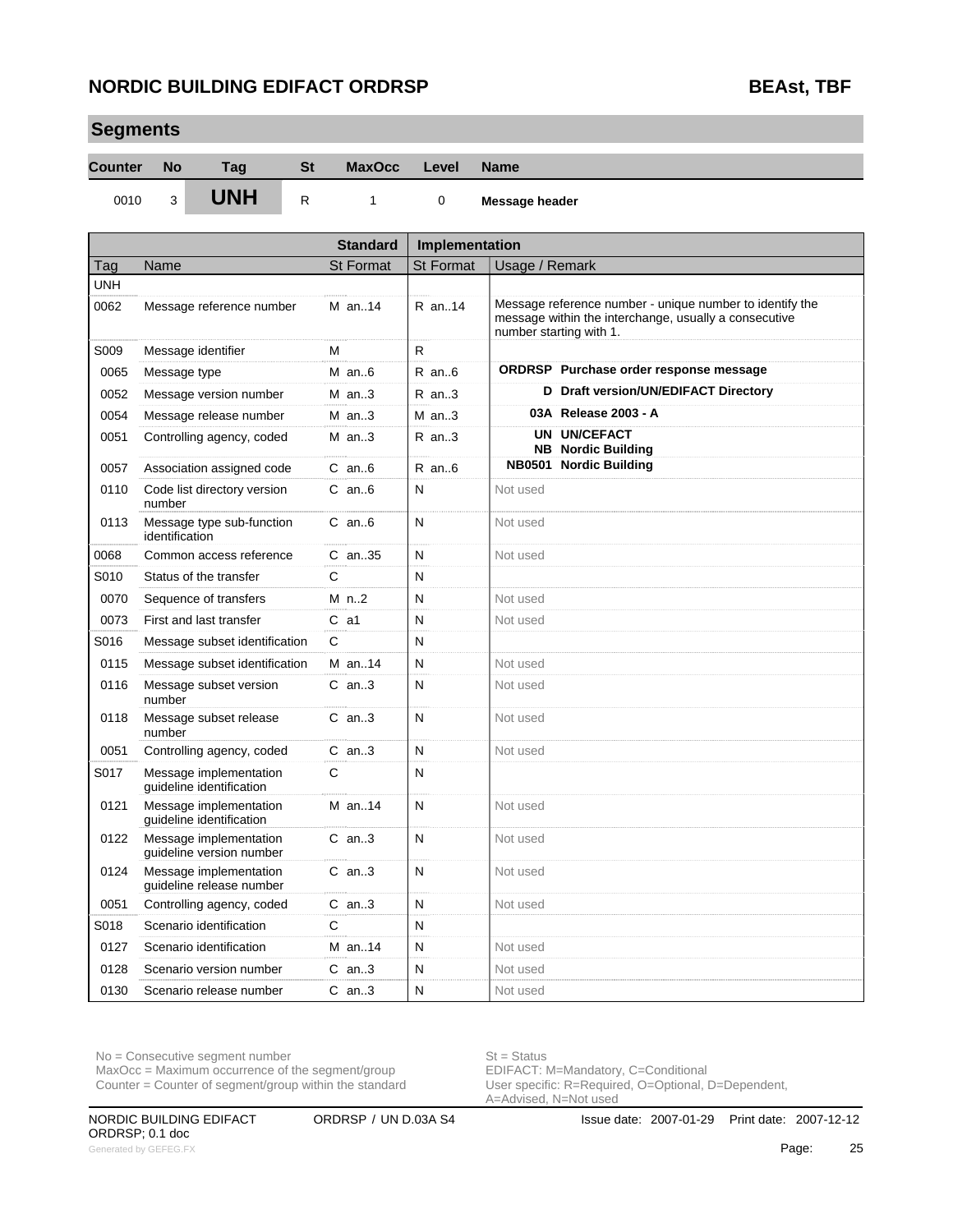## Segments

| Counter | No | Tag | St | MaxOcc | Level | Name |
|---|---|---|---|---|---|---|
| 0010 | 3 | **UNH** | R | 1 | 0 | **Message header** |

| | | Standard | Implementation | |
|---|---|---|---|---|
| Tag | Name | St Format | St Format | Usage / Remark |
| UNH | | | | |
| 0062 | Message reference number | M an..14 | R an..14 | Message reference number - unique number to identify the message within the interchange, usually a consecutive number starting with 1. |
| S009 | Message identifier | M | R | |
| 0065 | Message type | M an..6 | R an..6 | **ORDRSP Purchase order response message** |
| 0052 | Message version number | M an..3 | R an..3 | **D Draft version/UN/EDIFACT Directory** |
| 0054 | Message release number | M an..3 | M an..3 | **03A Release 2003 - A** |
| 0051 | Controlling agency, coded | M an..3 | R an..3 | **UN UN/CEFACT**<br>**NB Nordic Building** |
| 0057 | Association assigned code | C an..6 | R an..6 | **NB0501 Nordic Building** |
| 0110 | Code list directory version number | C an..6 | N | Not used |
| 0113 | Message type sub-function identification | C an..6 | N | Not used |
| 0068 | Common access reference | C an..35 | N | Not used |
| S010 | Status of the transfer | C | N | |
| 0070 | Sequence of transfers | M n..2 | N | Not used |
| 0073 | First and last transfer | C a1 | N | Not used |
| S016 | Message subset identification | C | N | |
| 0115 | Message subset identification | M an..14 | N | Not used |
| 0116 | Message subset version number | C an..3 | N | Not used |
| 0118 | Message subset release number | C an..3 | N | Not used |
| 0051 | Controlling agency, coded | C an..3 | N | Not used |
| S017 | Message implementation guideline identification | C | N | |
| 0121 | Message implementation guideline identification | M an..14 | N | Not used |
| 0122 | Message implementation guideline version number | C an..3 | N | Not used |
| 0124 | Message implementation guideline release number | C an..3 | N | Not used |
| 0051 | Controlling agency, coded | C an..3 | N | Not used |
| S018 | Scenario identification | C | N | |
| 0127 | Scenario identification | M an..14 | N | Not used |
| 0128 | Scenario version number | C an..3 | N | Not used |
| 0130 | Scenario release number | C an..3 | N | Not used |

No = Consecutive segment number
MaxOcc = Maximum occurrence of the segment/group
Counter = Counter of segment/group within the standard

St = Status
EDIFACT: M=Mandatory, C=Conditional
User specific: R=Required, O=Optional, D=Dependent, A=Advised, N=Not used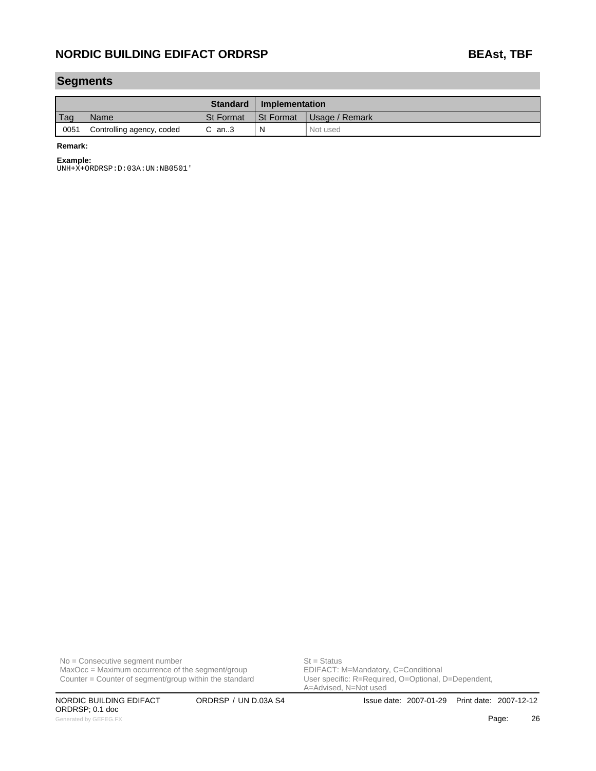## Segments

| | | Standard | Implementation | |
|---|---|---|---|---|
| Tag | Name | St Format | St Format | Usage / Remark |
| 0051 | Controlling agency, coded | C an..3 | N | Not used |

**Remark:**

**Example:**

```
UNH+X+ORDRSP:D:03A:UN:NB0501'
```

No = Consecutive segment number
MaxOcc = Maximum occurrence of the segment/group
Counter = Counter of segment/group within the standard

St = Status
EDIFACT: M=Mandatory, C=Conditional
User specific: R=Required, O=Optional, D=Dependent, A=Advised, N=Not used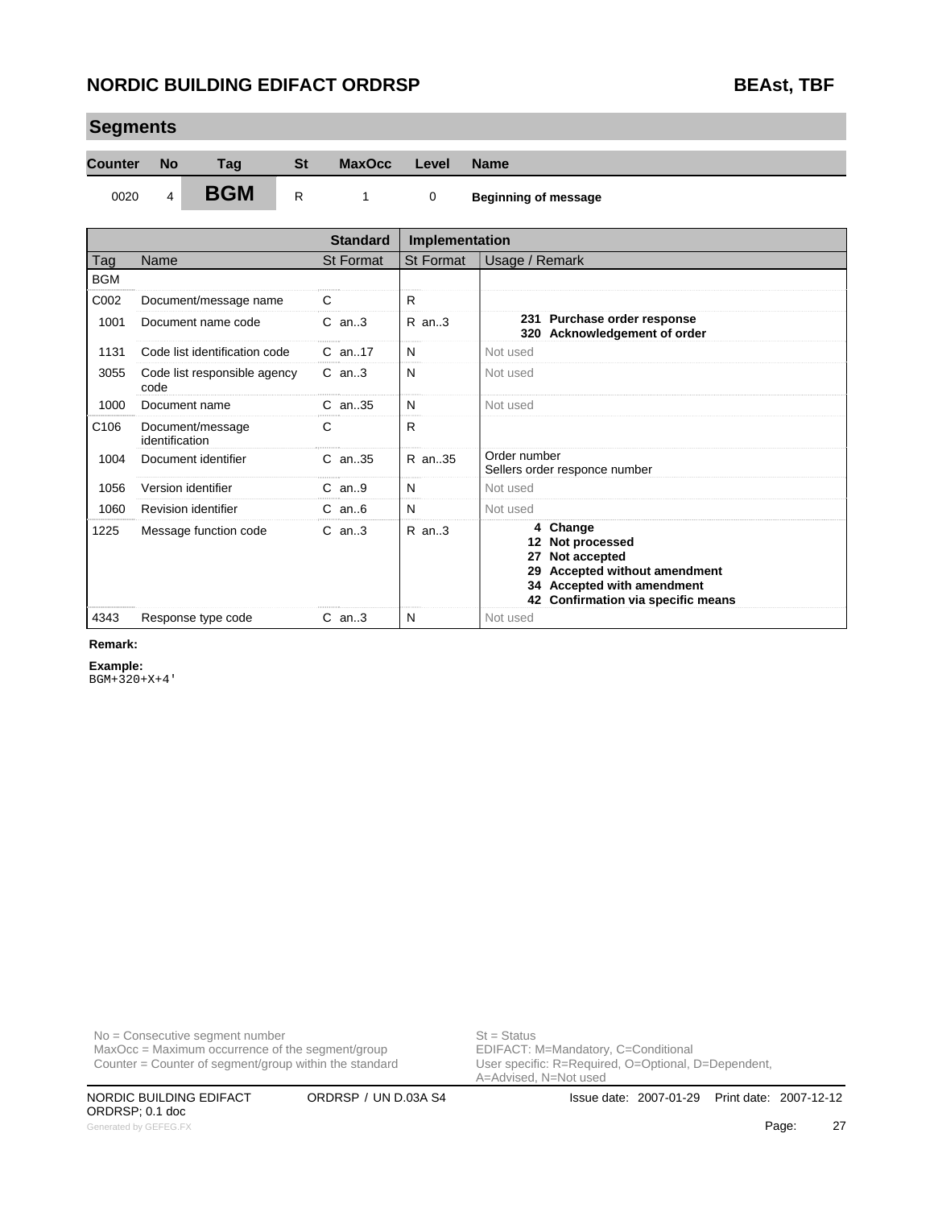## Segments

| Counter | No | Tag | St | MaxOcc | Level | Name |
|---|---|---|---|---|---|---|
| 0020 | 4 | **BGM** | R | 1 | 0 | **Beginning of message** |

| Tag | Name | Standard St Format | Implementation St Format | Usage / Remark |
|---|---|---|---|---|
| BGM | | | | |
| C002 | Document/message name | C | R | |
| 1001 | Document name code | C an..3 | R an..3 | **231 Purchase order response**<br>**320 Acknowledgement of order** |
| 1131 | Code list identification code | C an..17 | N | Not used |
| 3055 | Code list responsible agency code | C an..3 | N | Not used |
| 1000 | Document name | C an..35 | N | Not used |
| C106 | Document/message identification | C | R | |
| 1004 | Document identifier | C an..35 | R an..35 | Order number<br>Sellers order responce number |
| 1056 | Version identifier | C an..9 | N | Not used |
| 1060 | Revision identifier | C an..6 | N | Not used |
| 1225 | Message function code | C an..3 | R an..3 | **4 Change**<br>**12 Not processed**<br>**27 Not accepted**<br>**29 Accepted without amendment**<br>**34 Accepted with amendment**<br>**42 Confirmation via specific means** |
| 4343 | Response type code | C an..3 | N | Not used |

**Remark:**

**Example:**

```
BGM+320+X+4'
```

No = Consecutive segment number
MaxOcc = Maximum occurrence of the segment/group
Counter = Counter of segment/group within the standard

St = Status
EDIFACT: M=Mandatory, C=Conditional
User specific: R=Required, O=Optional, D=Dependent, A=Advised, N=Not used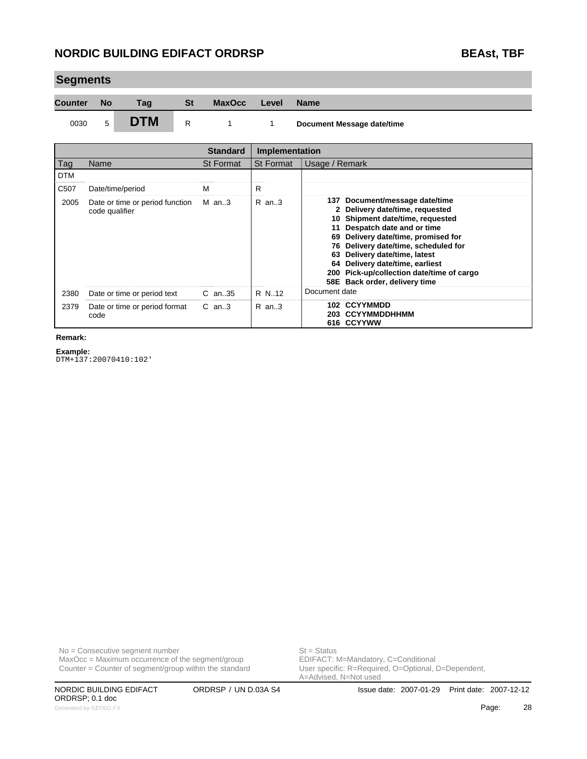## Segments

| Counter | No | Tag | St | MaxOcc | Level | Name |
|---|---|---|---|---|---|---|
| 0030 | 5 | **DTM** | R | 1 | 1 | **Document Message date/time** |

| | | Standard | Implementation | |
|---|---|---|---|---|
| Tag | Name | St Format | St Format | Usage / Remark |
| DTM | | | | |
| C507 | Date/time/period | M | R | |
| 2005 | Date or time or period function code qualifier | M an..3 | R an..3 | **137 Document/message date/time**<br>**2 Delivery date/time, requested**<br>**10 Shipment date/time, requested**<br>**11 Despatch date and or time**<br>**69 Delivery date/time, promised for**<br>**76 Delivery date/time, scheduled for**<br>**63 Delivery date/time, latest**<br>**64 Delivery date/time, earliest**<br>**200 Pick-up/collection date/time of cargo**<br>**58E Back order, delivery time** |
| 2380 | Date or time or period text | C an..35 | R N..12 | Document date |
| 2379 | Date or time or period format code | C an..3 | R an..3 | **102 CCYYMMDD**<br>**203 CCYYMMDDHHMM**<br>**616 CCYYWW** |

**Remark:**

**Example:**

```
DTM+137:20070410:102'
```

No = Consecutive segment number
MaxOcc = Maximum occurrence of the segment/group
Counter = Counter of segment/group within the standard

St = Status
EDIFACT: M=Mandatory, C=Conditional
User specific: R=Required, O=Optional, D=Dependent, A=Advised, N=Not used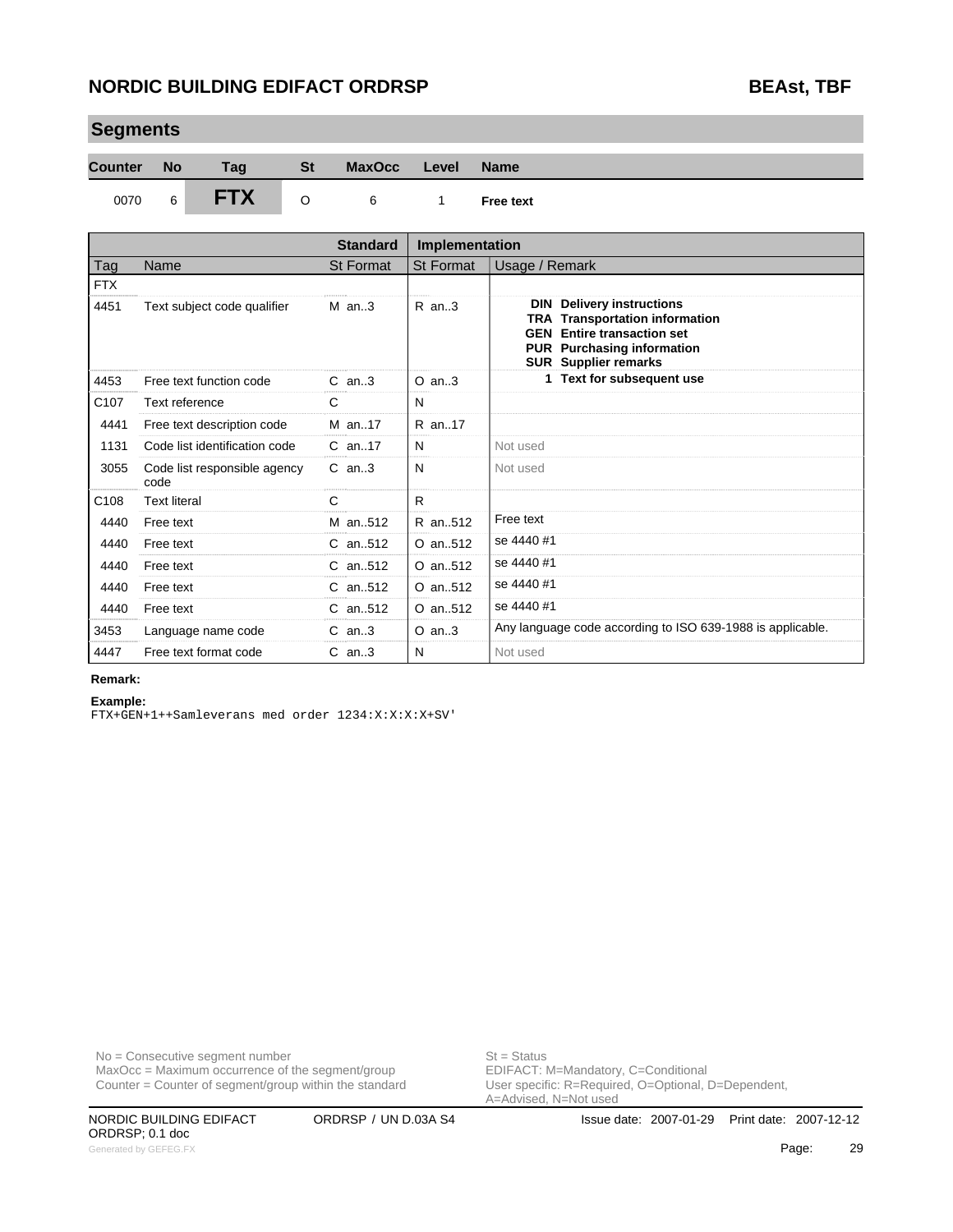## Segments

| Counter | No | Tag | St | MaxOcc | Level | Name |
|---|---|---|---|---|---|---|
| 0070 | 6 | **FTX** | O | 6 | 1 | **Free text** |

| | | Standard | Implementation | |
|---|---|---|---|---|
| Tag | Name | St Format | St Format | Usage / Remark |
| FTX | | | | |
| 4451 | Text subject code qualifier | M an..3 | R an..3 | **DIN Delivery instructions**<br>**TRA Transportation information**<br>**GEN Entire transaction set**<br>**PUR Purchasing information**<br>**SUR Supplier remarks** |
| 4453 | Free text function code | C an..3 | O an..3 | **1 Text for subsequent use** |
| C107 | Text reference | C | N | |
| 4441 | Free text description code | M an..17 | R an..17 | |
| 1131 | Code list identification code | C an..17 | N | Not used |
| 3055 | Code list responsible agency code | C an..3 | N | Not used |
| C108 | Text literal | C | R | |
| 4440 | Free text | M an..512 | R an..512 | Free text |
| 4440 | Free text | C an..512 | O an..512 | se 4440 #1 |
| 4440 | Free text | C an..512 | O an..512 | se 4440 #1 |
| 4440 | Free text | C an..512 | O an..512 | se 4440 #1 |
| 4440 | Free text | C an..512 | O an..512 | se 4440 #1 |
| 3453 | Language name code | C an..3 | O an..3 | Any language code according to ISO 639-1988 is applicable. |
| 4447 | Free text format code | C an..3 | N | Not used |

**Remark:**

**Example:**

```
FTX+GEN+1++Samleverans med order 1234:X:X:X:X+SV'
```

No = Consecutive segment number
MaxOcc = Maximum occurrence of the segment/group
Counter = Counter of segment/group within the standard

St = Status
EDIFACT: M=Mandatory, C=Conditional
User specific: R=Required, O=Optional, D=Dependent, A=Advised, N=Not used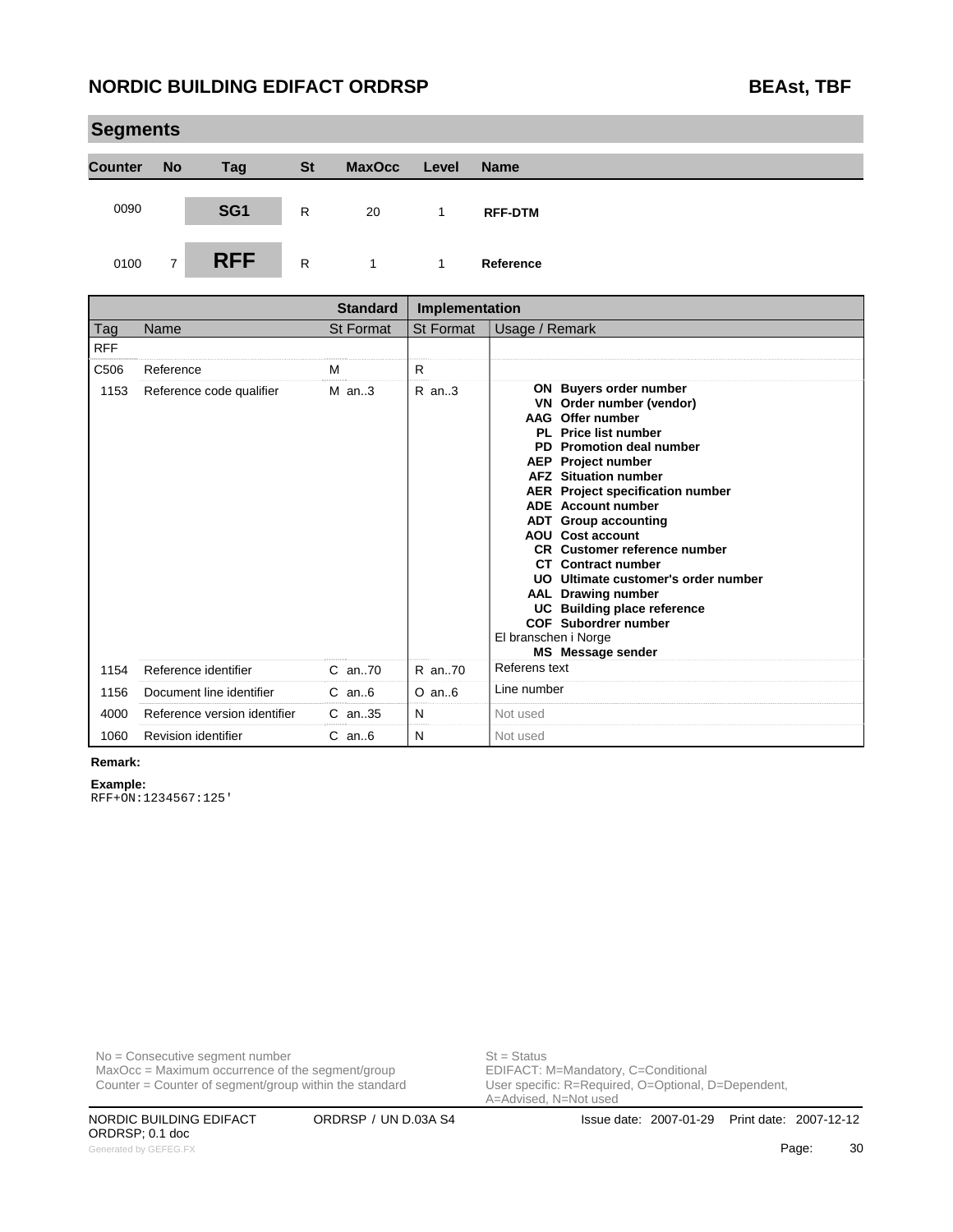## Segments

| Counter | No | Tag | St | MaxOcc | Level | Name |
|---|---|---|---|---|---|---|
| 0090 | | SG1 | R | 20 | 1 | **RFF-DTM** |
| 0100 | 7 | **RFF** | R | 1 | 1 | **Reference** |

| | | Standard | Implementation | |
|---|---|---|---|---|
| Tag | Name | St Format | St Format | Usage / Remark |
| RFF | | | | |
| C506 | Reference | M | R | |
| 1153 | Reference code qualifier | M an..3 | R an..3 | **ON Buyers order number**<br>**VN Order number (vendor)**<br>**AAG Offer number**<br>**PL Price list number**<br>**PD Promotion deal number**<br>**AEP Project number**<br>**AFZ Situation number**<br>**AER Project specification number**<br>**ADE Account number**<br>**ADT Group accounting**<br>**AOU Cost account**<br>**CR Customer reference number**<br>**CT Contract number**<br>**UO Ultimate customer's order number**<br>**AAL Drawing number**<br>**UC Building place reference**<br>**COF Subordrer number**<br>El branschen i Norge<br>**MS Message sender** |
| 1154 | Reference identifier | C an..70 | R an..70 | Referens text |
| 1156 | Document line identifier | C an..6 | O an..6 | Line number |
| 4000 | Reference version identifier | C an..35 | N | Not used |
| 1060 | Revision identifier | C an..6 | N | Not used |

**Remark:**

**Example:**

```
RFF+ON:1234567:125'
```

No = Consecutive segment number
MaxOcc = Maximum occurrence of the segment/group
Counter = Counter of segment/group within the standard

St = Status
EDIFACT: M=Mandatory, C=Conditional
User specific: R=Required, O=Optional, D=Dependent, A=Advised, N=Not used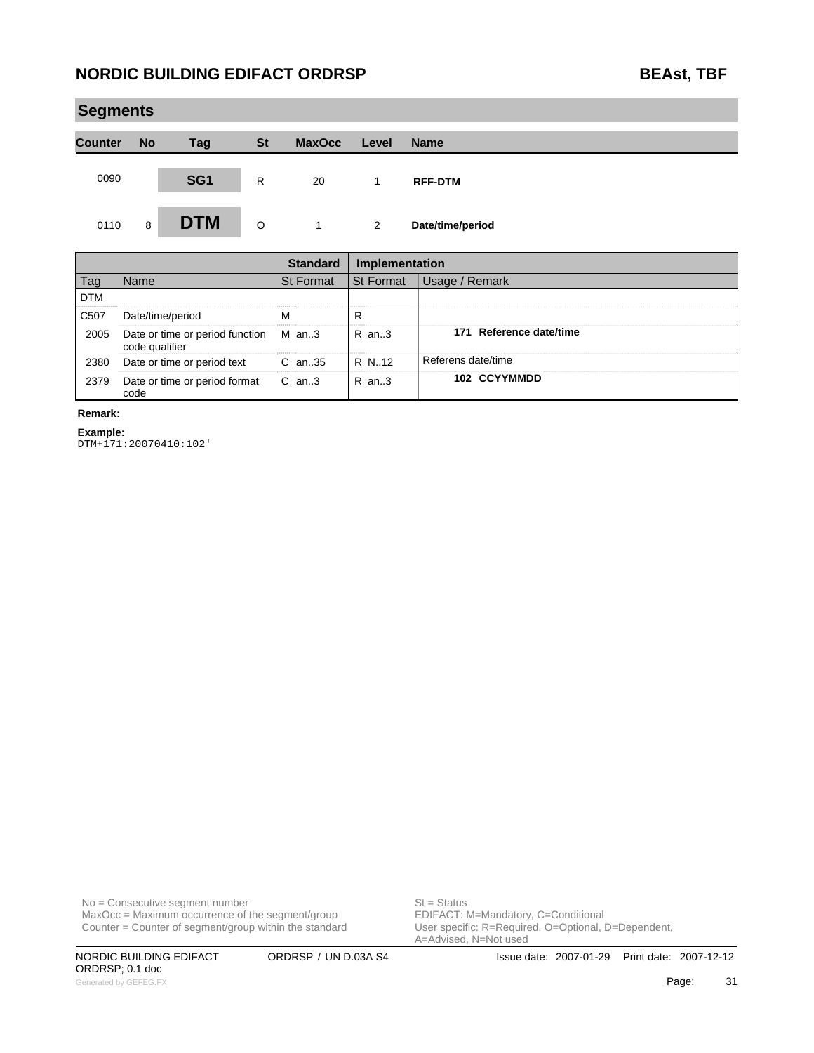## Segments

| Counter | No | Tag | St | MaxOcc | Level | Name |
|---|---|---|---|---|---|---|
| 0090 | | SG1 | R | 20 | 1 | RFF-DTM |
| 0110 | 8 | DTM | O | 1 | 2 | Date/time/period |

| | | Standard | Implementation | |
|---|---|---|---|---|
| Tag | Name | St Format | St Format | Usage / Remark |
| DTM | | | | |
| C507 | Date/time/period | M | R | |
| 2005 | Date or time or period function code qualifier | M an..3 | R an..3 | **171 Reference date/time** |
| 2380 | Date or time or period text | C an..35 | R N..12 | Referens date/time |
| 2379 | Date or time or period format code | C an..3 | R an..3 | **102 CCYYMMDD** |

**Remark:**

**Example:**

```
DTM+171:20070410:102'
```

No = Consecutive segment number
MaxOcc = Maximum occurrence of the segment/group
Counter = Counter of segment/group within the standard

St = Status
EDIFACT: M=Mandatory, C=Conditional
User specific: R=Required, O=Optional, D=Dependent, A=Advised, N=Not used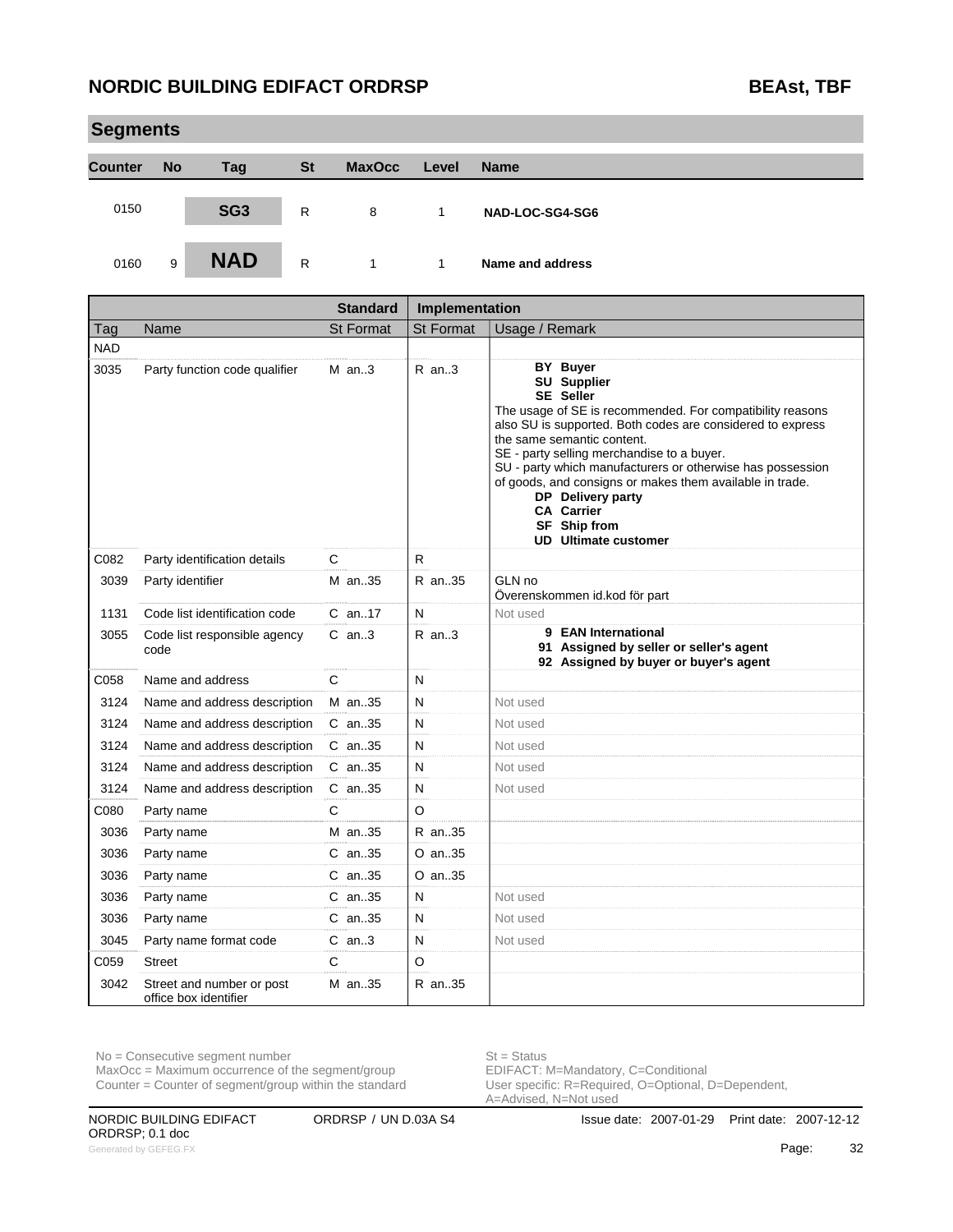## Segments

| Counter | No | Tag | St | MaxOcc | Level | Name |
|---|---|---|---|---|---|---|
| 0150 | | SG3 | R | 8 | 1 | **NAD-LOC-SG4-SG6** |
| 0160 | 9 | **NAD** | R | 1 | 1 | **Name and address** |

| Tag | Name | Standard St | Standard Format | Implementation St | Implementation Format | Usage / Remark |
|---|---|---|---|---|---|---|
| NAD | | | | | | |
| 3035 | Party function code qualifier | M | an..3 | R | an..3 | **BY Buyer**<br>**SU Supplier**<br>**SE Seller**<br>The usage of SE is recommended. For compatibility reasons also SU is supported. Both codes are considered to express the same semantic content.<br>SE - party selling merchandise to a buyer.<br>SU - party which manufacturers or otherwise has possession of goods, and consigns or makes them available in trade.<br>**DP Delivery party**<br>**CA Carrier**<br>**SF Ship from**<br>**UD Ultimate customer** |
| C082 | Party identification details | C | | R | | |
| 3039 | Party identifier | M | an..35 | R | an..35 | GLN no<br>Överenskommen id.kod för part |
| 1131 | Code list identification code | C | an..17 | N | | Not used |
| 3055 | Code list responsible agency code | C | an..3 | R | an..3 | **9 EAN International**<br>**91 Assigned by seller or seller's agent**<br>**92 Assigned by buyer or buyer's agent** |
| C058 | Name and address | C | | N | | |
| 3124 | Name and address description | M | an..35 | N | | Not used |
| 3124 | Name and address description | C | an..35 | N | | Not used |
| 3124 | Name and address description | C | an..35 | N | | Not used |
| 3124 | Name and address description | C | an..35 | N | | Not used |
| 3124 | Name and address description | C | an..35 | N | | Not used |
| C080 | Party name | C | | O | | |
| 3036 | Party name | M | an..35 | R | an..35 | |
| 3036 | Party name | C | an..35 | O | an..35 | |
| 3036 | Party name | C | an..35 | O | an..35 | |
| 3036 | Party name | C | an..35 | N | | Not used |
| 3036 | Party name | C | an..35 | N | | Not used |
| 3045 | Party name format code | C | an..3 | N | | Not used |
| C059 | Street | C | | O | | |
| 3042 | Street and number or post office box identifier | M | an..35 | R | an..35 | |

No = Consecutive segment number
MaxOcc = Maximum occurrence of the segment/group
Counter = Counter of segment/group within the standard

St = Status
EDIFACT: M=Mandatory, C=Conditional
User specific: R=Required, O=Optional, D=Dependent, A=Advised, N=Not used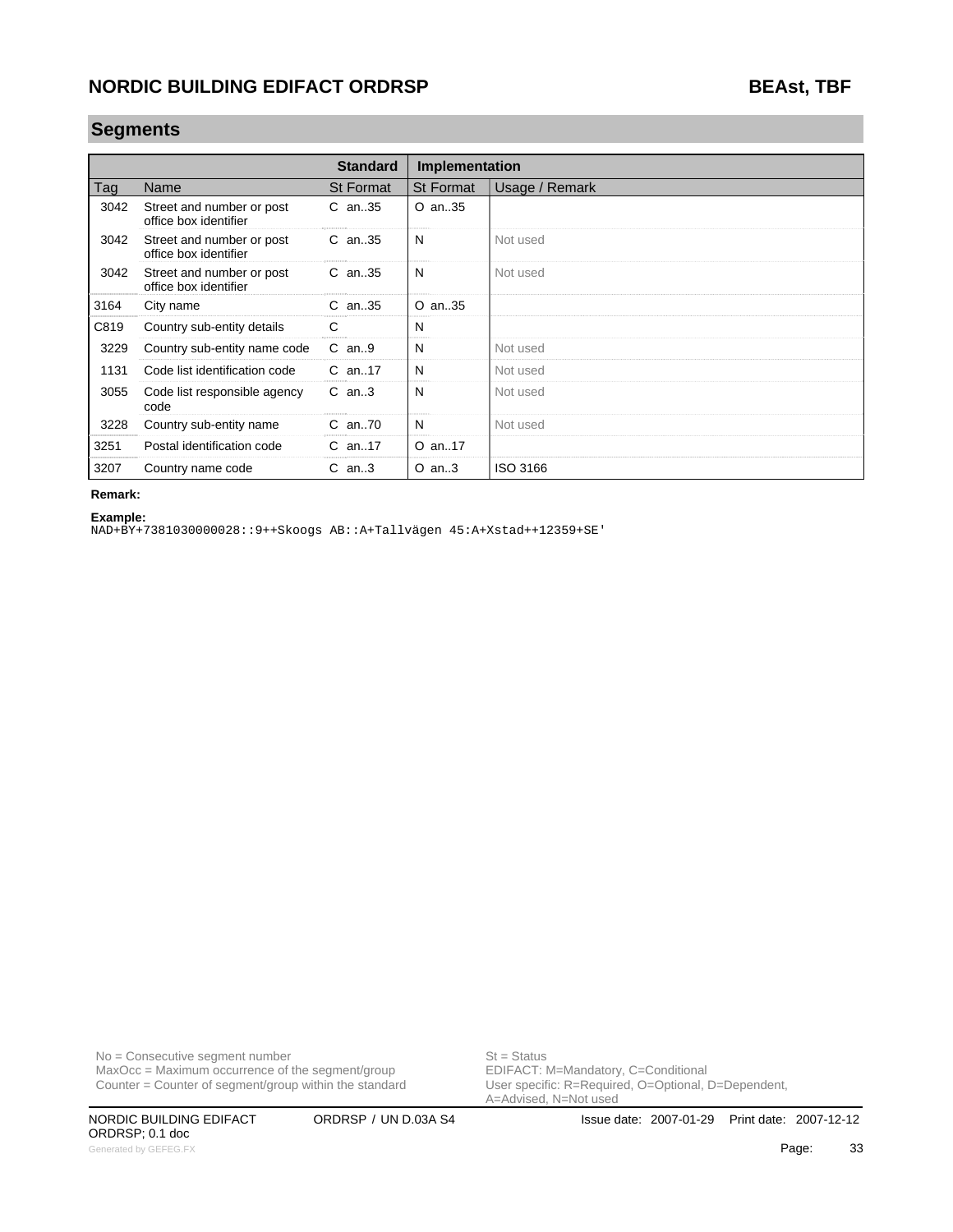## Segments

| | | Standard | Implementation | |
|---|---|---|---|---|
| Tag | Name | St Format | St Format | Usage / Remark |
| 3042 | Street and number or post office box identifier | C an..35 | O an..35 | |
| 3042 | Street and number or post office box identifier | C an..35 | N | Not used |
| 3042 | Street and number or post office box identifier | C an..35 | N | Not used |
| 3164 | City name | C an..35 | O an..35 | |
| C819 | Country sub-entity details | C | N | |
| 3229 | Country sub-entity name code | C an..9 | N | Not used |
| 1131 | Code list identification code | C an..17 | N | Not used |
| 3055 | Code list responsible agency code | C an..3 | N | Not used |
| 3228 | Country sub-entity name | C an..70 | N | Not used |
| 3251 | Postal identification code | C an..17 | O an..17 | |
| 3207 | Country name code | C an..3 | O an..3 | ISO 3166 |

**Remark:**

**Example:**

```
NAD+BY+7381030000028::9++Skoogs AB::A+Tallvägen 45:A+Xstad++12359+SE'
```

No = Consecutive segment number
MaxOcc = Maximum occurrence of the segment/group
Counter = Counter of segment/group within the standard

St = Status
EDIFACT: M=Mandatory, C=Conditional
User specific: R=Required, O=Optional, D=Dependent, A=Advised, N=Not used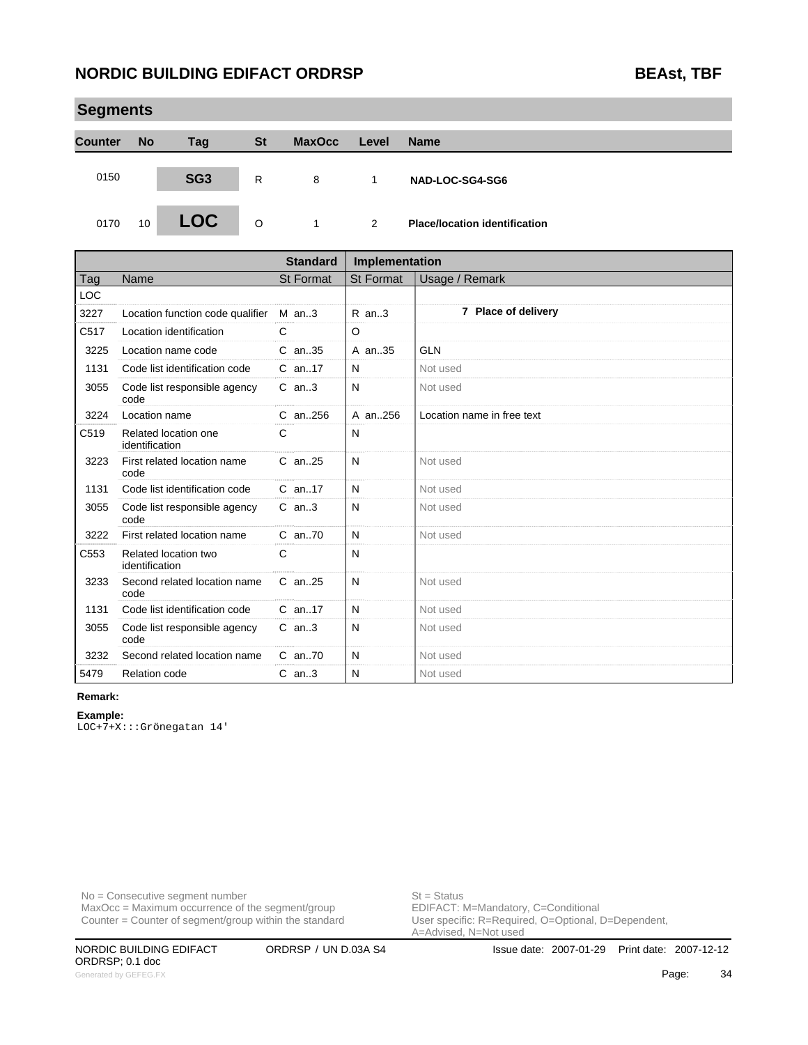## Segments

| Counter | No | Tag | St | MaxOcc | Level | Name |
|---|---|---|---|---|---|---|
| 0150 | | **SG3** | R | 8 | 1 | **NAD-LOC-SG4-SG6** |
| 0170 | 10 | **LOC** | O | 1 | 2 | **Place/location identification** |

| | | Standard | Implementation | |
|---|---|---|---|---|
| Tag | Name | St Format | St Format | Usage / Remark |
| LOC | | | | |
| 3227 | Location function code qualifier | M an..3 | R an..3 | **7 Place of delivery** |
| C517 | Location identification | C | O | |
| 3225 | Location name code | C an..35 | A an..35 | GLN |
| 1131 | Code list identification code | C an..17 | N | Not used |
| 3055 | Code list responsible agency code | C an..3 | N | Not used |
| 3224 | Location name | C an..256 | A an..256 | Location name in free text |
| C519 | Related location one identification | C | N | |
| 3223 | First related location name code | C an..25 | N | Not used |
| 1131 | Code list identification code | C an..17 | N | Not used |
| 3055 | Code list responsible agency code | C an..3 | N | Not used |
| 3222 | First related location name | C an..70 | N | Not used |
| C553 | Related location two identification | C | N | |
| 3233 | Second related location name code | C an..25 | N | Not used |
| 1131 | Code list identification code | C an..17 | N | Not used |
| 3055 | Code list responsible agency code | C an..3 | N | Not used |
| 3232 | Second related location name | C an..70 | N | Not used |
| 5479 | Relation code | C an..3 | N | Not used |

**Remark:**

**Example:**

```
LOC+7+X:::Grönegatan 14'
```

No = Consecutive segment number
MaxOcc = Maximum occurrence of the segment/group
Counter = Counter of segment/group within the standard

St = Status
EDIFACT: M=Mandatory, C=Conditional
User specific: R=Required, O=Optional, D=Dependent, A=Advised, N=Not used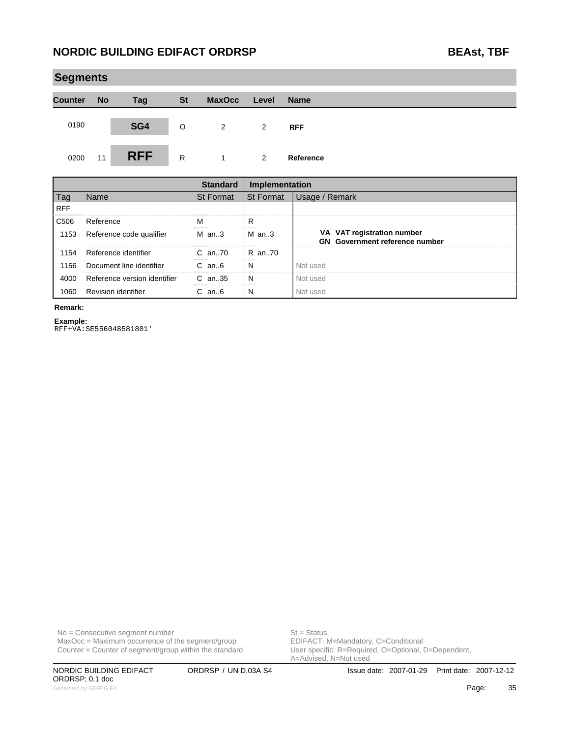## Segments

| Counter | No | Tag | St | MaxOcc | Level | Name |
|---|---|---|---|---|---|---|
| 0190 | | SG4 | O | 2 | 2 | RFF |
| 0200 | 11 | RFF | R | 1 | 2 | Reference |

| | | Standard | Implementation | |
|---|---|---|---|---|
| Tag | Name | St Format | St Format | Usage / Remark |
| RFF | | | | |
| C506 | Reference | M | R | |
| 1153 | Reference code qualifier | M an..3 | M an..3 | **VA VAT registration number**<br>**GN Government reference number** |
| 1154 | Reference identifier | C an..70 | R an..70 | |
| 1156 | Document line identifier | C an..6 | N | Not used |
| 4000 | Reference version identifier | C an..35 | N | Not used |
| 1060 | Revision identifier | C an..6 | N | Not used |

**Remark:**

**Example:**

```
RFF+VA:SE556048581801'
```

No = Consecutive segment number
MaxOcc = Maximum occurrence of the segment/group
Counter = Counter of segment/group within the standard

St = Status
EDIFACT: M=Mandatory, C=Conditional
User specific: R=Required, O=Optional, D=Dependent, A=Advised, N=Not used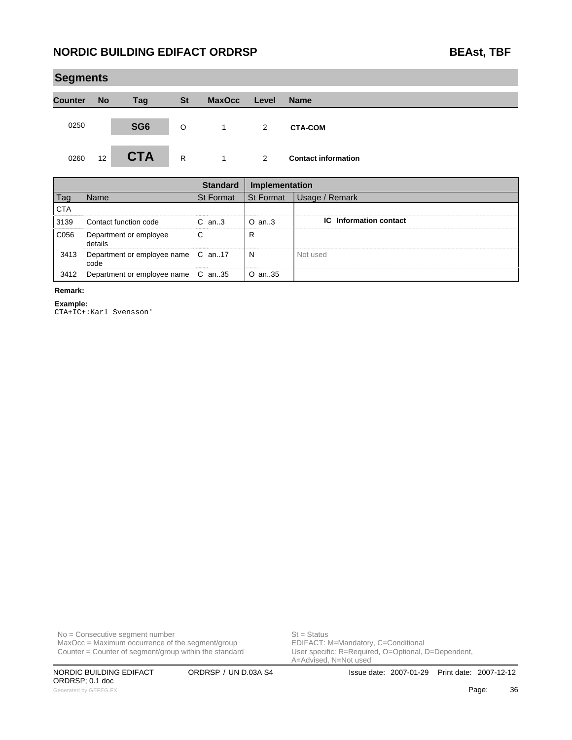## Segments

| Counter | No | Tag | St | MaxOcc | Level | Name |
|---|---|---|---|---|---|---|
| 0250 | | SG6 | O | 1 | 2 | CTA-COM |
| 0260 | 12 | CTA | R | 1 | 2 | Contact information |

| | | Standard | Implementation | |
|---|---|---|---|---|
| Tag | Name | St Format | St Format | Usage / Remark |
| CTA | | | | |
| 3139 | Contact function code | C an..3 | O an..3 | **IC Information contact** |
| C056 | Department or employee details | C | R | |
| 3413 | Department or employee name code | C an..17 | N | Not used |
| 3412 | Department or employee name | C an..35 | O an..35 | |

**Remark:**

**Example:**

```
CTA+IC+:Karl Svensson'
```

No = Consecutive segment number
MaxOcc = Maximum occurrence of the segment/group
Counter = Counter of segment/group within the standard

St = Status
EDIFACT: M=Mandatory, C=Conditional
User specific: R=Required, O=Optional, D=Dependent, A=Advised, N=Not used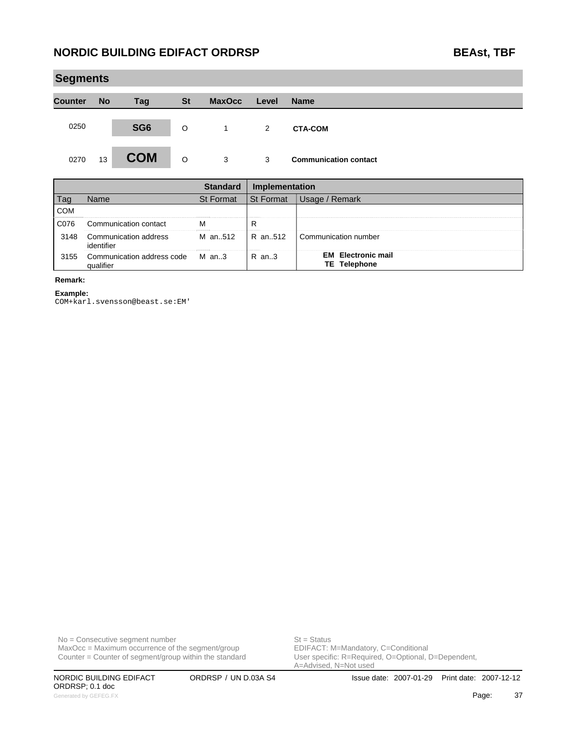## Segments

| Counter | No | Tag | St | MaxOcc | Level | Name |
|---|---|---|---|---|---|---|
| 0250 | | SG6 | O | 1 | 2 | CTA-COM |
| 0270 | 13 | COM | O | 3 | 3 | Communication contact |

| | | Standard | Implementation | |
|---|---|---|---|---|
| Tag | Name | St Format | St Format | Usage / Remark |
| COM | | | | |
| C076 | Communication contact | M | R | |
| 3148 | Communication address identifier | M an..512 | R an..512 | Communication number |
| 3155 | Communication address code qualifier | M an..3 | R an..3 | **EM Electronic mail**<br>**TE Telephone** |

**Remark:**

**Example:**

```
COM+karl.svensson@beast.se:EM'
```

No = Consecutive segment number
MaxOcc = Maximum occurrence of the segment/group
Counter = Counter of segment/group within the standard

St = Status
EDIFACT: M=Mandatory, C=Conditional
User specific: R=Required, O=Optional, D=Dependent, A=Advised, N=Not used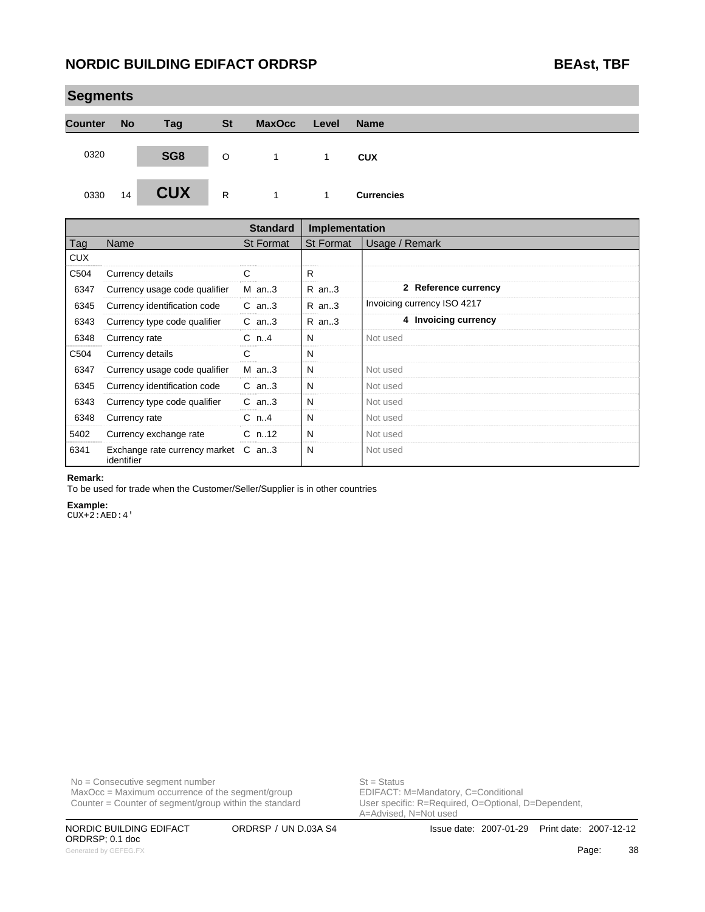## Segments

| Counter | No | Tag | St | MaxOcc | Level | Name |
|---|---|---|---|---|---|---|
| 0320 | | SG8 | O | 1 | 1 | CUX |
| 0330 | 14 | CUX | R | 1 | 1 | Currencies |

| | | Standard | Implementation | |
|---|---|---|---|---|
| Tag | Name | St Format | St Format | Usage / Remark |
| CUX | | | | |
| C504 | Currency details | C | R | |
| 6347 | Currency usage code qualifier | M an..3 | R an..3 | **2 Reference currency** |
| 6345 | Currency identification code | C an..3 | R an..3 | Invoicing currency ISO 4217 |
| 6343 | Currency type code qualifier | C an..3 | R an..3 | **4 Invoicing currency** |
| 6348 | Currency rate | C n..4 | N | Not used |
| C504 | Currency details | C | N | |
| 6347 | Currency usage code qualifier | M an..3 | N | Not used |
| 6345 | Currency identification code | C an..3 | N | Not used |
| 6343 | Currency type code qualifier | C an..3 | N | Not used |
| 6348 | Currency rate | C n..4 | N | Not used |
| 5402 | Currency exchange rate | C n..12 | N | Not used |
| 6341 | Exchange rate currency market identifier | C an..3 | N | Not used |

**Remark:**
To be used for trade when the Customer/Seller/Supplier is in other countries

**Example:**
```
CUX+2:AED:4'
```

No = Consecutive segment number
MaxOcc = Maximum occurrence of the segment/group
Counter = Counter of segment/group within the standard

St = Status
EDIFACT: M=Mandatory, C=Conditional
User specific: R=Required, O=Optional, D=Dependent, A=Advised, N=Not used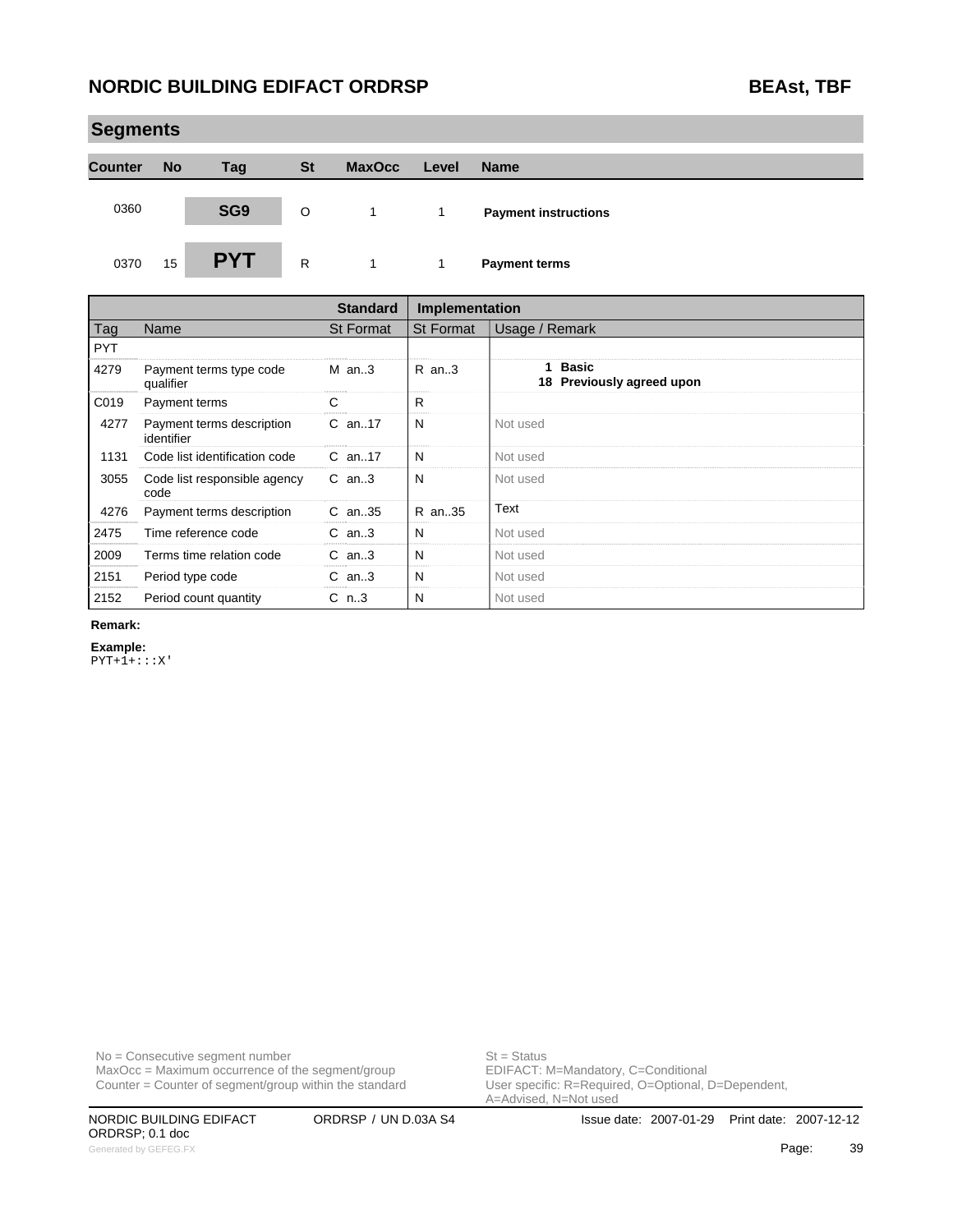## Segments

| Counter | No | Tag | St | MaxOcc | Level | Name |
|---|---|---|---|---|---|---|
| 0360 | | SG9 | O | 1 | 1 | **Payment instructions** |
| 0370 | 15 | **PYT** | R | 1 | 1 | **Payment terms** |

| | | Standard | Implementation | |
|---|---|---|---|---|
| Tag | Name | St Format | St Format | Usage / Remark |
| PYT | | | | |
| 4279 | Payment terms type code qualifier | M an..3 | R an..3 | **1 Basic**<br>**18 Previously agreed upon** |
| C019 | Payment terms | C | R | |
| 4277 | Payment terms description identifier | C an..17 | N | Not used |
| 1131 | Code list identification code | C an..17 | N | Not used |
| 3055 | Code list responsible agency code | C an..3 | N | Not used |
| 4276 | Payment terms description | C an..35 | R an..35 | Text |
| 2475 | Time reference code | C an..3 | N | Not used |
| 2009 | Terms time relation code | C an..3 | N | Not used |
| 2151 | Period type code | C an..3 | N | Not used |
| 2152 | Period count quantity | C n..3 | N | Not used |

**Remark:**

**Example:**

```
PYT+1+:::X'
```

No = Consecutive segment number
MaxOcc = Maximum occurrence of the segment/group
Counter = Counter of segment/group within the standard

St = Status
EDIFACT: M=Mandatory, C=Conditional
User specific: R=Required, O=Optional, D=Dependent, A=Advised, N=Not used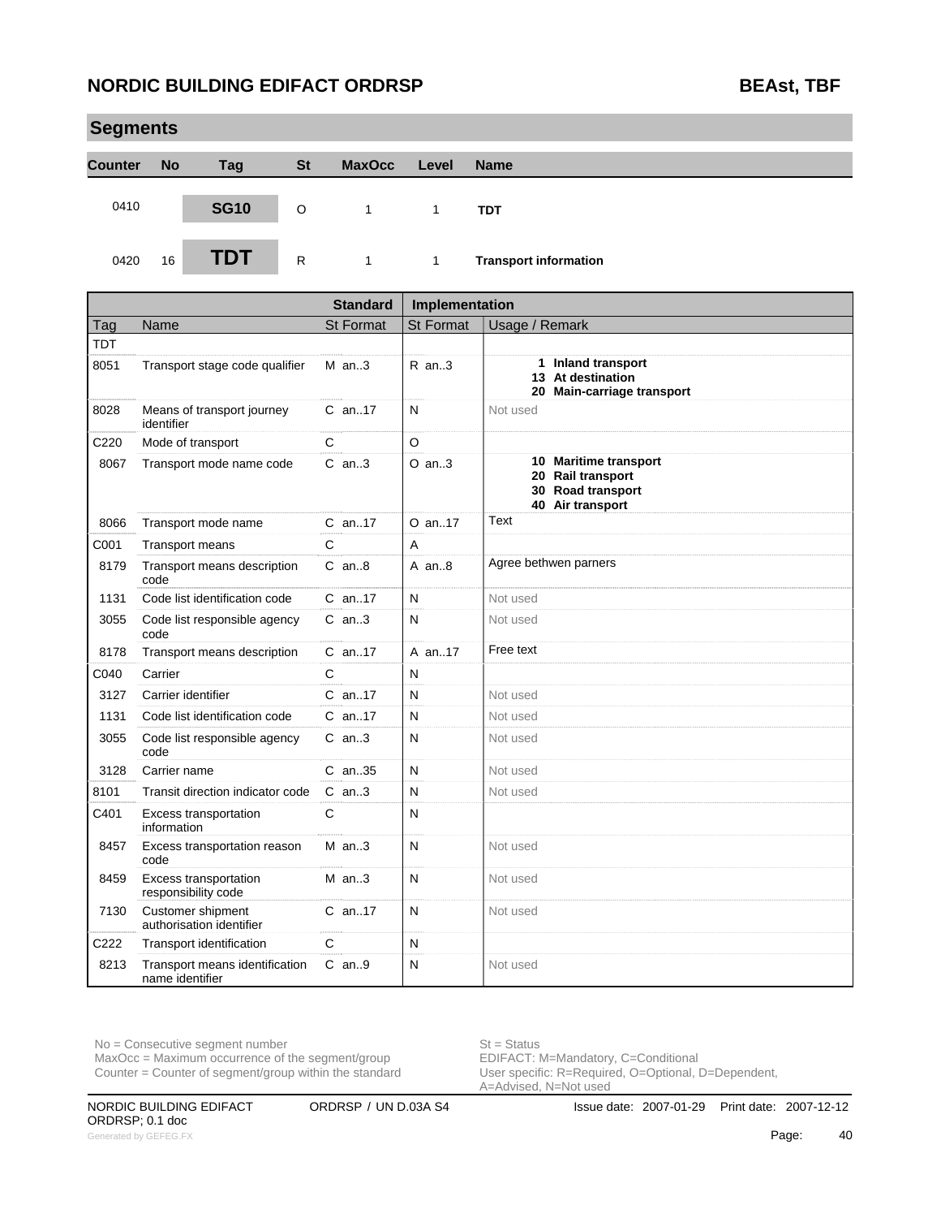## Segments

| Counter | No | Tag | St | MaxOcc | Level | Name |
|---|---|---|---|---|---|---|
| 0410 | | **SG10** | O | 1 | 1 | **TDT** |
| 0420 | 16 | **TDT** | R | 1 | 1 | **Transport information** |

| Tag | Name | Standard St Format | Implementation St Format | Usage / Remark |
|---|---|---|---|---|
| TDT | | | | |
| 8051 | Transport stage code qualifier | M an..3 | R an..3 | **1 Inland transport**<br>**13 At destination**<br>**20 Main-carriage transport** |
| 8028 | Means of transport journey identifier | C an..17 | N | Not used |
| C220 | Mode of transport | C | O | |
| 8067 | Transport mode name code | C an..3 | O an..3 | **10 Maritime transport**<br>**20 Rail transport**<br>**30 Road transport**<br>**40 Air transport** |
| 8066 | Transport mode name | C an..17 | O an..17 | Text |
| C001 | Transport means | C | A | |
| 8179 | Transport means description code | C an..8 | A an..8 | Agree bethwen parners |
| 1131 | Code list identification code | C an..17 | N | Not used |
| 3055 | Code list responsible agency code | C an..3 | N | Not used |
| 8178 | Transport means description | C an..17 | A an..17 | Free text |
| C040 | Carrier | C | N | |
| 3127 | Carrier identifier | C an..17 | N | Not used |
| 1131 | Code list identification code | C an..17 | N | Not used |
| 3055 | Code list responsible agency code | C an..3 | N | Not used |
| 3128 | Carrier name | C an..35 | N | Not used |
| 8101 | Transit direction indicator code | C an..3 | N | Not used |
| C401 | Excess transportation information | C | N | |
| 8457 | Excess transportation reason code | M an..3 | N | Not used |
| 8459 | Excess transportation responsibility code | M an..3 | N | Not used |
| 7130 | Customer shipment authorisation identifier | C an..17 | N | Not used |
| C222 | Transport identification | C | N | |
| 8213 | Transport means identification name identifier | C an..9 | N | Not used |

No = Consecutive segment number
MaxOcc = Maximum occurrence of the segment/group
Counter = Counter of segment/group within the standard

St = Status
EDIFACT: M=Mandatory, C=Conditional
User specific: R=Required, O=Optional, D=Dependent, A=Advised, N=Not used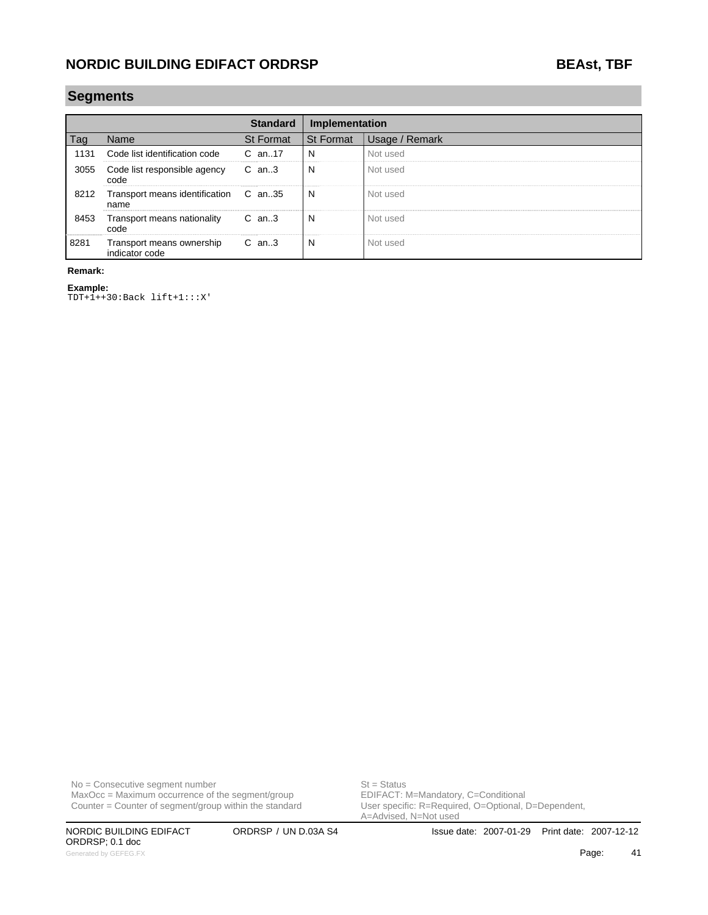## Segments

| | | Standard | Implementation | |
|---|---|---|---|---|
| Tag | Name | St Format | St Format | Usage / Remark |
| 1131 | Code list identification code | C an..17 | N | Not used |
| 3055 | Code list responsible agency code | C an..3 | N | Not used |
| 8212 | Transport means identification name | C an..35 | N | Not used |
| 8453 | Transport means nationality code | C an..3 | N | Not used |
| 8281 | Transport means ownership indicator code | C an..3 | N | Not used |

**Remark:**

**Example:**
```
TDT+1++30:Back lift+1:::X'
```

No = Consecutive segment number
MaxOcc = Maximum occurrence of the segment/group
Counter = Counter of segment/group within the standard

St = Status
EDIFACT: M=Mandatory, C=Conditional
User specific: R=Required, O=Optional, D=Dependent, A=Advised, N=Not used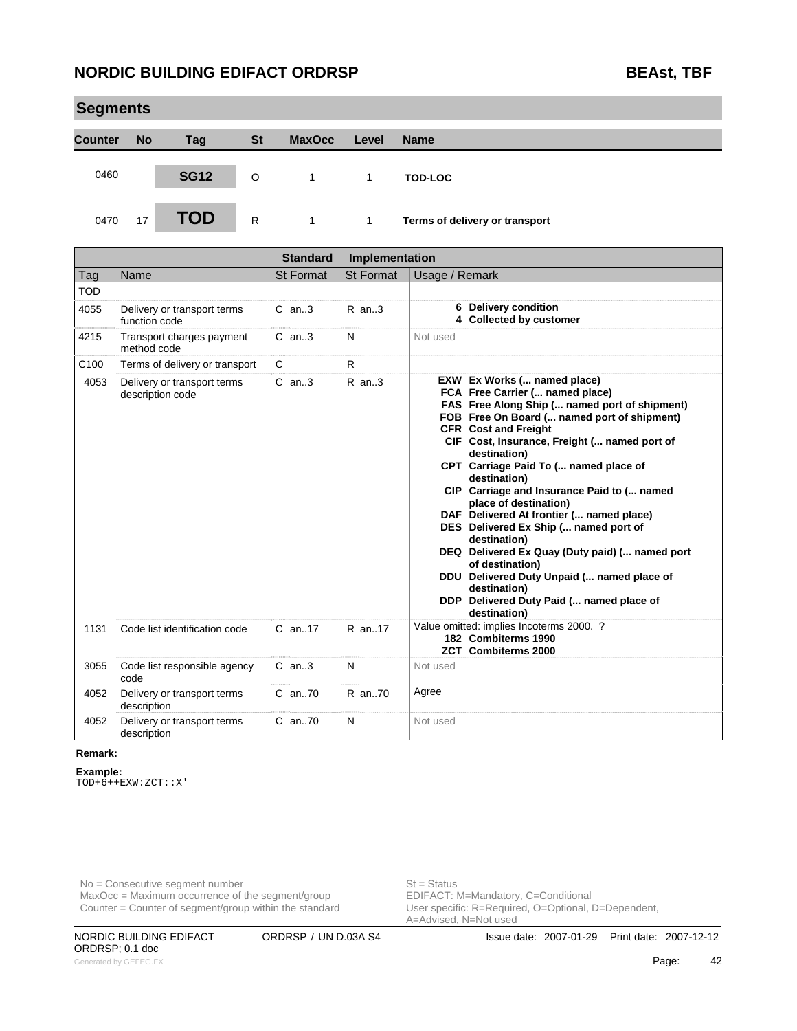## Segments

| Counter | No | Tag | St | MaxOcc | Level | Name |
|---|---|---|---|---|---|---|
| 0460 | | **SG12** | O | 1 | 1 | **TOD-LOC** |
| 0470 | 17 | **TOD** | R | 1 | 1 | **Terms of delivery or transport** |

| Tag | Name | Standard St Format | Implementation St Format | Usage / Remark |
|---|---|---|---|---|
| TOD | | | | |
| 4055 | Delivery or transport terms function code | C an..3 | R an..3 | **6 Delivery condition**<br>**4 Collected by customer** |
| 4215 | Transport charges payment method code | C an..3 | N | Not used |
| C100 | Terms of delivery or transport | C | R | |
| 4053 | Delivery or transport terms description code | C an..3 | R an..3 | **EXW Ex Works (... named place)**<br>**FCA Free Carrier (... named place)**<br>**FAS Free Along Ship (... named port of shipment)**<br>**FOB Free On Board (... named port of shipment)**<br>**CFR Cost and Freight**<br>**CIF Cost, Insurance, Freight (... named port of destination)**<br>**CPT Carriage Paid To (... named place of destination)**<br>**CIP Carriage and Insurance Paid to (... named place of destination)**<br>**DAF Delivered At frontier (... named place)**<br>**DES Delivered Ex Ship (... named port of destination)**<br>**DEQ Delivered Ex Quay (Duty paid) (... named port of destination)**<br>**DDU Delivered Duty Unpaid (... named place of destination)**<br>**DDP Delivered Duty Paid (... named place of destination)** |
| 1131 | Code list identification code | C an..17 | R an..17 | Value omitted: implies Incoterms 2000. ?<br>**182 Combiterms 1990**<br>**ZCT Combiterms 2000** |
| 3055 | Code list responsible agency code | C an..3 | N | Not used |
| 4052 | Delivery or transport terms description | C an..70 | R an..70 | Agree |
| 4052 | Delivery or transport terms description | C an..70 | N | Not used |

**Remark:**

**Example:**
```
TOD+6++EXW:ZCT::X'
```

No = Consecutive segment number
MaxOcc = Maximum occurrence of the segment/group
Counter = Counter of segment/group within the standard

St = Status
EDIFACT: M=Mandatory, C=Conditional
User specific: R=Required, O=Optional, D=Dependent, A=Advised, N=Not used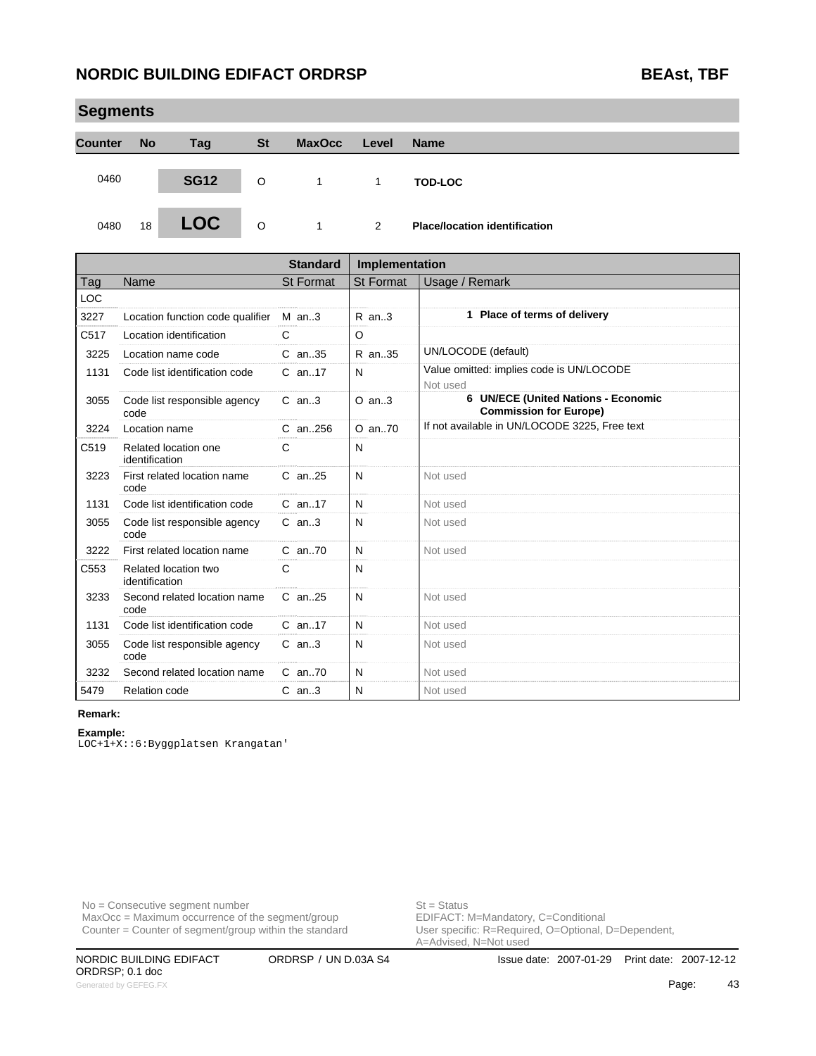## Segments

| Counter | No | Tag | St | MaxOcc | Level | Name |
|---|---|---|---|---|---|---|
| 0460 | | SG12 | O | 1 | 1 | TOD-LOC |
| 0480 | 18 | LOC | O | 1 | 2 | Place/location identification |

| Tag | Name | Standard St | Standard Format | Implementation St | Implementation Format | Usage / Remark |
|---|---|---|---|---|---|---|
| LOC | | | | | | |
| 3227 | Location function code qualifier | M | an..3 | R | an..3 | **1 Place of terms of delivery** |
| C517 | Location identification | C | | O | | |
| 3225 | Location name code | C | an..35 | R | an..35 | UN/LOCODE (default) |
| 1131 | Code list identification code | C | an..17 | N | | Value omitted: implies code is UN/LOCODE<br>Not used |
| 3055 | Code list responsible agency code | C | an..3 | O | an..3 | **6 UN/ECE (United Nations - Economic Commission for Europe)** |
| 3224 | Location name | C | an..256 | O | an..70 | If not available in UN/LOCODE 3225, Free text |
| C519 | Related location one identification | C | | N | | |
| 3223 | First related location name code | C | an..25 | N | | Not used |
| 1131 | Code list identification code | C | an..17 | N | | Not used |
| 3055 | Code list responsible agency code | C | an..3 | N | | Not used |
| 3222 | First related location name | C | an..70 | N | | Not used |
| C553 | Related location two identification | C | | N | | |
| 3233 | Second related location name code | C | an..25 | N | | Not used |
| 1131 | Code list identification code | C | an..17 | N | | Not used |
| 3055 | Code list responsible agency code | C | an..3 | N | | Not used |
| 3232 | Second related location name | C | an..70 | N | | Not used |
| 5479 | Relation code | C | an..3 | N | | Not used |

**Remark:**

**Example:**

```
LOC+1+X::6:Byggplatsen Krangatan'
```

No = Consecutive segment number
MaxOcc = Maximum occurrence of the segment/group
Counter = Counter of segment/group within the standard

St = Status
EDIFACT: M=Mandatory, C=Conditional
User specific: R=Required, O=Optional, D=Dependent, A=Advised, N=Not used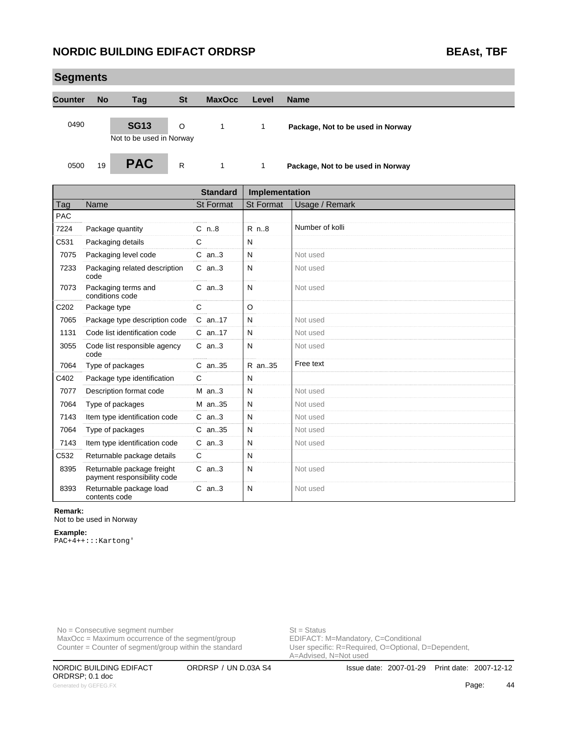## Segments

| Counter | No | Tag | St | MaxOcc | Level | Name |
|---|---|---|---|---|---|---|
| 0490 | | SG13 | O | 1 | 1 | **Package, Not to be used in Norway** |
| | | Not to be used in Norway | | | | |
| 0500 | 19 | PAC | R | 1 | 1 | **Package, Not to be used in Norway** |

| | | Standard | Implementation | |
|---|---|---|---|---|
| Tag | Name | St Format | St Format | Usage / Remark |
| PAC | | | | |
| 7224 | Package quantity | C n..8 | R n..8 | Number of kolli |
| C531 | Packaging details | C | N | |
| 7075 | Packaging level code | C an..3 | N | Not used |
| 7233 | Packaging related description code | C an..3 | N | Not used |
| 7073 | Packaging terms and conditions code | C an..3 | N | Not used |
| C202 | Package type | C | O | |
| 7065 | Package type description code | C an..17 | N | Not used |
| 1131 | Code list identification code | C an..17 | N | Not used |
| 3055 | Code list responsible agency code | C an..3 | N | Not used |
| 7064 | Type of packages | C an..35 | R an..35 | Free text |
| C402 | Package type identification | C | N | |
| 7077 | Description format code | M an..3 | N | Not used |
| 7064 | Type of packages | M an..35 | N | Not used |
| 7143 | Item type identification code | C an..3 | N | Not used |
| 7064 | Type of packages | C an..35 | N | Not used |
| 7143 | Item type identification code | C an..3 | N | Not used |
| C532 | Returnable package details | C | N | |
| 8395 | Returnable package freight payment responsibility code | C an..3 | N | Not used |
| 8393 | Returnable package load contents code | C an..3 | N | Not used |

**Remark:**
Not to be used in Norway

**Example:**
```
PAC+4++:::Kartong'
```

No = Consecutive segment number
MaxOcc = Maximum occurrence of the segment/group
Counter = Counter of segment/group within the standard

St = Status
EDIFACT: M=Mandatory, C=Conditional
User specific: R=Required, O=Optional, D=Dependent, A=Advised, N=Not used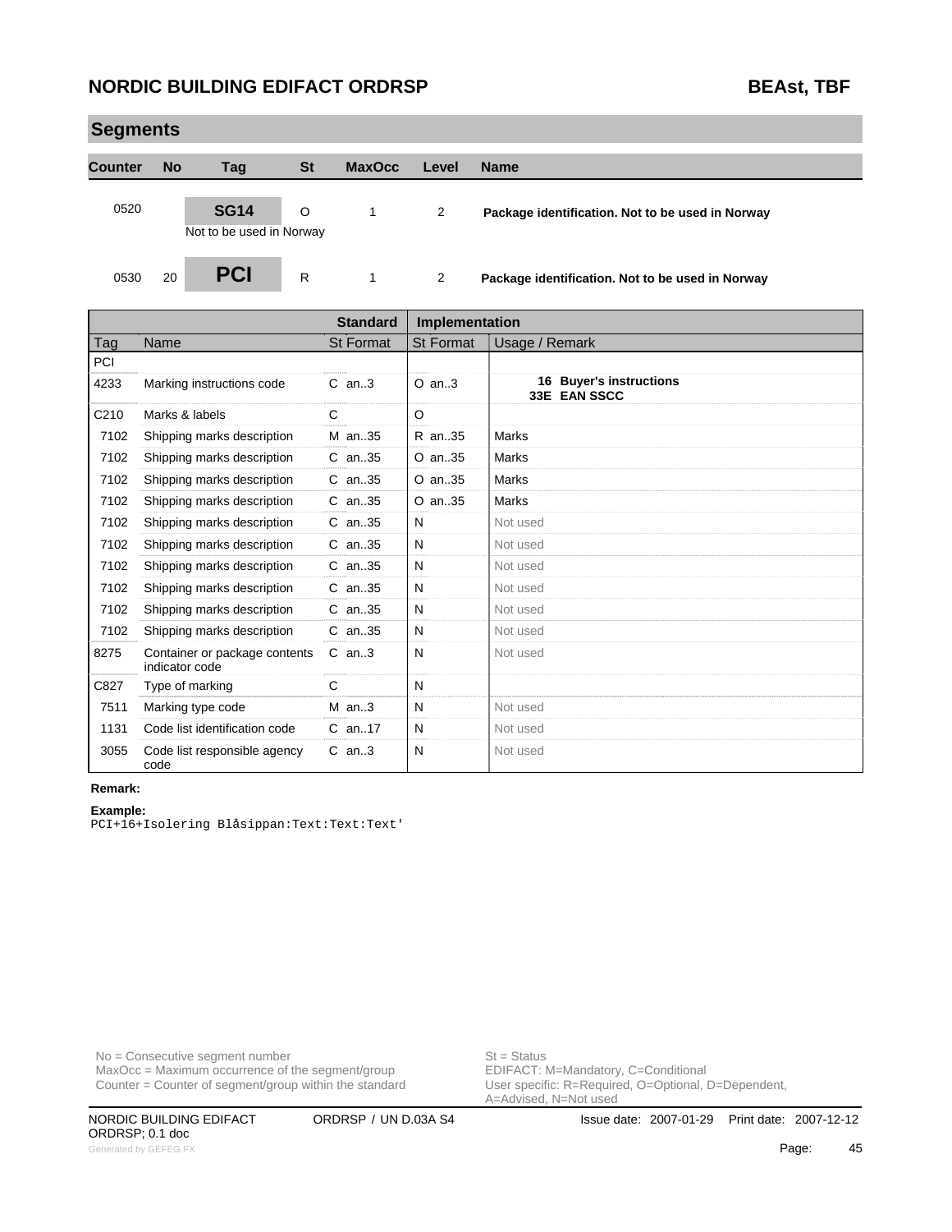## Segments

| Counter | No | Tag | St | MaxOcc | Level | Name |
|---|---|---|---|---|---|---|
| 0520 | | **SG14** Not to be used in Norway | O | 1 | 2 | **Package identification. Not to be used in Norway** |
| 0530 | 20 | **PCI** | R | 1 | 2 | **Package identification. Not to be used in Norway** |

| | | Standard | Implementation | |
|---|---|---|---|---|
| Tag | Name | St Format | St Format | Usage / Remark |
| PCI | | | | |
| 4233 | Marking instructions code | C an..3 | O an..3 | **16 Buyer's instructions** **33E EAN SSCC** |
| C210 | Marks & labels | C | O | |
| 7102 | Shipping marks description | M an..35 | R an..35 | Marks |
| 7102 | Shipping marks description | C an..35 | O an..35 | Marks |
| 7102 | Shipping marks description | C an..35 | O an..35 | Marks |
| 7102 | Shipping marks description | C an..35 | O an..35 | Marks |
| 7102 | Shipping marks description | C an..35 | N | Not used |
| 7102 | Shipping marks description | C an..35 | N | Not used |
| 7102 | Shipping marks description | C an..35 | N | Not used |
| 7102 | Shipping marks description | C an..35 | N | Not used |
| 7102 | Shipping marks description | C an..35 | N | Not used |
| 7102 | Shipping marks description | C an..35 | N | Not used |
| 8275 | Container or package contents indicator code | C an..3 | N | Not used |
| C827 | Type of marking | C | N | |
| 7511 | Marking type code | M an..3 | N | Not used |
| 1131 | Code list identification code | C an..17 | N | Not used |
| 3055 | Code list responsible agency code | C an..3 | N | Not used |

**Remark:**

**Example:**

```
PCI+16+Isolering Blåsippan:Text:Text:Text'
```

No = Consecutive segment number
MaxOcc = Maximum occurrence of the segment/group
Counter = Counter of segment/group within the standard

St = Status
EDIFACT: M=Mandatory, C=Conditional
User specific: R=Required, O=Optional, D=Dependent, A=Advised, N=Not used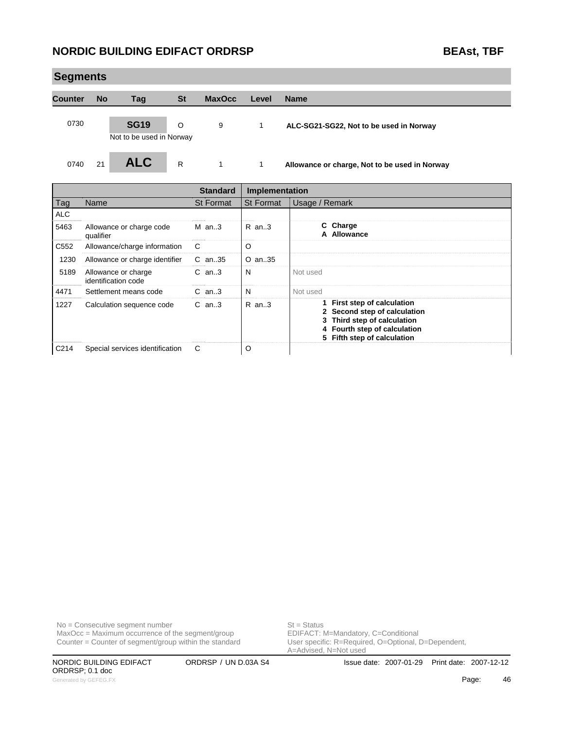## Segments

| Counter | No | Tag | St | MaxOcc | Level | Name |
|---|---|---|---|---|---|---|
| 0730 | | **SG19** | O | 9 | 1 | **ALC-SG21-SG22, Not to be used in Norway** |
| | | Not to be used in Norway | | | | |
| 0740 | 21 | **ALC** | R | 1 | 1 | **Allowance or charge, Not to be used in Norway** |

| | | Standard | Implementation | |
|---|---|---|---|---|
| Tag | Name | St Format | St Format | Usage / Remark |
| ALC | | | | |
| 5463 | Allowance or charge code qualifier | M an..3 | R an..3 | **C Charge**<br>**A Allowance** |
| C552 | Allowance/charge information | C | O | |
| 1230 | Allowance or charge identifier | C an..35 | O an..35 | |
| 5189 | Allowance or charge identification code | C an..3 | N | Not used |
| 4471 | Settlement means code | C an..3 | N | Not used |
| 1227 | Calculation sequence code | C an..3 | R an..3 | **1 First step of calculation**<br>**2 Second step of calculation**<br>**3 Third step of calculation**<br>**4 Fourth step of calculation**<br>**5 Fifth step of calculation** |
| C214 | Special services identification | C | O | |

No = Consecutive segment number
MaxOcc = Maximum occurrence of the segment/group
Counter = Counter of segment/group within the standard

St = Status
EDIFACT: M=Mandatory, C=Conditional
User specific: R=Required, O=Optional, D=Dependent, A=Advised, N=Not used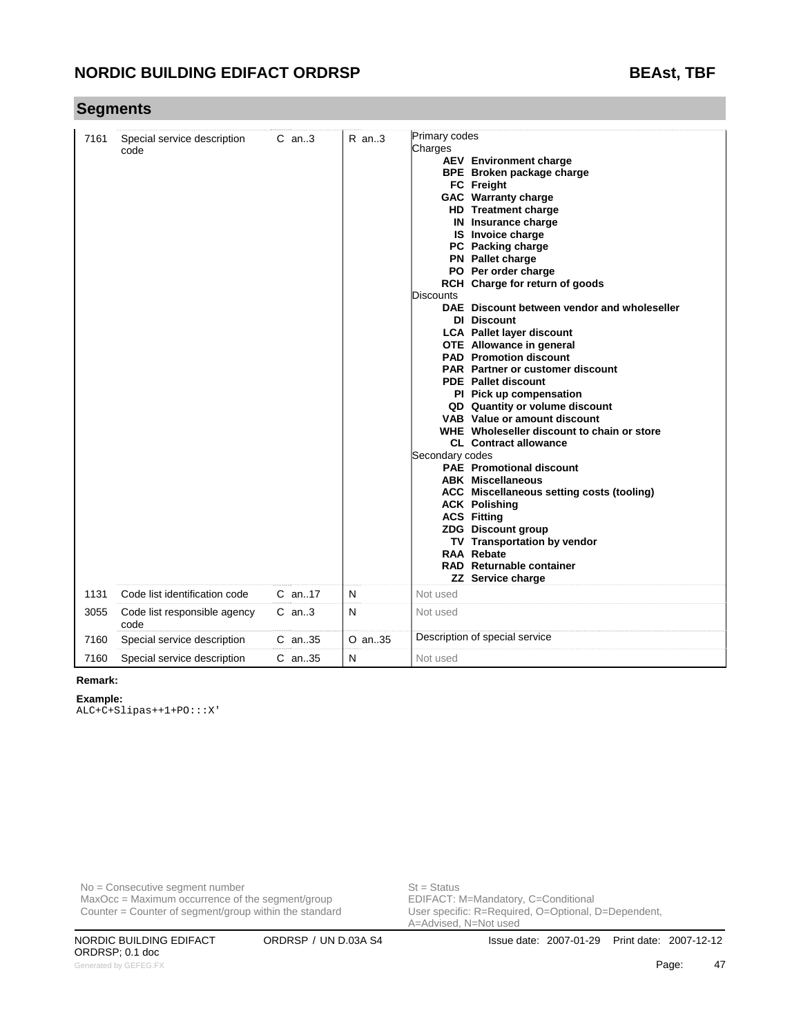## Segments

| | | | | |
|---|---|---|---|---|
| 7161 | Special service description code | C an..3 | R an..3 | Primary codes<br>Charges<br>**AEV Environment charge**<br>**BPE Broken package charge**<br>**FC Freight**<br>**GAC Warranty charge**<br>**HD Treatment charge**<br>**IN Insurance charge**<br>**IS Invoice charge**<br>**PC Packing charge**<br>**PN Pallet charge**<br>**PO Per order charge**<br>**RCH Charge for return of goods**<br>Discounts<br>**DAE Discount between vendor and wholeseller**<br>**DI Discount**<br>**LCA Pallet layer discount**<br>**OTE Allowance in general**<br>**PAD Promotion discount**<br>**PAR Partner or customer discount**<br>**PDE Pallet discount**<br>**PI Pick up compensation**<br>**QD Quantity or volume discount**<br>**VAB Value or amount discount**<br>**WHE Wholeseller discount to chain or store**<br>**CL Contract allowance**<br>Secondary codes<br>**PAE Promotional discount**<br>**ABK Miscellaneous**<br>**ACC Miscellaneous setting costs (tooling)**<br>**ACK Polishing**<br>**ACS Fitting**<br>**ZDG Discount group**<br>**TV Transportation by vendor**<br>**RAA Rebate**<br>**RAD Returnable container**<br>**ZZ Service charge** |
| 1131 | Code list identification code | C an..17 | N | Not used |
| 3055 | Code list responsible agency code | C an..3 | N | Not used |
| 7160 | Special service description | C an..35 | O an..35 | Description of special service |
| 7160 | Special service description | C an..35 | N | Not used |

**Remark:**

**Example:**

```
ALC+C+Slipas++1+PO:::X'
```

No = Consecutive segment number
MaxOcc = Maximum occurrence of the segment/group
Counter = Counter of segment/group within the standard

St = Status
EDIFACT: M=Mandatory, C=Conditional
User specific: R=Required, O=Optional, D=Dependent, A=Advised, N=Not used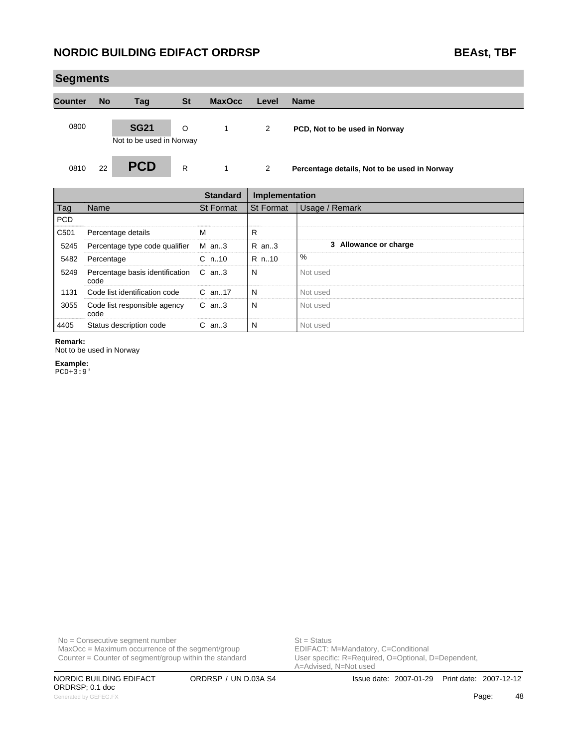## Segments

| Counter | No | Tag | St | MaxOcc | Level | Name |
|---|---|---|---|---|---|---|
| 0800 | | **SG21**<br>Not to be used in Norway | O | 1 | 2 | **PCD, Not to be used in Norway** |
| 0810 | 22 | **PCD** | R | 1 | 2 | **Percentage details, Not to be used in Norway** |

| | | Standard | Implementation | |
|---|---|---|---|---|
| **Tag** | **Name** | **St Format** | **St Format** | **Usage / Remark** |
| PCD | | | | |
| C501 | Percentage details | M | R | |
| 5245 | Percentage type code qualifier | M an..3 | R an..3 | **3 Allowance or charge** |
| 5482 | Percentage | C n..10 | R n..10 | % |
| 5249 | Percentage basis identification code | C an..3 | N | Not used |
| 1131 | Code list identification code | C an..17 | N | Not used |
| 3055 | Code list responsible agency code | C an..3 | N | Not used |
| 4405 | Status description code | C an..3 | N | Not used |

**Remark:**
Not to be used in Norway

**Example:**
```
PCD+3:9'
```

No = Consecutive segment number
MaxOcc = Maximum occurrence of the segment/group
Counter = Counter of segment/group within the standard

St = Status
EDIFACT: M=Mandatory, C=Conditional
User specific: R=Required, O=Optional, D=Dependent, A=Advised, N=Not used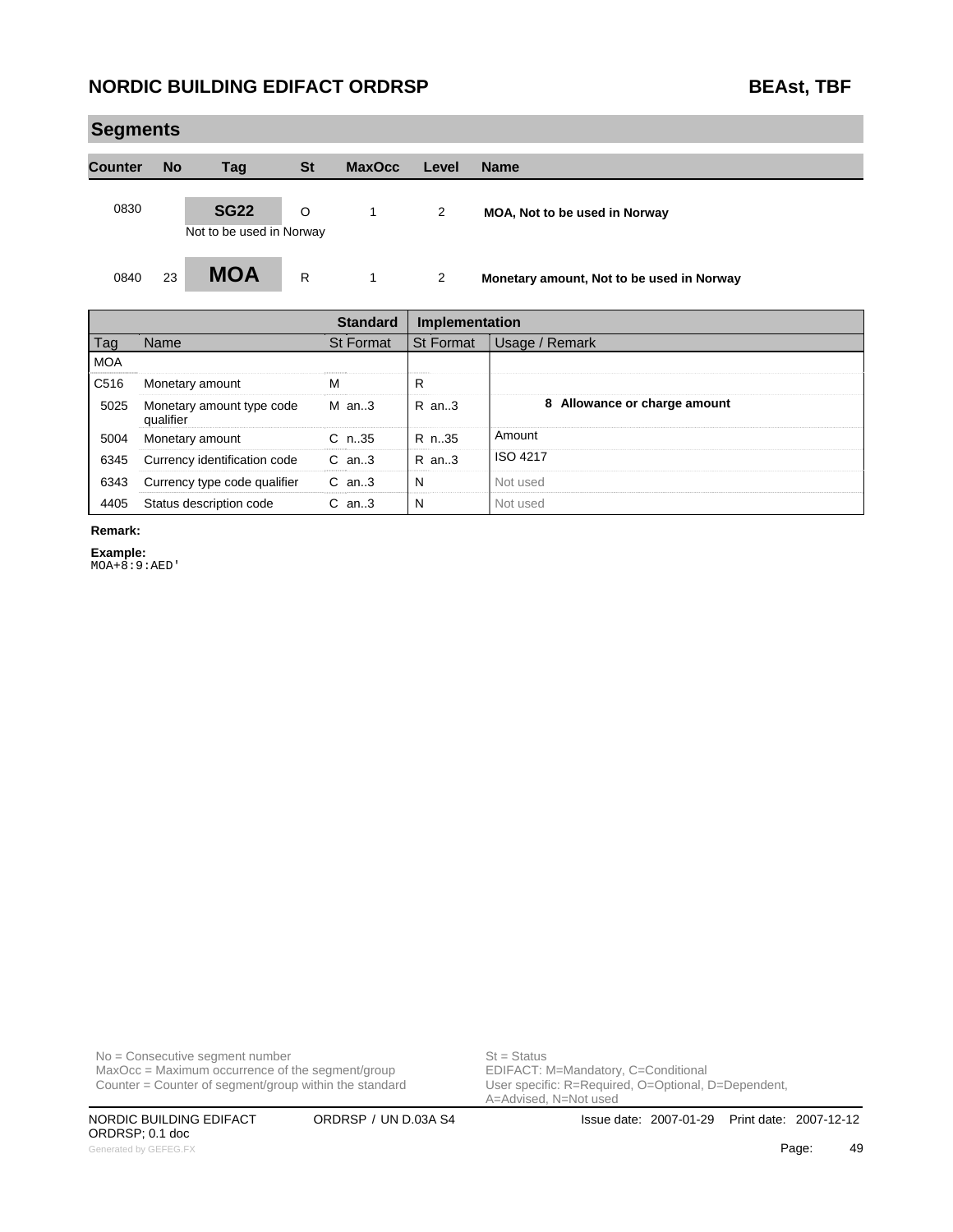## Segments

| Counter | No | Tag | St | MaxOcc | Level | Name |
|---|---|---|---|---|---|---|
| 0830 | | **SG22**<br>Not to be used in Norway | O | 1 | 2 | **MOA, Not to be used in Norway** |
| 0840 | 23 | **MOA** | R | 1 | 2 | **Monetary amount, Not to be used in Norway** |

| | | Standard | Implementation | |
|---|---|---|---|---|
| Tag | Name | St Format | St Format | Usage / Remark |
| MOA | | | | |
| C516 | Monetary amount | M | R | |
| 5025 | Monetary amount type code qualifier | M an..3 | R an..3 | **8 Allowance or charge amount** |
| 5004 | Monetary amount | C n..35 | R n..35 | Amount |
| 6345 | Currency identification code | C an..3 | R an..3 | ISO 4217 |
| 6343 | Currency type code qualifier | C an..3 | N | Not used |
| 4405 | Status description code | C an..3 | N | Not used |

**Remark:**

**Example:**
```
MOA+8:9:AED'
```

No = Consecutive segment number
MaxOcc = Maximum occurrence of the segment/group
Counter = Counter of segment/group within the standard

St = Status
EDIFACT: M=Mandatory, C=Conditional
User specific: R=Required, O=Optional, D=Dependent, A=Advised, N=Not used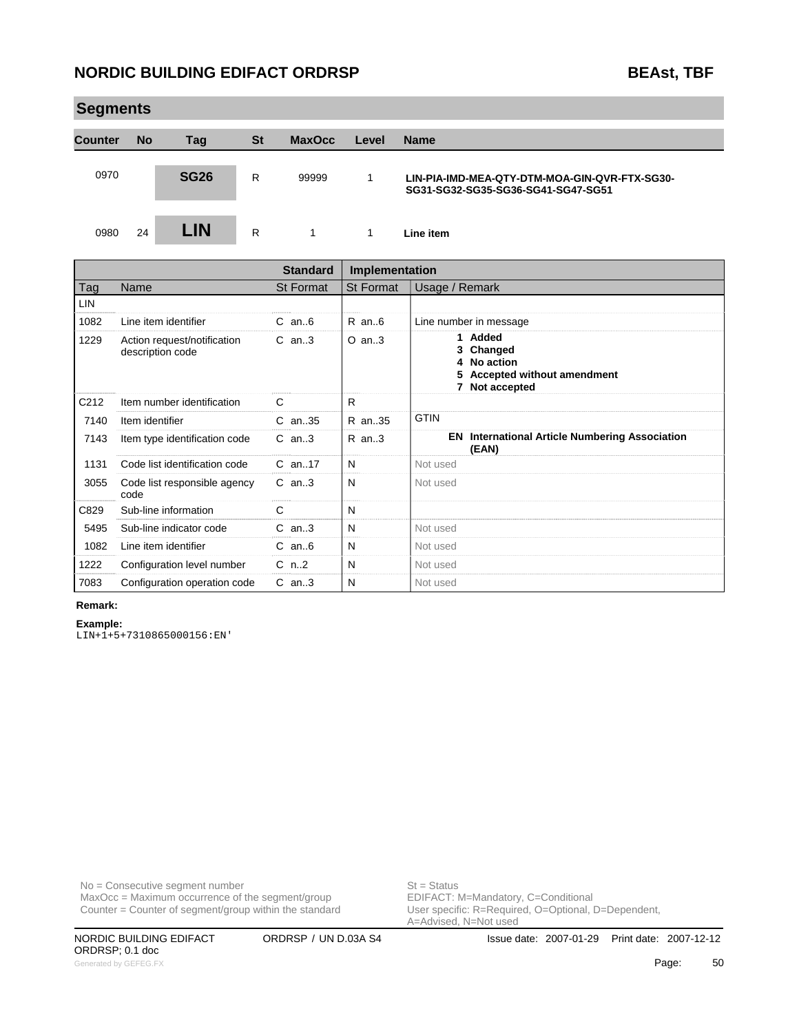## Segments

| Counter | No | Tag | St | MaxOcc | Level | Name |
|---|---|---|---|---|---|---|
| 0970 | | **SG26** | R | 99999 | 1 | **LIN-PIA-IMD-MEA-QTY-DTM-MOA-GIN-QVR-FTX-SG30-SG31-SG32-SG35-SG36-SG41-SG47-SG51** |
| 0980 | 24 | **LIN** | R | 1 | 1 | **Line item** |

| | | Standard | Implementation | |
|---|---|---|---|---|
| Tag | Name | St Format | St Format | Usage / Remark |
| LIN | | | | |
| 1082 | Line item identifier | C an..6 | R an..6 | Line number in message |
| 1229 | Action request/notification description code | C an..3 | O an..3 | **1 Added**<br>**3 Changed**<br>**4 No action**<br>**5 Accepted without amendment**<br>**7 Not accepted** |
| C212 | Item number identification | C | R | |
| 7140 | Item identifier | C an..35 | R an..35 | GTIN |
| 7143 | Item type identification code | C an..3 | R an..3 | **EN International Article Numbering Association (EAN)** |
| 1131 | Code list identification code | C an..17 | N | Not used |
| 3055 | Code list responsible agency code | C an..3 | N | Not used |
| C829 | Sub-line information | C | N | |
| 5495 | Sub-line indicator code | C an..3 | N | Not used |
| 1082 | Line item identifier | C an..6 | N | Not used |
| 1222 | Configuration level number | C n..2 | N | Not used |
| 7083 | Configuration operation code | C an..3 | N | Not used |

**Remark:**

**Example:**

```
LIN+1+5+7310865000156:EN'
```

No = Consecutive segment number
MaxOcc = Maximum occurrence of the segment/group
Counter = Counter of segment/group within the standard

St = Status
EDIFACT: M=Mandatory, C=Conditional
User specific: R=Required, O=Optional, D=Dependent, A=Advised, N=Not used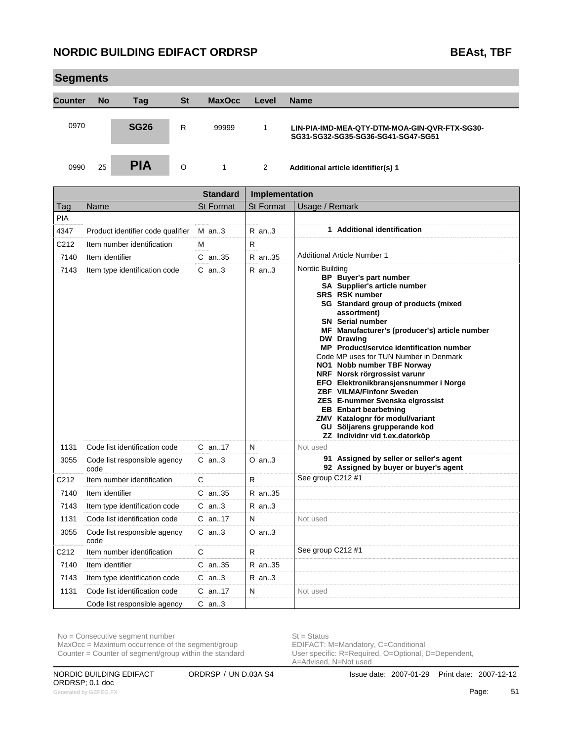## Segments

| Counter | No | Tag | St | MaxOcc | Level | Name |
|---|---|---|---|---|---|---|
| 0970 | | **SG26** | R | 99999 | 1 | LIN-PIA-IMD-MEA-QTY-DTM-MOA-GIN-QVR-FTX-SG30-SG31-SG32-SG35-SG36-SG41-SG47-SG51 |
| 0990 | 25 | **PIA** | O | 1 | 2 | **Additional article identifier(s) 1** |

| | | Standard | Implementation | |
|---|---|---|---|---|
| **Tag** | **Name** | **St Format** | **St Format** | **Usage / Remark** |
| PIA | | | | |
| 4347 | Product identifier code qualifier | M an..3 | R an..3 | **1 Additional identification** |
| C212 | Item number identification | M | R | |
| 7140 | Item identifier | C an..35 | R an..35 | Additional Article Number 1 |
| 7143 | Item type identification code | C an..3 | R an..3 | Nordic Building<br>**BP Buyer's part number**<br>**SA Supplier's article number**<br>**SRS RSK number**<br>**SG Standard group of products (mixed assortment)**<br>**SN Serial number**<br>**MF Manufacturer's (producer's) article number**<br>**DW Drawing**<br>**MP Product/service identification number**<br>Code MP uses for TUN Number in Denmark<br>**NO1 Nobb number TBF Norway**<br>**NRF Norsk rörgrossist varunr**<br>**EFO Elektronikbransjensnummer i Norge**<br>**ZBF VILMA/Finfonr Sweden**<br>**ZES E-nummer Svenska elgrossist**<br>**EB Enbart bearbetning**<br>**ZMV Katalognr för modul/variant**<br>**GU Söljarens grupperande kod**<br>**ZZ Individnr vid t.ex.datorköp** |
| 1131 | Code list identification code | C an..17 | N | Not used |
| 3055 | Code list responsible agency code | C an..3 | O an..3 | **91 Assigned by seller or seller's agent**<br>**92 Assigned by buyer or buyer's agent** |
| C212 | Item number identification | C | R | See group C212 #1 |
| 7140 | Item identifier | C an..35 | R an..35 | |
| 7143 | Item type identification code | C an..3 | R an..3 | |
| 1131 | Code list identification code | C an..17 | N | Not used |
| 3055 | Code list responsible agency code | C an..3 | O an..3 | |
| C212 | Item number identification | C | R | See group C212 #1 |
| 7140 | Item identifier | C an..35 | R an..35 | |
| 7143 | Item type identification code | C an..3 | R an..3 | |
| 1131 | Code list identification code | C an..17 | N | Not used |
| | Code list responsible agency | C an..3 | | |

No = Consecutive segment number
MaxOcc = Maximum occurrence of the segment/group
Counter = Counter of segment/group within the standard

St = Status
EDIFACT: M=Mandatory, C=Conditional
User specific: R=Required, O=Optional, D=Dependent, A=Advised, N=Not used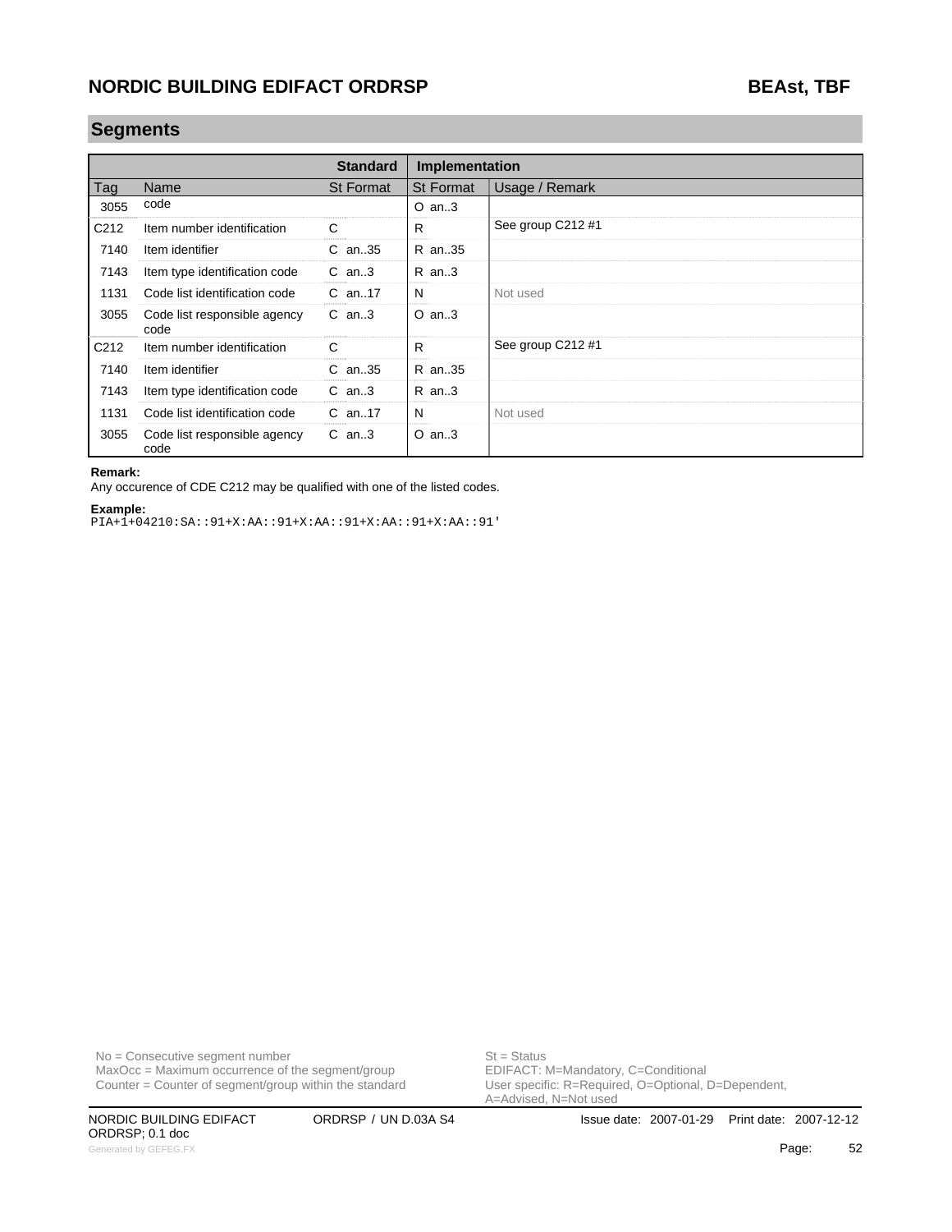## Segments

| | | Standard | Implementation | |
|---|---|---|---|---|
| Tag | Name | St Format | St Format | Usage / Remark |
| 3055 | code | | O an..3 | |
| C212 | Item number identification | C | R | See group C212 #1 |
| 7140 | Item identifier | C an..35 | R an..35 | |
| 7143 | Item type identification code | C an..3 | R an..3 | |
| 1131 | Code list identification code | C an..17 | N | Not used |
| 3055 | Code list responsible agency code | C an..3 | O an..3 | |
| C212 | Item number identification | C | R | See group C212 #1 |
| 7140 | Item identifier | C an..35 | R an..35 | |
| 7143 | Item type identification code | C an..3 | R an..3 | |
| 1131 | Code list identification code | C an..17 | N | Not used |
| 3055 | Code list responsible agency code | C an..3 | O an..3 | |

**Remark:**
Any occurence of CDE C212 may be qualified with one of the listed codes.

**Example:**

```
PIA+1+04210:SA::91+X:AA::91+X:AA::91+X:AA::91+X:AA::91'
```

No = Consecutive segment number
MaxOcc = Maximum occurrence of the segment/group
Counter = Counter of segment/group within the standard

St = Status
EDIFACT: M=Mandatory, C=Conditional
User specific: R=Required, O=Optional, D=Dependent, A=Advised, N=Not used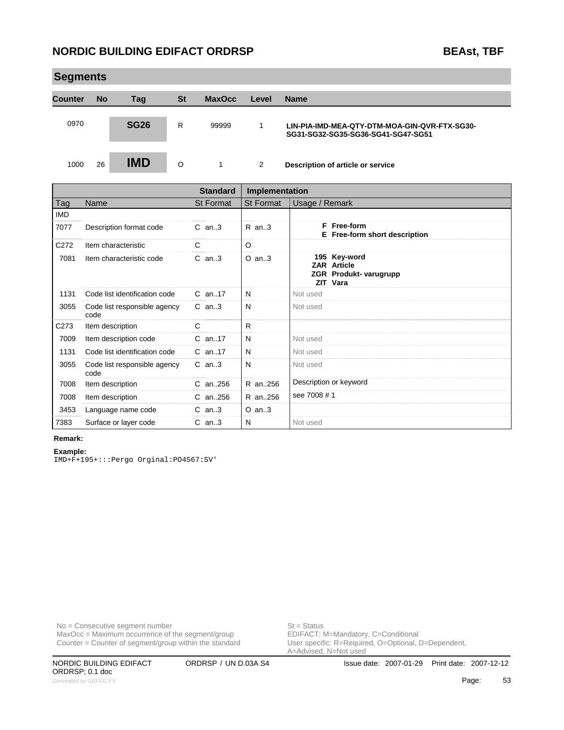## Segments

| Counter | No | Tag | St | MaxOcc | Level | Name |
|---|---|---|---|---|---|---|
| 0970 | | **SG26** | R | 99999 | 1 | **LIN-PIA-IMD-MEA-QTY-DTM-MOA-GIN-QVR-FTX-SG30-SG31-SG32-SG35-SG36-SG41-SG47-SG51** |
| 1000 | 26 | **IMD** | O | 1 | 2 | **Description of article or service** |

| | | Standard | Implementation | |
|---|---|---|---|---|
| Tag | Name | St Format | St Format | Usage / Remark |
| IMD | | | | |
| 7077 | Description format code | C an..3 | R an..3 | **F Free-form**<br>**E Free-form short description** |
| C272 | Item characteristic | C | O | |
| 7081 | Item characteristic code | C an..3 | O an..3 | **195 Key-word**<br>**ZAR Article**<br>**ZGR Produkt- varugrupp**<br>**ZIT Vara** |
| 1131 | Code list identification code | C an..17 | N | Not used |
| 3055 | Code list responsible agency code | C an..3 | N | Not used |
| C273 | Item description | C | R | |
| 7009 | Item description code | C an..17 | N | Not used |
| 1131 | Code list identification code | C an..17 | N | Not used |
| 3055 | Code list responsible agency code | C an..3 | N | Not used |
| 7008 | Item description | C an..256 | R an..256 | Description or keyword |
| 7008 | Item description | C an..256 | R an..256 | see 7008 # 1 |
| 3453 | Language name code | C an..3 | O an..3 | |
| 7383 | Surface or layer code | C an..3 | N | Not used |

**Remark:**

**Example:**

```
IMD+F+195+:::Pergo Orginal:PO4567:SV'
```

No = Consecutive segment number
MaxOcc = Maximum occurrence of the segment/group
Counter = Counter of segment/group within the standard

St = Status
EDIFACT: M=Mandatory, C=Conditional
User specific: R=Required, O=Optional, D=Dependent, A=Advised, N=Not used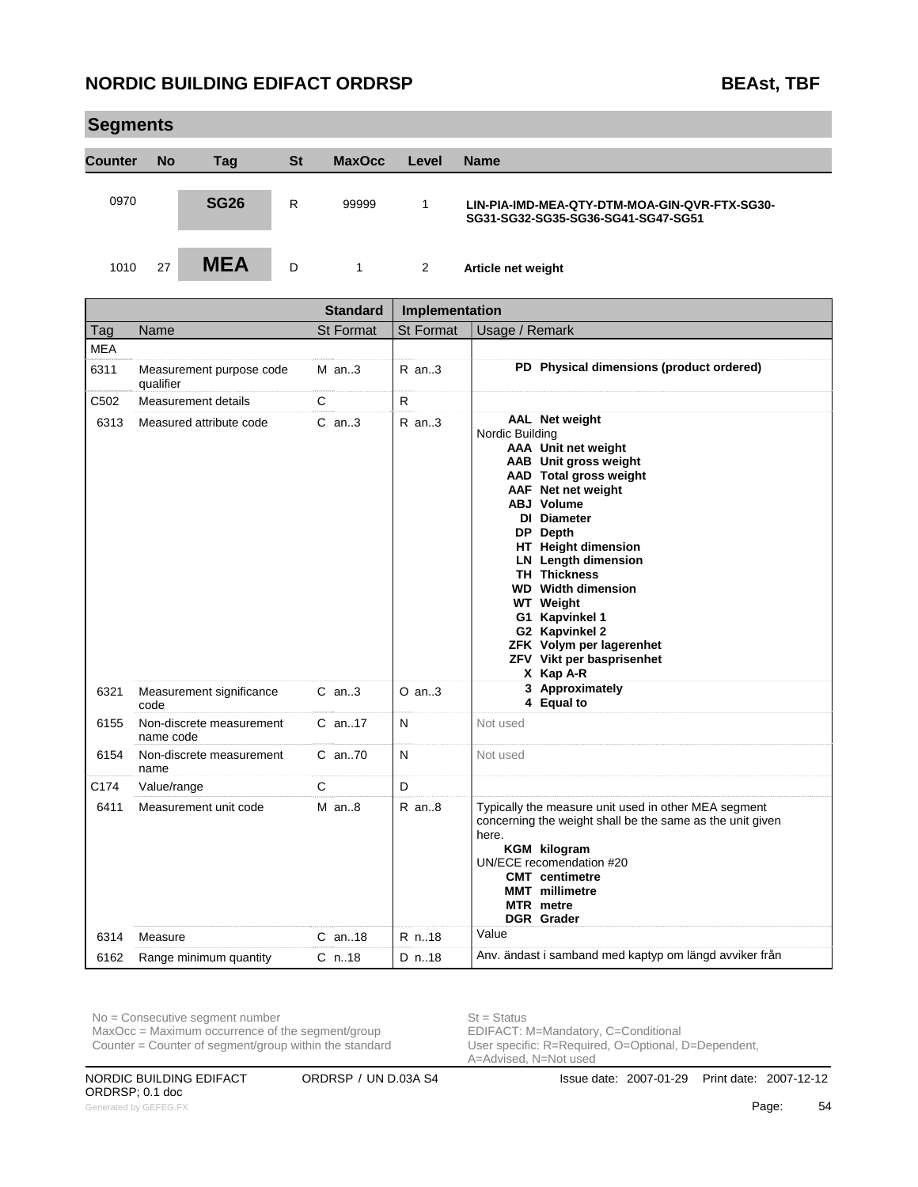## Segments

| Counter | No | Tag | St | MaxOcc | Level | Name |
|---|---|---|---|---|---|---|
| 0970 | | **SG26** | R | 99999 | 1 | **LIN-PIA-IMD-MEA-QTY-DTM-MOA-GIN-QVR-FTX-SG30-SG31-SG32-SG35-SG36-SG41-SG47-SG51** |
| 1010 | 27 | **MEA** | D | 1 | 2 | **Article net weight** |

| | | Standard | Implementation | |
|---|---|---|---|---|
| Tag | Name | St Format | St Format | Usage / Remark |
| MEA | | | | |
| 6311 | Measurement purpose code qualifier | M an..3 | R an..3 | **PD Physical dimensions (product ordered)** |
| C502 | Measurement details | C | R | |
| 6313 | Measured attribute code | C an..3 | R an..3 | **AAL Net weight**<br>Nordic Building<br>**AAA Unit net weight**<br>**AAB Unit gross weight**<br>**AAD Total gross weight**<br>**AAF Net net weight**<br>**ABJ Volume**<br>**DI Diameter**<br>**DP Depth**<br>**HT Height dimension**<br>**LN Length dimension**<br>**TH Thickness**<br>**WD Width dimension**<br>**WT Weight**<br>**G1 Kapvinkel 1**<br>**G2 Kapvinkel 2**<br>**ZFK Volym per lagerenhet**<br>**ZFV Vikt per basprisenhet**<br>**X Kap A-R** |
| 6321 | Measurement significance code | C an..3 | O an..3 | **3 Approximately**<br>**4 Equal to** |
| 6155 | Non-discrete measurement name code | C an..17 | N | Not used |
| 6154 | Non-discrete measurement name | C an..70 | N | Not used |
| C174 | Value/range | C | D | |
| 6411 | Measurement unit code | M an..8 | R an..8 | Typically the measure unit used in other MEA segment concerning the weight shall be the same as the unit given here.<br>**KGM kilogram**<br>UN/ECE recomendation #20<br>**CMT centimetre**<br>**MMT millimetre**<br>**MTR metre**<br>**DGR Grader** |
| 6314 | Measure | C an..18 | R n..18 | Value |
| 6162 | Range minimum quantity | C n..18 | D n..18 | Anv. ändast i samband med kaptyp om längd avviker från |

No = Consecutive segment number
MaxOcc = Maximum occurrence of the segment/group
Counter = Counter of segment/group within the standard

St = Status
EDIFACT: M=Mandatory, C=Conditional
User specific: R=Required, O=Optional, D=Dependent, A=Advised, N=Not used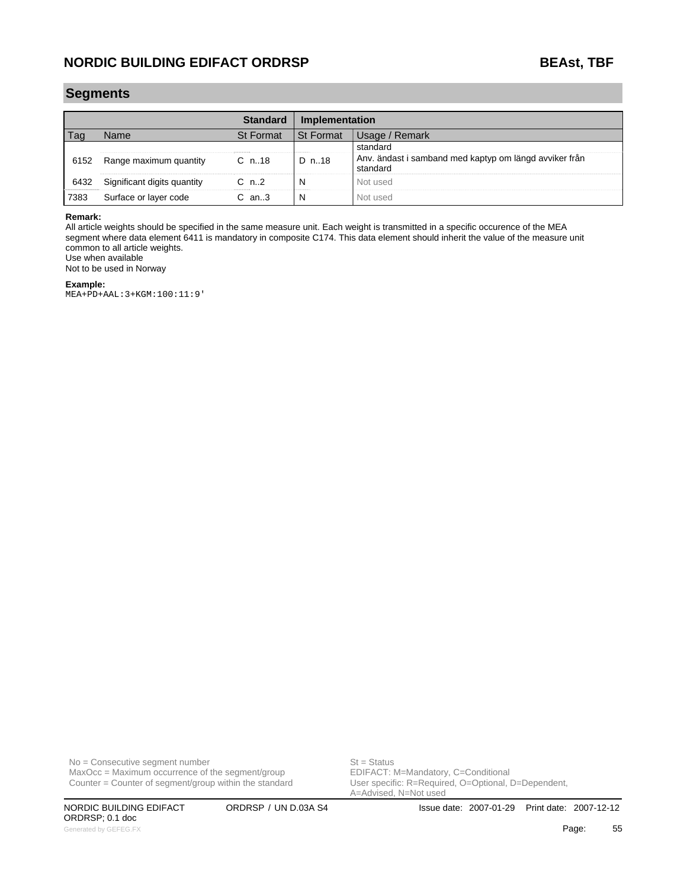## Segments

| | | Standard | Implementation | |
|---|---|---|---|---|
| Tag | Name | St Format | St Format | Usage / Remark |
| | | | | standard |
| 6152 | Range maximum quantity | C n..18 | D n..18 | Anv. ändast i samband med kaptyp om längd avviker från standard |
| 6432 | Significant digits quantity | C n..2 | N | Not used |
| 7383 | Surface or layer code | C an..3 | N | Not used |

**Remark:**
All article weights should be specified in the same measure unit. Each weight is transmitted in a specific occurence of the MEA segment where data element 6411 is mandatory in composite C174. This data element should inherit the value of the measure unit common to all article weights.
Use when available
Not to be used in Norway

**Example:**

```
MEA+PD+AAL:3+KGM:100:11:9'
```

No = Consecutive segment number
MaxOcc = Maximum occurrence of the segment/group
Counter = Counter of segment/group within the standard

St = Status
EDIFACT: M=Mandatory, C=Conditional
User specific: R=Required, O=Optional, D=Dependent, A=Advised, N=Not used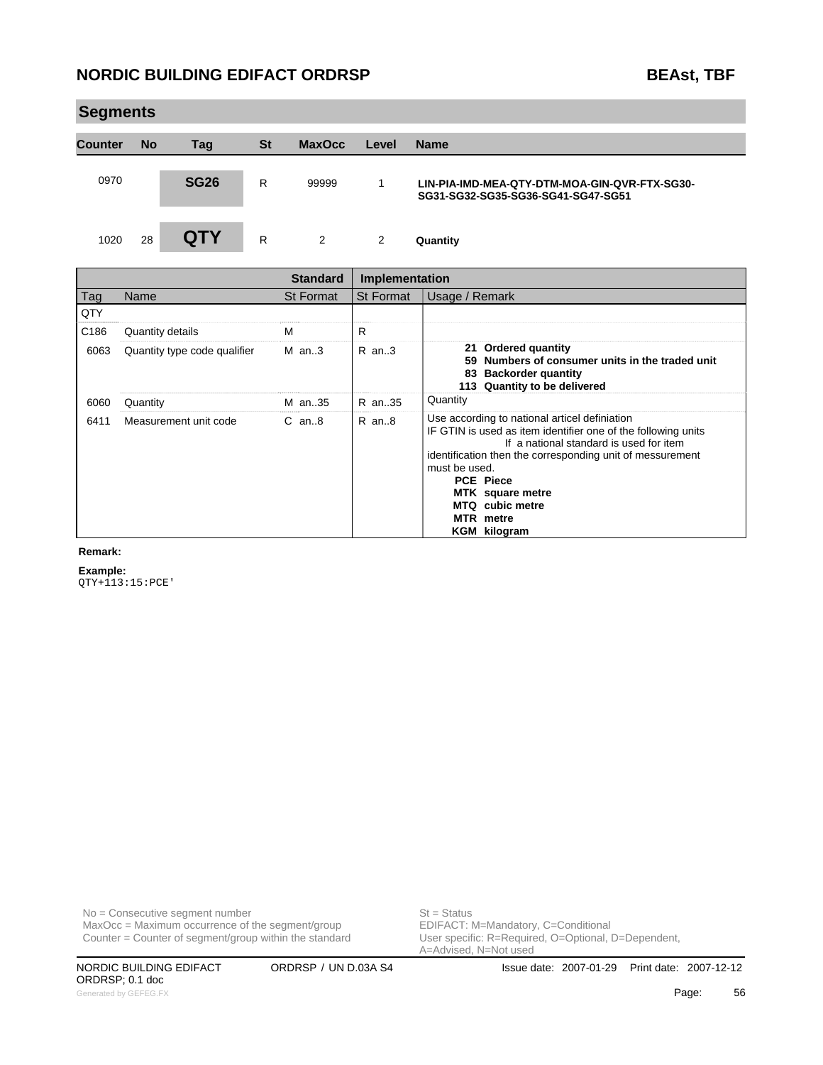## Segments

| Counter | No | Tag | St | MaxOcc | Level | Name |
|---|---|---|---|---|---|---|
| 0970 | | **SG26** | R | 99999 | 1 | **LIN-PIA-IMD-MEA-QTY-DTM-MOA-GIN-QVR-FTX-SG30-SG31-SG32-SG35-SG36-SG41-SG47-SG51** |
| 1020 | 28 | **QTY** | R | 2 | 2 | **Quantity** |

| | | Standard | Implementation | |
|---|---|---|---|---|
| Tag | Name | St Format | St Format | Usage / Remark |
| QTY | | | | |
| C186 | Quantity details | M | R | |
| 6063 | Quantity type code qualifier | M an..3 | R an..3 | **21 Ordered quantity**<br>**59 Numbers of consumer units in the traded unit**<br>**83 Backorder quantity**<br>**113 Quantity to be delivered** |
| 6060 | Quantity | M an..35 | R an..35 | Quantity |
| 6411 | Measurement unit code | C an..8 | R an..8 | Use according to national articel definiation<br>IF GTIN is used as item identifier one of the following units If a national standard is used for item identification then the corresponding unit of messurement must be used.<br>**PCE Piece**<br>**MTK square metre**<br>**MTQ cubic metre**<br>**MTR metre**<br>**KGM kilogram** |

**Remark:**

**Example:**

```
QTY+113:15:PCE'
```

No = Consecutive segment number
MaxOcc = Maximum occurrence of the segment/group
Counter = Counter of segment/group within the standard

St = Status
EDIFACT: M=Mandatory, C=Conditional
User specific: R=Required, O=Optional, D=Dependent, A=Advised, N=Not used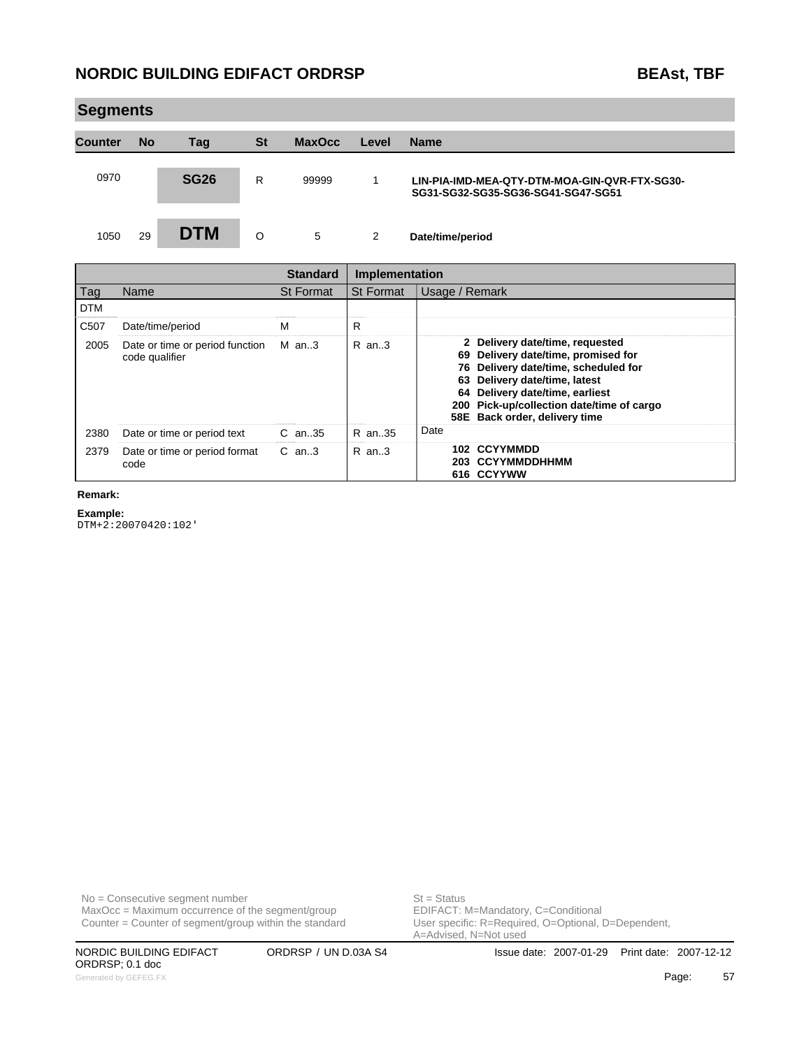## Segments

| Counter | No | Tag | St | MaxOcc | Level | Name |
|---|---|---|---|---|---|---|
| 0970 | | **SG26** | R | 99999 | 1 | **LIN-PIA-IMD-MEA-QTY-DTM-MOA-GIN-QVR-FTX-SG30-SG31-SG32-SG35-SG36-SG41-SG47-SG51** |
| 1050 | 29 | **DTM** | O | 5 | 2 | **Date/time/period** |

| | | Standard | Implementation | |
|---|---|---|---|---|
| Tag | Name | St Format | St Format | Usage / Remark |
| DTM | | | | |
| C507 | Date/time/period | M | R | |
| 2005 | Date or time or period function code qualifier | M an..3 | R an..3 | **2 Delivery date/time, requested**<br>**69 Delivery date/time, promised for**<br>**76 Delivery date/time, scheduled for**<br>**63 Delivery date/time, latest**<br>**64 Delivery date/time, earliest**<br>**200 Pick-up/collection date/time of cargo**<br>**58E Back order, delivery time** |
| 2380 | Date or time or period text | C an..35 | R an..35 | Date |
| 2379 | Date or time or period format code | C an..3 | R an..3 | **102 CCYYMMDD**<br>**203 CCYYMMDDHHMM**<br>**616 CCYYWW** |

**Remark:**

**Example:**

```
DTM+2:20070420:102'
```

No = Consecutive segment number
MaxOcc = Maximum occurrence of the segment/group
Counter = Counter of segment/group within the standard

St = Status
EDIFACT: M=Mandatory, C=Conditional
User specific: R=Required, O=Optional, D=Dependent, A=Advised, N=Not used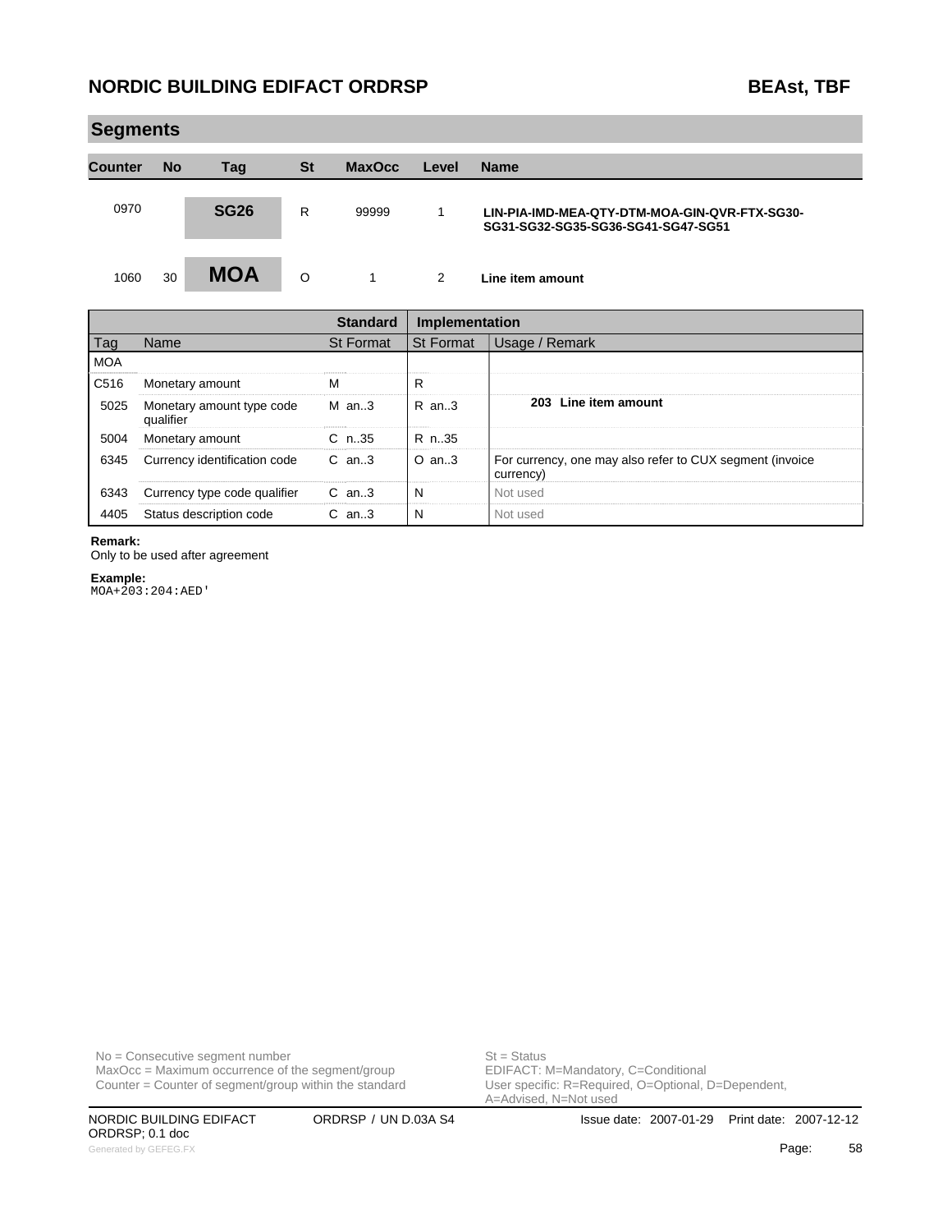## Segments

| Counter | No | Tag | St | MaxOcc | Level | Name |
|---|---|---|---|---|---|---|
| 0970 | | **SG26** | R | 99999 | 1 | **LIN-PIA-IMD-MEA-QTY-DTM-MOA-GIN-QVR-FTX-SG30-SG31-SG32-SG35-SG36-SG41-SG47-SG51** |
| 1060 | 30 | **MOA** | O | 1 | 2 | **Line item amount** |

| Tag | Name | Standard St Format | Implementation St Format | Usage / Remark |
|---|---|---|---|---|
| MOA | | | | |
| C516 | Monetary amount | M | R | |
| 5025 | Monetary amount type code qualifier | M an..3 | R an..3 | **203 Line item amount** |
| 5004 | Monetary amount | C n..35 | R n..35 | |
| 6345 | Currency identification code | C an..3 | O an..3 | For currency, one may also refer to CUX segment (invoice currency) |
| 6343 | Currency type code qualifier | C an..3 | N | Not used |
| 4405 | Status description code | C an..3 | N | Not used |

**Remark:**
Only to be used after agreement

**Example:**
```
MOA+203:204:AED'
```

No = Consecutive segment number
MaxOcc = Maximum occurrence of the segment/group
Counter = Counter of segment/group within the standard

St = Status
EDIFACT: M=Mandatory, C=Conditional
User specific: R=Required, O=Optional, D=Dependent, A=Advised, N=Not used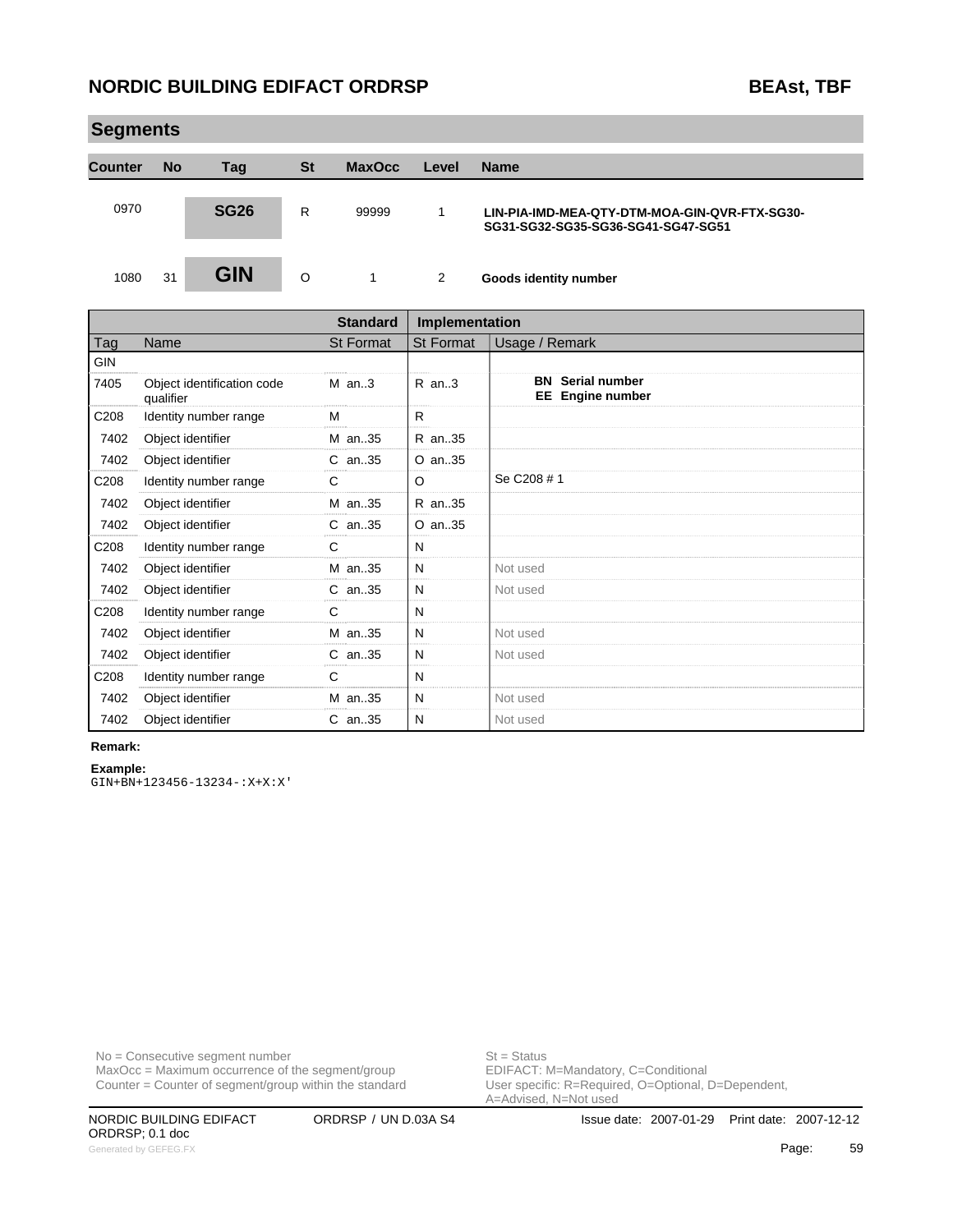## Segments

| Counter | No | Tag | St | MaxOcc | Level | Name |
|---|---|---|---|---|---|---|
| 0970 | | SG26 | R | 99999 | 1 | LIN-PIA-IMD-MEA-QTY-DTM-MOA-GIN-QVR-FTX-SG30-SG31-SG32-SG35-SG36-SG41-SG47-SG51 |
| 1080 | 31 | GIN | O | 1 | 2 | Goods identity number |

| | | Standard | Implementation | |
|---|---|---|---|---|
| Tag | Name | St Format | St Format | Usage / Remark |
| GIN | | | | |
| 7405 | Object identification code qualifier | M an..3 | R an..3 | **BN Serial number** **EE Engine number** |
| C208 | Identity number range | M | R | |
| 7402 | Object identifier | M an..35 | R an..35 | |
| 7402 | Object identifier | C an..35 | O an..35 | |
| C208 | Identity number range | C | O | Se C208 # 1 |
| 7402 | Object identifier | M an..35 | R an..35 | |
| 7402 | Object identifier | C an..35 | O an..35 | |
| C208 | Identity number range | C | N | |
| 7402 | Object identifier | M an..35 | N | Not used |
| 7402 | Object identifier | C an..35 | N | Not used |
| C208 | Identity number range | C | N | |
| 7402 | Object identifier | M an..35 | N | Not used |
| 7402 | Object identifier | C an..35 | N | Not used |
| C208 | Identity number range | C | N | |
| 7402 | Object identifier | M an..35 | N | Not used |
| 7402 | Object identifier | C an..35 | N | Not used |

**Remark:**

**Example:**

```
GIN+BN+123456-13234-:X+X:X'
```

No = Consecutive segment number
MaxOcc = Maximum occurrence of the segment/group
Counter = Counter of segment/group within the standard

St = Status
EDIFACT: M=Mandatory, C=Conditional
User specific: R=Required, O=Optional, D=Dependent, A=Advised, N=Not used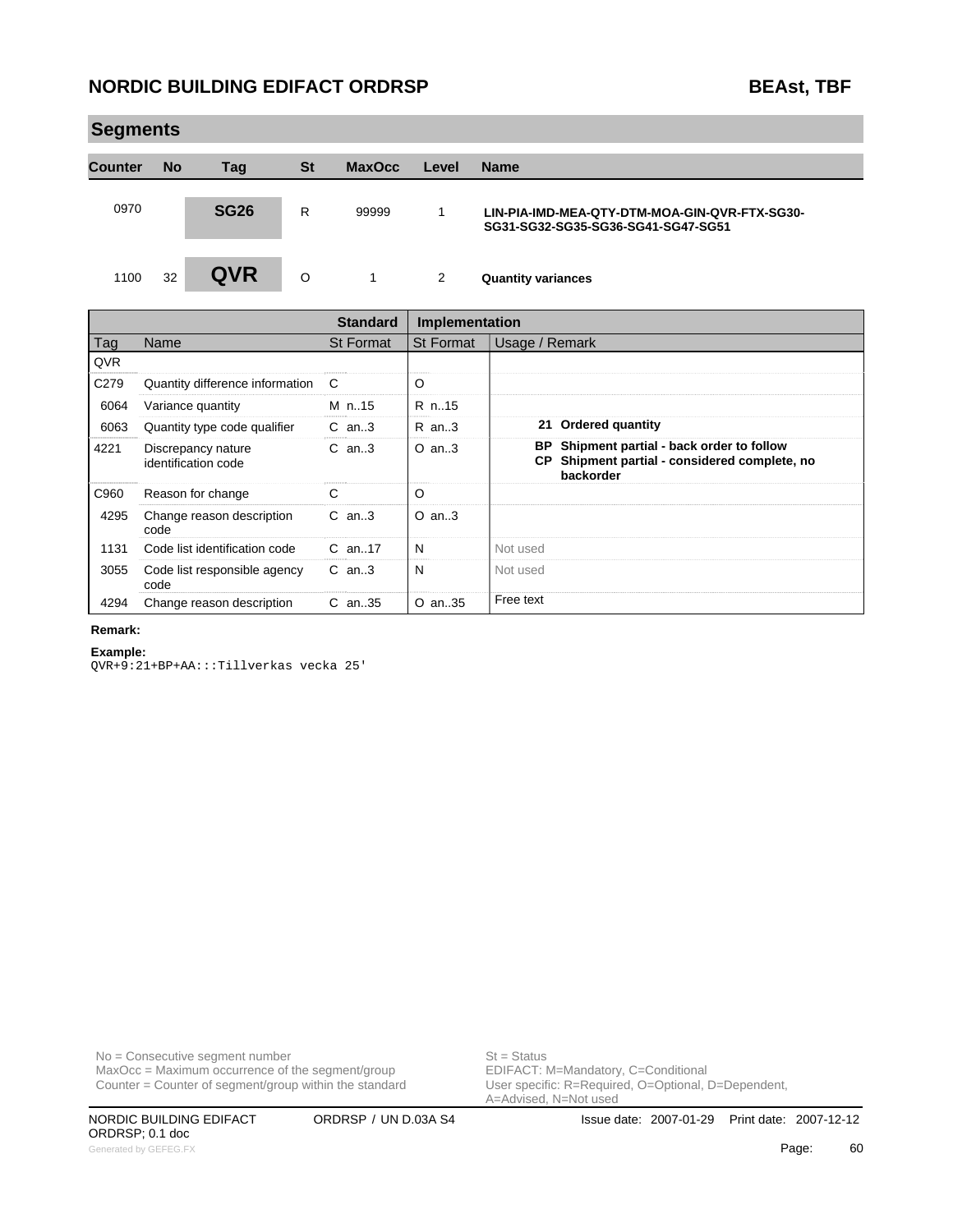## Segments

| Counter | No | Tag | St | MaxOcc | Level | Name |
|---|---|---|---|---|---|---|
| 0970 | | **SG26** | R | 99999 | 1 | **LIN-PIA-IMD-MEA-QTY-DTM-MOA-GIN-QVR-FTX-SG30-SG31-SG32-SG35-SG36-SG41-SG47-SG51** |
| 1100 | 32 | **QVR** | O | 1 | 2 | **Quantity variances** |

| | | Standard | Implementation | |
|---|---|---|---|---|
| Tag | Name | St Format | St Format | Usage / Remark |
| QVR | | | | |
| C279 | Quantity difference information | C | O | |
| 6064 | Variance quantity | M n..15 | R n..15 | |
| 6063 | Quantity type code qualifier | C an..3 | R an..3 | **21 Ordered quantity** |
| 4221 | Discrepancy nature identification code | C an..3 | O an..3 | **BP Shipment partial - back order to follow**<br>**CP Shipment partial - considered complete, no backorder** |
| C960 | Reason for change | C | O | |
| 4295 | Change reason description code | C an..3 | O an..3 | |
| 1131 | Code list identification code | C an..17 | N | Not used |
| 3055 | Code list responsible agency code | C an..3 | N | Not used |
| 4294 | Change reason description | C an..35 | O an..35 | Free text |

**Remark:**

**Example:**

```
QVR+9:21+BP+AA:::Tillverkas vecka 25'
```

No = Consecutive segment number
MaxOcc = Maximum occurrence of the segment/group
Counter = Counter of segment/group within the standard

St = Status
EDIFACT: M=Mandatory, C=Conditional
User specific: R=Required, O=Optional, D=Dependent, A=Advised, N=Not used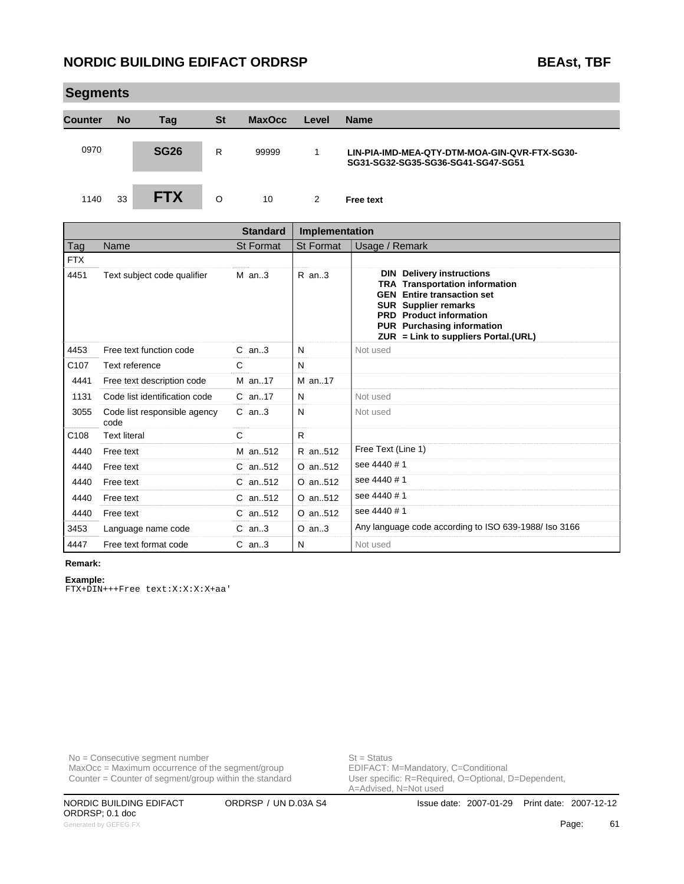## Segments

| Counter | No | Tag | St | MaxOcc | Level | Name |
|---|---|---|---|---|---|---|
| 0970 | | **SG26** | R | 99999 | 1 | **LIN-PIA-IMD-MEA-QTY-DTM-MOA-GIN-QVR-FTX-SG30-SG31-SG32-SG35-SG36-SG41-SG47-SG51** |
| 1140 | 33 | **FTX** | O | 10 | 2 | **Free text** |

| | | Standard | Implementation | |
|---|---|---|---|---|
| Tag | Name | St Format | St Format | Usage / Remark |
| FTX | | | | |
| 4451 | Text subject code qualifier | M an..3 | R an..3 | **DIN Delivery instructions**<br>**TRA Transportation information**<br>**GEN Entire transaction set**<br>**SUR Supplier remarks**<br>**PRD Product information**<br>**PUR Purchasing information**<br>**ZUR = Link to suppliers Portal.(URL)** |
| 4453 | Free text function code | C an..3 | N | Not used |
| C107 | Text reference | C | N | |
| 4441 | Free text description code | M an..17 | M an..17 | |
| 1131 | Code list identification code | C an..17 | N | Not used |
| 3055 | Code list responsible agency code | C an..3 | N | Not used |
| C108 | Text literal | C | R | |
| 4440 | Free text | M an..512 | R an..512 | Free Text (Line 1) |
| 4440 | Free text | C an..512 | O an..512 | see 4440 # 1 |
| 4440 | Free text | C an..512 | O an..512 | see 4440 # 1 |
| 4440 | Free text | C an..512 | O an..512 | see 4440 # 1 |
| 4440 | Free text | C an..512 | O an..512 | see 4440 # 1 |
| 3453 | Language name code | C an..3 | O an..3 | Any language code according to ISO 639-1988/ Iso 3166 |
| 4447 | Free text format code | C an..3 | N | Not used |

**Remark:**

**Example:**

```
FTX+DIN+++Free text:X:X:X:X+aa'
```

No = Consecutive segment number
MaxOcc = Maximum occurrence of the segment/group
Counter = Counter of segment/group within the standard

St = Status
EDIFACT: M=Mandatory, C=Conditional
User specific: R=Required, O=Optional, D=Dependent, A=Advised, N=Not used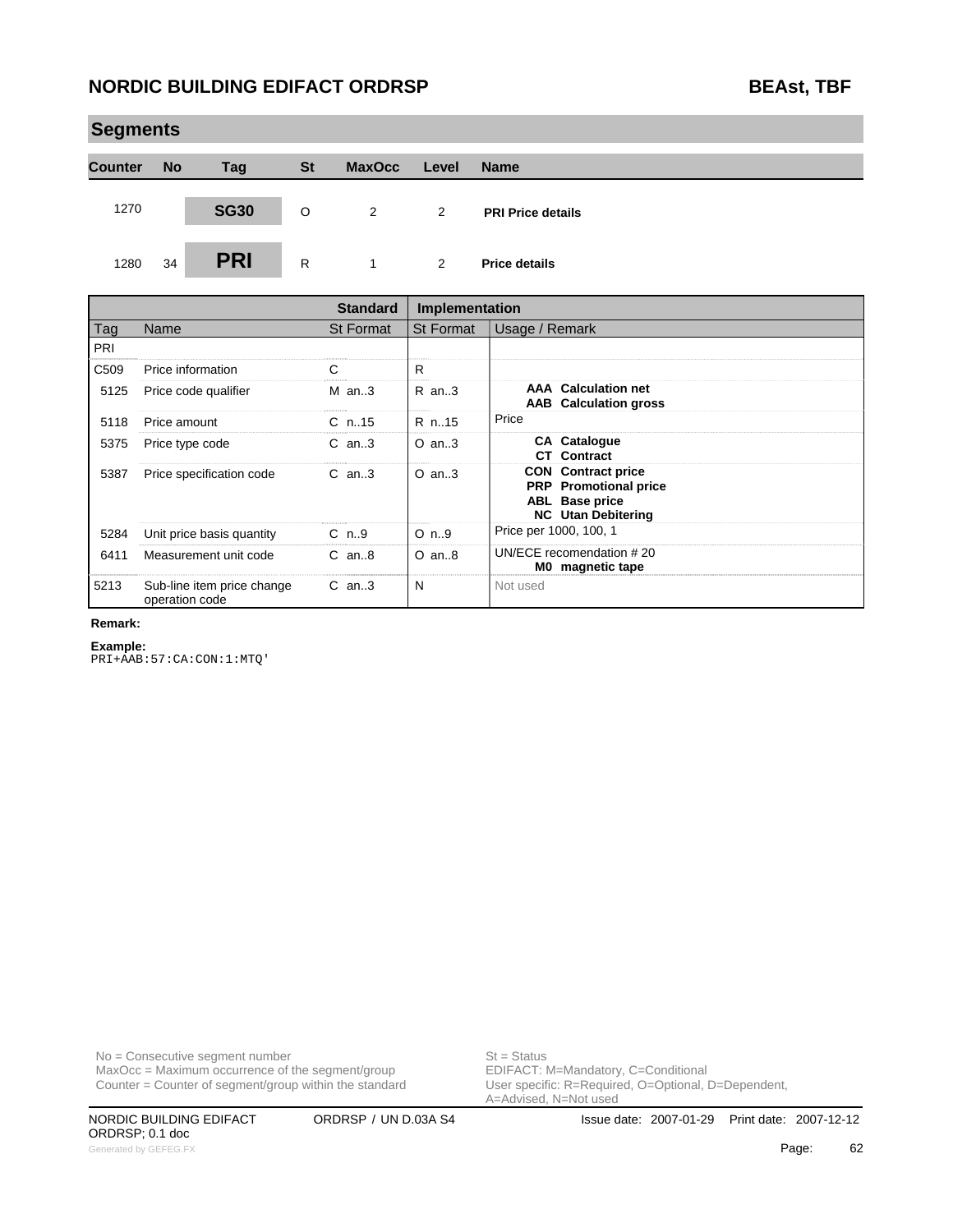## Segments

| Counter | No | Tag | St | MaxOcc | Level | Name |
|---|---|---|---|---|---|---|
| 1270 | | SG30 | O | 2 | 2 | PRI Price details |
| 1280 | 34 | PRI | R | 1 | 2 | Price details |

| Tag | Name | Standard St Format | Implementation St Format | Usage / Remark |
|---|---|---|---|---|
| PRI | | | | |
| C509 | Price information | C | R | |
| 5125 | Price code qualifier | M an..3 | R an..3 | **AAA Calculation net**<br>**AAB Calculation gross** |
| 5118 | Price amount | C n..15 | R n..15 | Price |
| 5375 | Price type code | C an..3 | O an..3 | **CA Catalogue**<br>**CT Contract** |
| 5387 | Price specification code | C an..3 | O an..3 | **CON Contract price**<br>**PRP Promotional price**<br>**ABL Base price**<br>**NC Utan Debitering** |
| 5284 | Unit price basis quantity | C n..9 | O n..9 | Price per 1000, 100, 1 |
| 6411 | Measurement unit code | C an..8 | O an..8 | UN/ECE recomendation # 20<br>**M0 magnetic tape** |
| 5213 | Sub-line item price change operation code | C an..3 | N | Not used |

**Remark:**

**Example:**

```
PRI+AAB:57:CA:CON:1:MTQ'
```

No = Consecutive segment number
MaxOcc = Maximum occurrence of the segment/group
Counter = Counter of segment/group within the standard

St = Status
EDIFACT: M=Mandatory, C=Conditional
User specific: R=Required, O=Optional, D=Dependent, A=Advised, N=Not used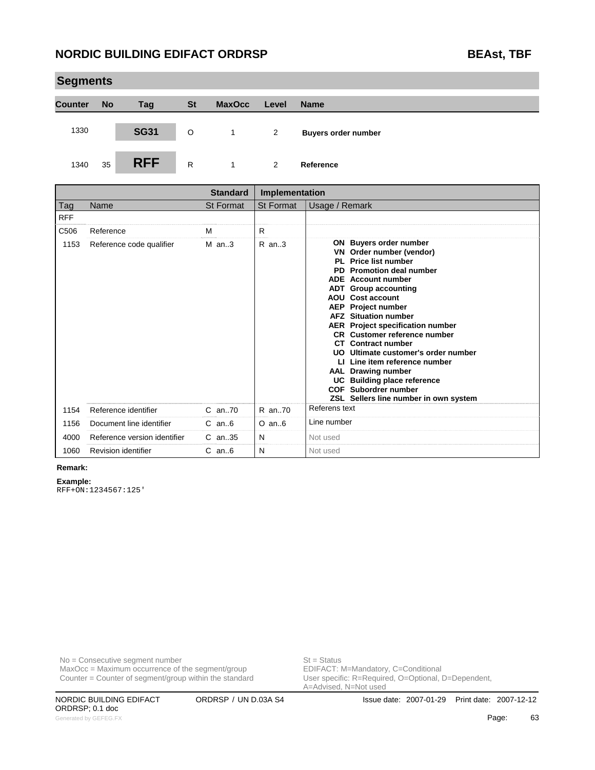## Segments

| Counter | No | Tag | St | MaxOcc | Level | Name |
|---|---|---|---|---|---|---|
| 1330 | | **SG31** | O | 1 | 2 | **Buyers order number** |
| 1340 | 35 | **RFF** | R | 1 | 2 | **Reference** |

| | | Standard | Implementation | |
|---|---|---|---|---|
| Tag | Name | St Format | St Format | Usage / Remark |
| RFF | | | | |
| C506 | Reference | M | R | |
| 1153 | Reference code qualifier | M an..3 | R an..3 | **ON** Buyers order number<br>**VN** Order number (vendor)<br>**PL** Price list number<br>**PD** Promotion deal number<br>**ADE** Account number<br>**ADT** Group accounting<br>**AOU** Cost account<br>**AEP** Project number<br>**AFZ** Situation number<br>**AER** Project specification number<br>**CR** Customer reference number<br>**CT** Contract number<br>**UO** Ultimate customer's order number<br>**LI** Line item reference number<br>**AAL** Drawing number<br>**UC** Building place reference<br>**COF** Subordrer number<br>**ZSL** Sellers line number in own system |
| 1154 | Reference identifier | C an..70 | R an..70 | Referens text |
| 1156 | Document line identifier | C an..6 | O an..6 | Line number |
| 4000 | Reference version identifier | C an..35 | N | Not used |
| 1060 | Revision identifier | C an..6 | N | Not used |

**Remark:**

**Example:**

```
RFF+ON:1234567:125'
```

No = Consecutive segment number
MaxOcc = Maximum occurrence of the segment/group
Counter = Counter of segment/group within the standard

St = Status
EDIFACT: M=Mandatory, C=Conditional
User specific: R=Required, O=Optional, D=Dependent, A=Advised, N=Not used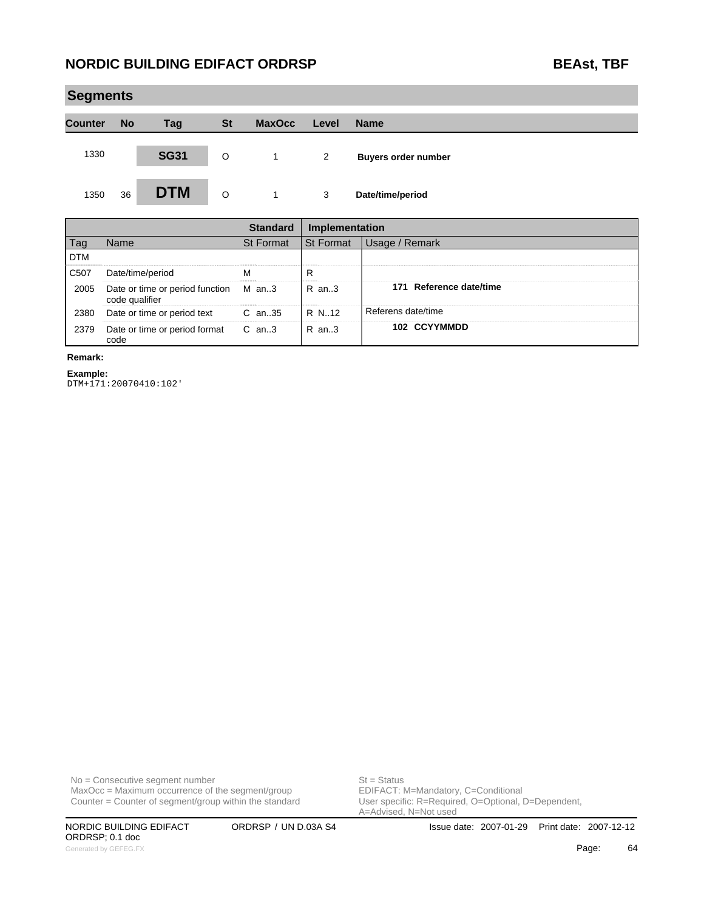## Segments

| Counter | No | Tag | St | MaxOcc | Level | Name |
|---|---|---|---|---|---|---|
| 1330 | | SG31 | O | 1 | 2 | Buyers order number |
| 1350 | 36 | DTM | O | 1 | 3 | Date/time/period |

| Tag | Name | Standard St Format | Implementation St Format | Usage / Remark |
|---|---|---|---|---|
| DTM | | | | |
| C507 | Date/time/period | M | R | |
| 2005 | Date or time or period function code qualifier | M an..3 | R an..3 | **171 Reference date/time** |
| 2380 | Date or time or period text | C an..35 | R N..12 | Referens date/time |
| 2379 | Date or time or period format code | C an..3 | R an..3 | **102 CCYYMMDD** |

**Remark:**

**Example:**

```
DTM+171:20070410:102'
```

No = Consecutive segment number
MaxOcc = Maximum occurrence of the segment/group
Counter = Counter of segment/group within the standard

St = Status
EDIFACT: M=Mandatory, C=Conditional
User specific: R=Required, O=Optional, D=Dependent, A=Advised, N=Not used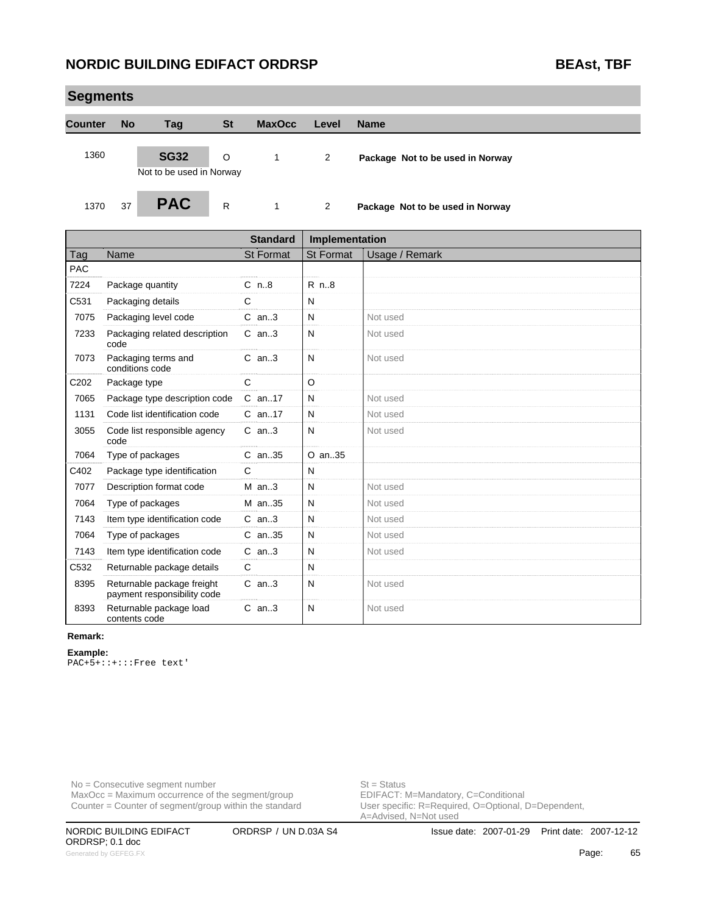## Segments

| Counter | No | Tag | St | MaxOcc | Level | Name |
|---|---|---|---|---|---|---|
| 1360 | | **SG32** | O | 1 | 2 | **Package Not to be used in Norway** |
| | | Not to be used in Norway | | | | |
| 1370 | 37 | **PAC** | R | 1 | 2 | **Package Not to be used in Norway** |

| | | Standard | Implementation | |
|---|---|---|---|---|
| Tag | Name | St Format | St Format | Usage / Remark |
| PAC | | | | |
| 7224 | Package quantity | C n..8 | R n..8 | |
| C531 | Packaging details | C | N | |
| 7075 | Packaging level code | C an..3 | N | Not used |
| 7233 | Packaging related description code | C an..3 | N | Not used |
| 7073 | Packaging terms and conditions code | C an..3 | N | Not used |
| C202 | Package type | C | O | |
| 7065 | Package type description code | C an..17 | N | Not used |
| 1131 | Code list identification code | C an..17 | N | Not used |
| 3055 | Code list responsible agency code | C an..3 | N | Not used |
| 7064 | Type of packages | C an..35 | O an..35 | |
| C402 | Package type identification | C | N | |
| 7077 | Description format code | M an..3 | N | Not used |
| 7064 | Type of packages | M an..35 | N | Not used |
| 7143 | Item type identification code | C an..3 | N | Not used |
| 7064 | Type of packages | C an..35 | N | Not used |
| 7143 | Item type identification code | C an..3 | N | Not used |
| C532 | Returnable package details | C | N | |
| 8395 | Returnable package freight payment responsibility code | C an..3 | N | Not used |
| 8393 | Returnable package load contents code | C an..3 | N | Not used |

**Remark:**

**Example:**

```
PAC+5+::+:::Free text'
```

No = Consecutive segment number
MaxOcc = Maximum occurrence of the segment/group
Counter = Counter of segment/group within the standard

St = Status
EDIFACT: M=Mandatory, C=Conditional
User specific: R=Required, O=Optional, D=Dependent, A=Advised, N=Not used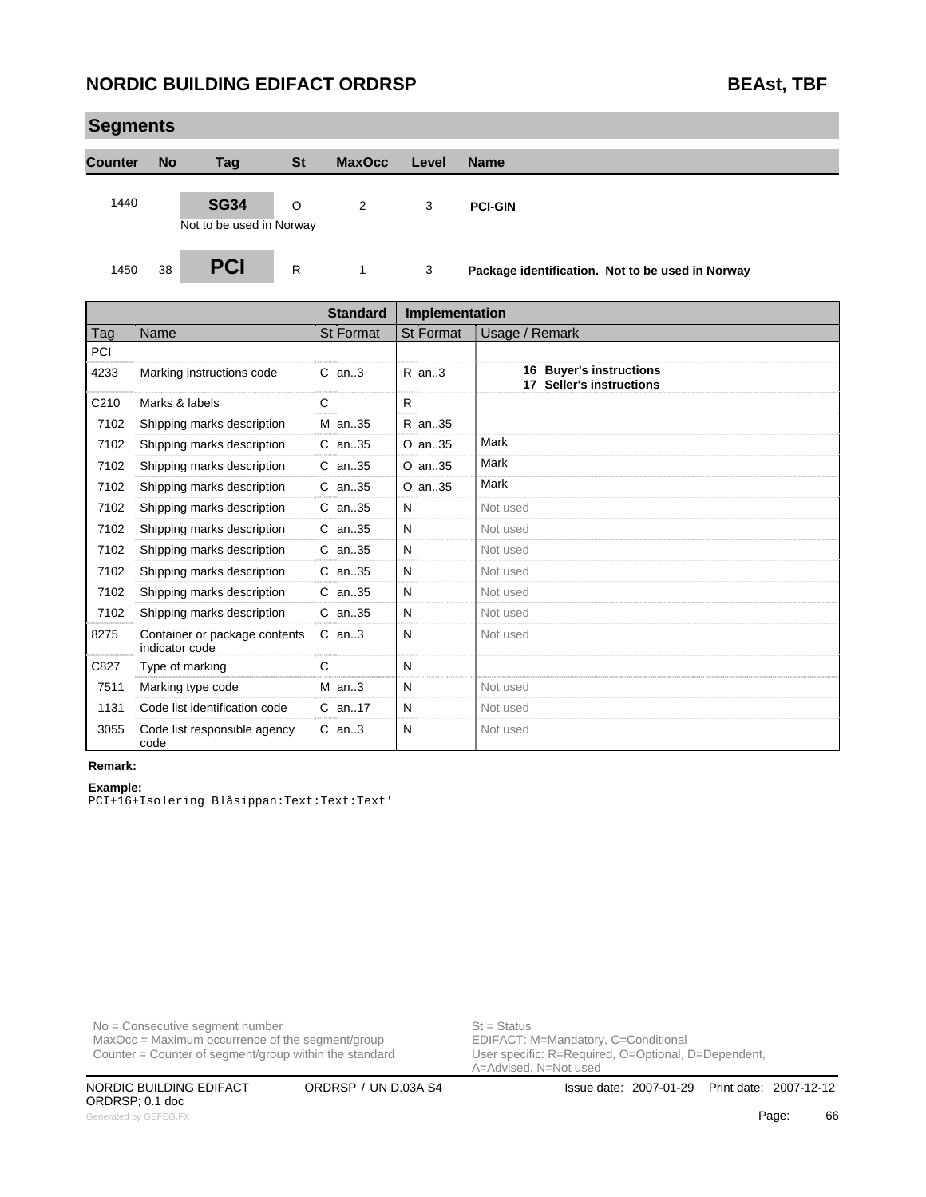## Segments

| Counter | No | Tag | St | MaxOcc | Level | Name |
|---|---|---|---|---|---|---|
| 1440 | | **SG34**<br>Not to be used in Norway | O | 2 | 3 | **PCI-GIN** |
| 1450 | 38 | **PCI** | R | 1 | 3 | **Package identification. Not to be used in Norway** |

| | | Standard | Implementation | |
|---|---|---|---|---|
| **Tag** | **Name** | **St Format** | **St Format** | **Usage / Remark** |
| PCI | | | | |
| 4233 | Marking instructions code | C an..3 | R an..3 | **16 Buyer's instructions**<br>**17 Seller's instructions** |
| C210 | Marks & labels | C | R | |
| 7102 | Shipping marks description | M an..35 | R an..35 | |
| 7102 | Shipping marks description | C an..35 | O an..35 | Mark |
| 7102 | Shipping marks description | C an..35 | O an..35 | Mark |
| 7102 | Shipping marks description | C an..35 | O an..35 | Mark |
| 7102 | Shipping marks description | C an..35 | N | Not used |
| 7102 | Shipping marks description | C an..35 | N | Not used |
| 7102 | Shipping marks description | C an..35 | N | Not used |
| 7102 | Shipping marks description | C an..35 | N | Not used |
| 7102 | Shipping marks description | C an..35 | N | Not used |
| 7102 | Shipping marks description | C an..35 | N | Not used |
| 8275 | Container or package contents indicator code | C an..3 | N | Not used |
| C827 | Type of marking | C | N | |
| 7511 | Marking type code | M an..3 | N | Not used |
| 1131 | Code list identification code | C an..17 | N | Not used |
| 3055 | Code list responsible agency code | C an..3 | N | Not used |

**Remark:**

**Example:**

```
PCI+16+Isolering Blåsippan:Text:Text:Text'
```

No = Consecutive segment number
MaxOcc = Maximum occurrence of the segment/group
Counter = Counter of segment/group within the standard

St = Status
EDIFACT: M=Mandatory, C=Conditional
User specific: R=Required, O=Optional, D=Dependent, A=Advised, N=Not used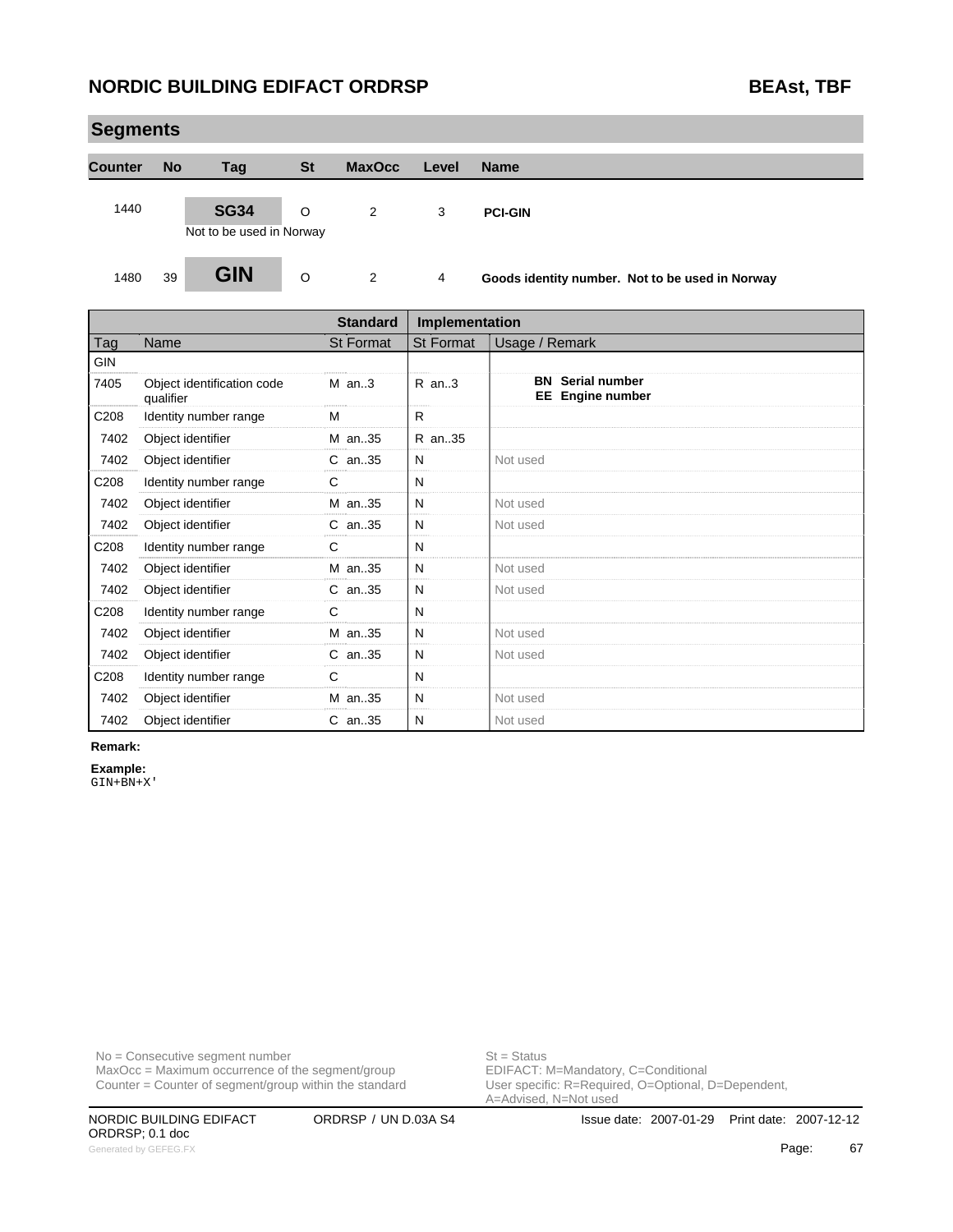## Segments

| Counter | No | Tag | St | MaxOcc | Level | Name |
|---|---|---|---|---|---|---|
| 1440 | | **SG34** Not to be used in Norway | O | 2 | 3 | **PCI-GIN** |
| 1480 | 39 | **GIN** | O | 2 | 4 | **Goods identity number. Not to be used in Norway** |

| | | Standard | Implementation | |
|---|---|---|---|---|
| Tag | Name | St Format | St Format | Usage / Remark |
| GIN | | | | |
| 7405 | Object identification code qualifier | M an..3 | R an..3 | **BN Serial number** **EE Engine number** |
| C208 | Identity number range | M | R | |
| 7402 | Object identifier | M an..35 | R an..35 | |
| 7402 | Object identifier | C an..35 | N | Not used |
| C208 | Identity number range | C | N | |
| 7402 | Object identifier | M an..35 | N | Not used |
| 7402 | Object identifier | C an..35 | N | Not used |
| C208 | Identity number range | C | N | |
| 7402 | Object identifier | M an..35 | N | Not used |
| 7402 | Object identifier | C an..35 | N | Not used |
| C208 | Identity number range | C | N | |
| 7402 | Object identifier | M an..35 | N | Not used |
| 7402 | Object identifier | C an..35 | N | Not used |
| C208 | Identity number range | C | N | |
| 7402 | Object identifier | M an..35 | N | Not used |
| 7402 | Object identifier | C an..35 | N | Not used |

**Remark:**

**Example:**
```
GIN+BN+X'
```

No = Consecutive segment number
MaxOcc = Maximum occurrence of the segment/group
Counter = Counter of segment/group within the standard

St = Status
EDIFACT: M=Mandatory, C=Conditional
User specific: R=Required, O=Optional, D=Dependent, A=Advised, N=Not used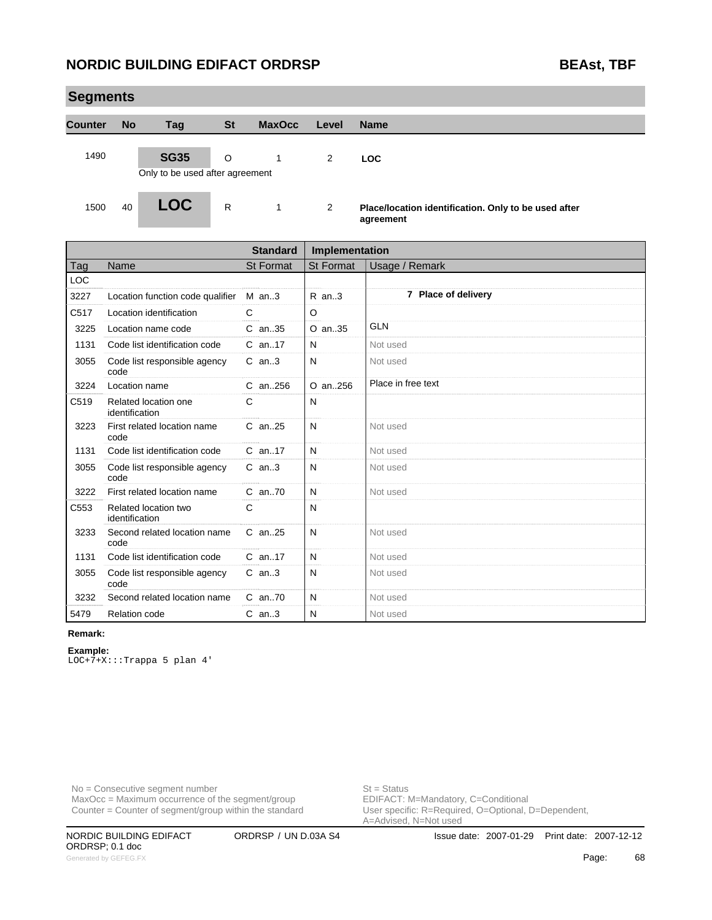## Segments

| Counter | No | Tag | St | MaxOcc | Level | Name |
|---|---|---|---|---|---|---|
| 1490 | | SG35 | O | 1 | 2 | LOC |
| | | Only to be used after agreement | | | | |
| 1500 | 40 | LOC | R | 1 | 2 | Place/location identification. Only to be used after agreement |

| | | Standard | | Implementation | | |
|---|---|---|---|---|---|---|
| Tag | Name | St | Format | St | Format | Usage / Remark |
| LOC | | | | | | |
| 3227 | Location function code qualifier | M | an..3 | R | an..3 | **7 Place of delivery** |
| C517 | Location identification | C | | O | | |
| 3225 | Location name code | C | an..35 | O | an..35 | GLN |
| 1131 | Code list identification code | C | an..17 | N | | Not used |
| 3055 | Code list responsible agency code | C | an..3 | N | | Not used |
| 3224 | Location name | C | an..256 | O | an..256 | Place in free text |
| C519 | Related location one identification | C | | N | | |
| 3223 | First related location name code | C | an..25 | N | | Not used |
| 1131 | Code list identification code | C | an..17 | N | | Not used |
| 3055 | Code list responsible agency code | C | an..3 | N | | Not used |
| 3222 | First related location name | C | an..70 | N | | Not used |
| C553 | Related location two identification | C | | N | | |
| 3233 | Second related location name code | C | an..25 | N | | Not used |
| 1131 | Code list identification code | C | an..17 | N | | Not used |
| 3055 | Code list responsible agency code | C | an..3 | N | | Not used |
| 3232 | Second related location name | C | an..70 | N | | Not used |
| 5479 | Relation code | C | an..3 | N | | Not used |

**Remark:**

**Example:**

```
LOC+7+X:::Trappa 5 plan 4'
```

No = Consecutive segment number
MaxOcc = Maximum occurrence of the segment/group
Counter = Counter of segment/group within the standard

St = Status
EDIFACT: M=Mandatory, C=Conditional
User specific: R=Required, O=Optional, D=Dependent, A=Advised, N=Not used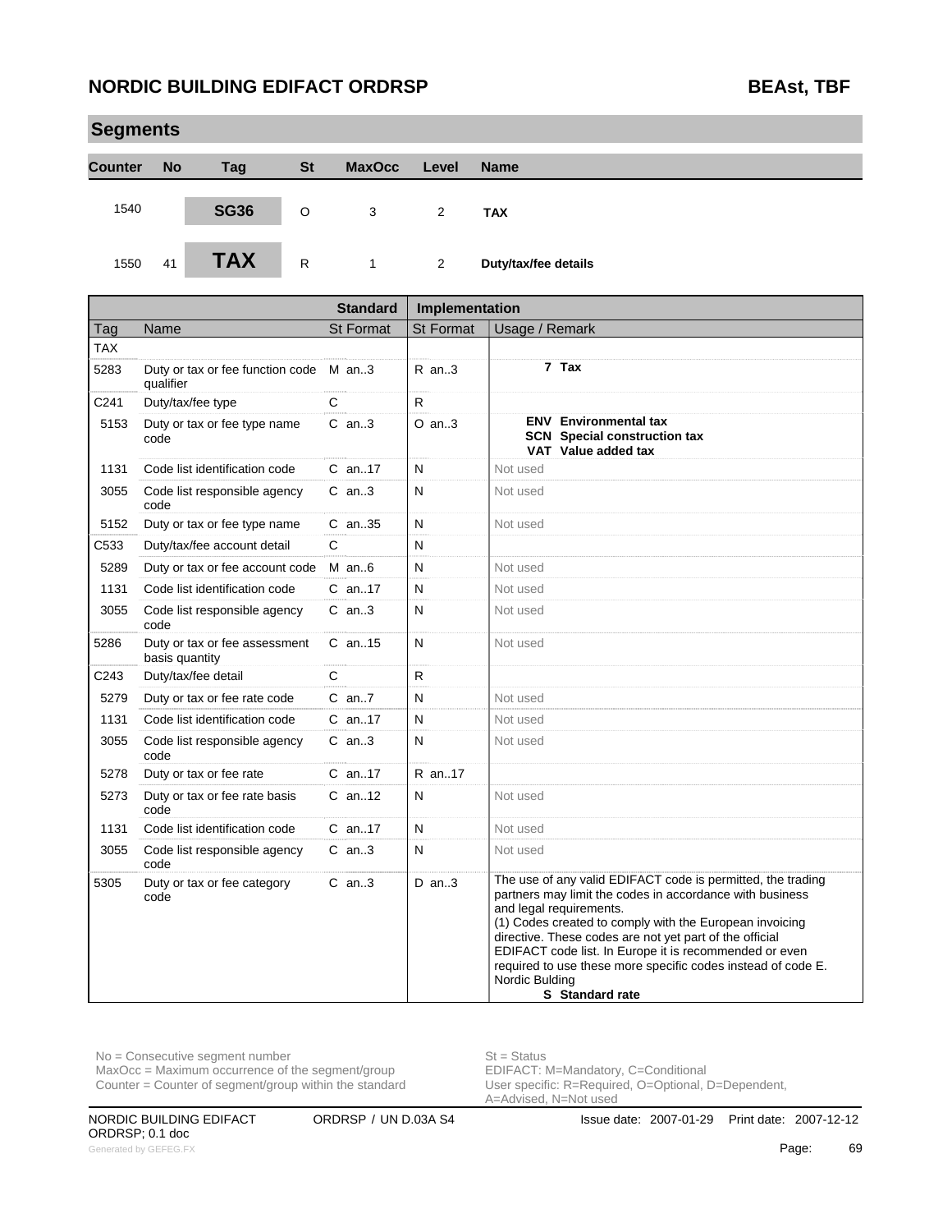## Segments

| Counter | No | Tag | St | MaxOcc | Level | Name |
|---|---|---|---|---|---|---|
| 1540 | | **SG36** | O | 3 | 2 | **TAX** |
| 1550 | 41 | **TAX** | R | 1 | 2 | **Duty/tax/fee details** |

| | | Standard | Implementation | |
|---|---|---|---|---|
| Tag | Name | St Format | St Format | Usage / Remark |
| TAX | | | | |
| 5283 | Duty or tax or fee function code qualifier | M an..3 | R an..3 | **7 Tax** |
| C241 | Duty/tax/fee type | C | R | |
| 5153 | Duty or tax or fee type name code | C an..3 | O an..3 | **ENV Environmental tax**<br>**SCN Special construction tax**<br>**VAT Value added tax** |
| 1131 | Code list identification code | C an..17 | N | Not used |
| 3055 | Code list responsible agency code | C an..3 | N | Not used |
| 5152 | Duty or tax or fee type name | C an..35 | N | Not used |
| C533 | Duty/tax/fee account detail | C | N | |
| 5289 | Duty or tax or fee account code | M an..6 | N | Not used |
| 1131 | Code list identification code | C an..17 | N | Not used |
| 3055 | Code list responsible agency code | C an..3 | N | Not used |
| 5286 | Duty or tax or fee assessment basis quantity | C an..15 | N | Not used |
| C243 | Duty/tax/fee detail | C | R | |
| 5279 | Duty or tax or fee rate code | C an..7 | N | Not used |
| 1131 | Code list identification code | C an..17 | N | Not used |
| 3055 | Code list responsible agency code | C an..3 | N | Not used |
| 5278 | Duty or tax or fee rate | C an..17 | R an..17 | |
| 5273 | Duty or tax or fee rate basis code | C an..12 | N | Not used |
| 1131 | Code list identification code | C an..17 | N | Not used |
| 3055 | Code list responsible agency code | C an..3 | N | Not used |
| 5305 | Duty or tax or fee category code | C an..3 | D an..3 | The use of any valid EDIFACT code is permitted, the trading partners may limit the codes in accordance with business and legal requirements.<br>(1) Codes created to comply with the European invoicing directive. These codes are not yet part of the official EDIFACT code list. In Europe it is recommended or even required to use these more specific codes instead of code E.<br>Nordic Bulding<br>**S Standard rate** |

No = Consecutive segment number
MaxOcc = Maximum occurrence of the segment/group
Counter = Counter of segment/group within the standard

St = Status
EDIFACT: M=Mandatory, C=Conditional
User specific: R=Required, O=Optional, D=Dependent, A=Advised, N=Not used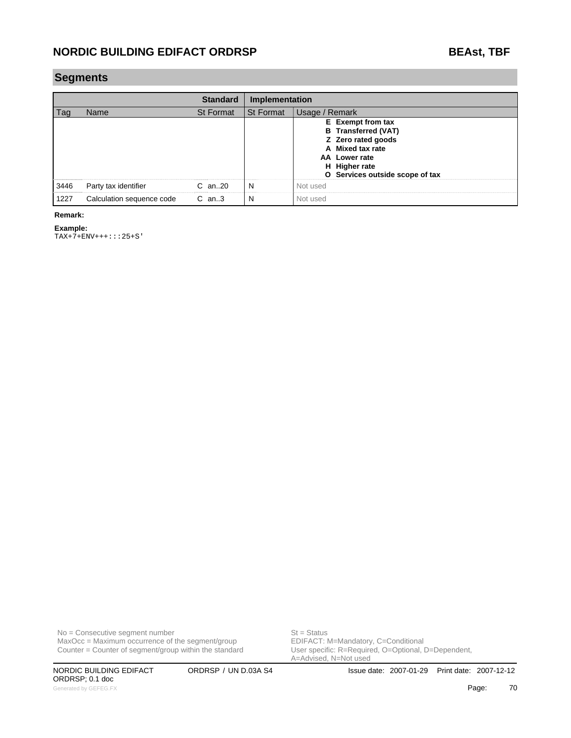## Segments

| | | Standard | Implementation | |
|---|---|---|---|---|
| Tag | Name | St Format | St Format | Usage / Remark |
| | | | | **E Exempt from tax**<br>**B Transferred (VAT)**<br>**Z Zero rated goods**<br>**A Mixed tax rate**<br>**AA Lower rate**<br>**H Higher rate**<br>**O Services outside scope of tax** |
| 3446 | Party tax identifier | C an..20 | N | Not used |
| 1227 | Calculation sequence code | C an..3 | N | Not used |

**Remark:**

**Example:**

```
TAX+7+ENV+++:::25+S'
```

No = Consecutive segment number
MaxOcc = Maximum occurrence of the segment/group
Counter = Counter of segment/group within the standard

St = Status
EDIFACT: M=Mandatory, C=Conditional
User specific: R=Required, O=Optional, D=Dependent, A=Advised, N=Not used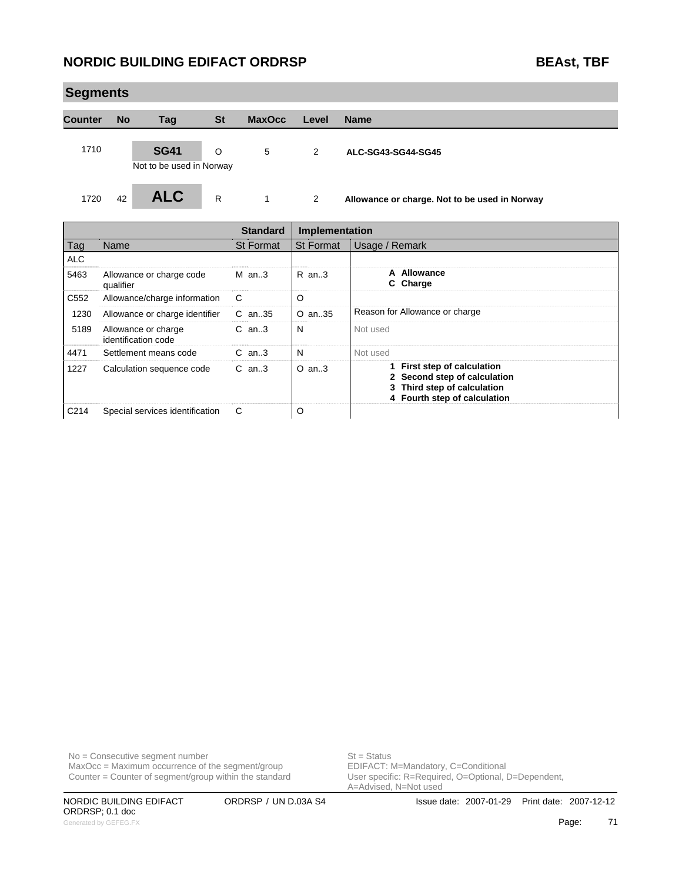## Segments

| Counter | No | Tag | St | MaxOcc | Level | Name |
|---|---|---|---|---|---|---|
| 1710 | | **SG41** | O | 5 | 2 | **ALC-SG43-SG44-SG45** |
| | | Not to be used in Norway | | | | |
| 1720 | 42 | **ALC** | R | 1 | 2 | **Allowance or charge. Not to be used in Norway** |

| | | Standard | Implementation | |
|---|---|---|---|---|
| Tag | Name | St Format | St Format | Usage / Remark |
| ALC | | | | |
| 5463 | Allowance or charge code qualifier | M an..3 | R an..3 | **A Allowance**<br>**C Charge** |
| C552 | Allowance/charge information | C | O | |
| 1230 | Allowance or charge identifier | C an..35 | O an..35 | Reason for Allowance or charge |
| 5189 | Allowance or charge identification code | C an..3 | N | Not used |
| 4471 | Settlement means code | C an..3 | N | Not used |
| 1227 | Calculation sequence code | C an..3 | O an..3 | **1 First step of calculation**<br>**2 Second step of calculation**<br>**3 Third step of calculation**<br>**4 Fourth step of calculation** |
| C214 | Special services identification | C | O | |

No = Consecutive segment number
MaxOcc = Maximum occurrence of the segment/group
Counter = Counter of segment/group within the standard

St = Status
EDIFACT: M=Mandatory, C=Conditional
User specific: R=Required, O=Optional, D=Dependent, A=Advised, N=Not used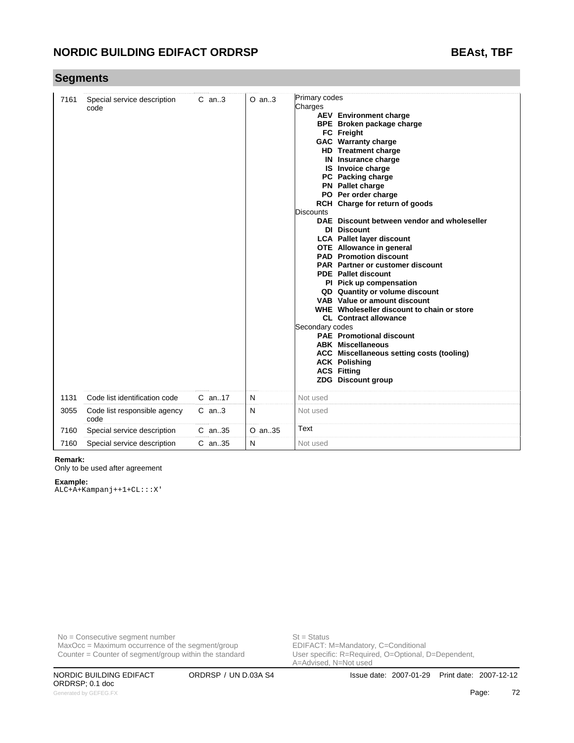## Segments

| | | | | |
|---|---|---|---|---|
| 7161 | Special service description code | C an..3 | O an..3 | Primary codes<br>Charges<br>**AEV Environment charge**<br>**BPE Broken package charge**<br>**FC Freight**<br>**GAC Warranty charge**<br>**HD Treatment charge**<br>**IN Insurance charge**<br>**IS Invoice charge**<br>**PC Packing charge**<br>**PN Pallet charge**<br>**PO Per order charge**<br>**RCH Charge for return of goods**<br>Discounts<br>**DAE Discount between vendor and wholeseller**<br>**DI Discount**<br>**LCA Pallet layer discount**<br>**OTE Allowance in general**<br>**PAD Promotion discount**<br>**PAR Partner or customer discount**<br>**PDE Pallet discount**<br>**PI Pick up compensation**<br>**QD Quantity or volume discount**<br>**VAB Value or amount discount**<br>**WHE Wholeseller discount to chain or store**<br>**CL Contract allowance**<br>Secondary codes<br>**PAE Promotional discount**<br>**ABK Miscellaneous**<br>**ACC Miscellaneous setting costs (tooling)**<br>**ACK Polishing**<br>**ACS Fitting**<br>**ZDG Discount group** |
| 1131 | Code list identification code | C an..17 | N | Not used |
| 3055 | Code list responsible agency code | C an..3 | N | Not used |
| 7160 | Special service description | C an..35 | O an..35 | Text |
| 7160 | Special service description | C an..35 | N | Not used |

**Remark:**
Only to be used after agreement

**Example:**
```
ALC+A+Kampanj++1+CL:::X'
```

No = Consecutive segment number
MaxOcc = Maximum occurrence of the segment/group
Counter = Counter of segment/group within the standard

St = Status
EDIFACT: M=Mandatory, C=Conditional
User specific: R=Required, O=Optional, D=Dependent, A=Advised, N=Not used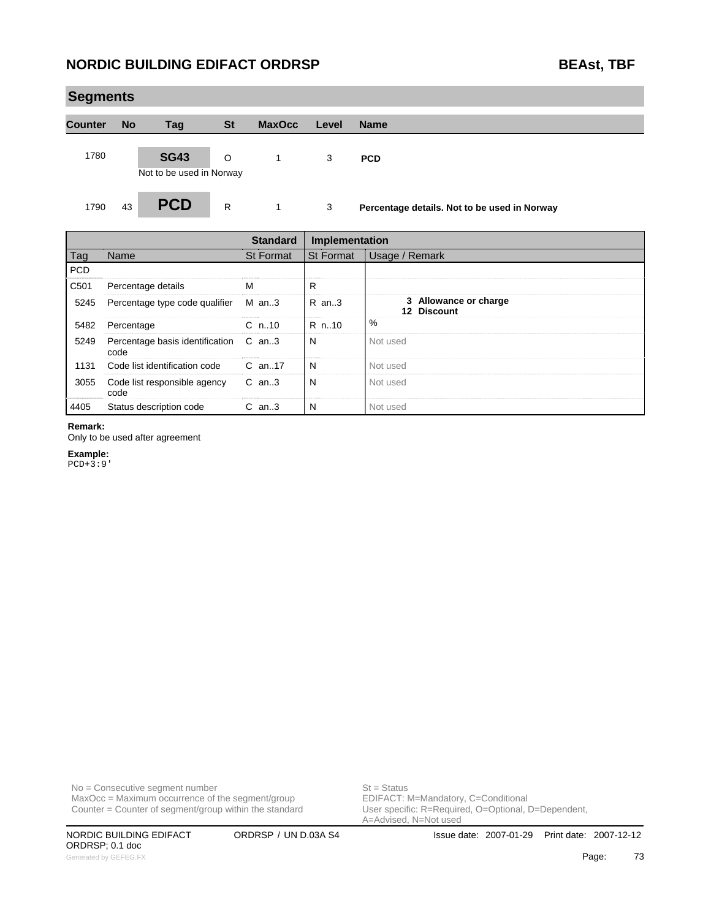## Segments

| Counter | No | Tag | St | MaxOcc | Level | Name |
|---|---|---|---|---|---|---|
| 1780 | | **SG43** | O | 1 | 3 | **PCD** |
| | | Not to be used in Norway | | | | |
| 1790 | 43 | **PCD** | R | 1 | 3 | **Percentage details. Not to be used in Norway** |

| | | Standard | Implementation | |
|---|---|---|---|---|
| Tag | Name | St Format | St Format | Usage / Remark |
| PCD | | | | |
| C501 | Percentage details | M | R | |
| 5245 | Percentage type code qualifier | M an..3 | R an..3 | **3 Allowance or charge**<br>**12 Discount** |
| 5482 | Percentage | C n..10 | R n..10 | % |
| 5249 | Percentage basis identification code | C an..3 | N | Not used |
| 1131 | Code list identification code | C an..17 | N | Not used |
| 3055 | Code list responsible agency code | C an..3 | N | Not used |
| 4405 | Status description code | C an..3 | N | Not used |

**Remark:**
Only to be used after agreement

**Example:**
```
PCD+3:9'
```

No = Consecutive segment number
MaxOcc = Maximum occurrence of the segment/group
Counter = Counter of segment/group within the standard

St = Status
EDIFACT: M=Mandatory, C=Conditional
User specific: R=Required, O=Optional, D=Dependent, A=Advised, N=Not used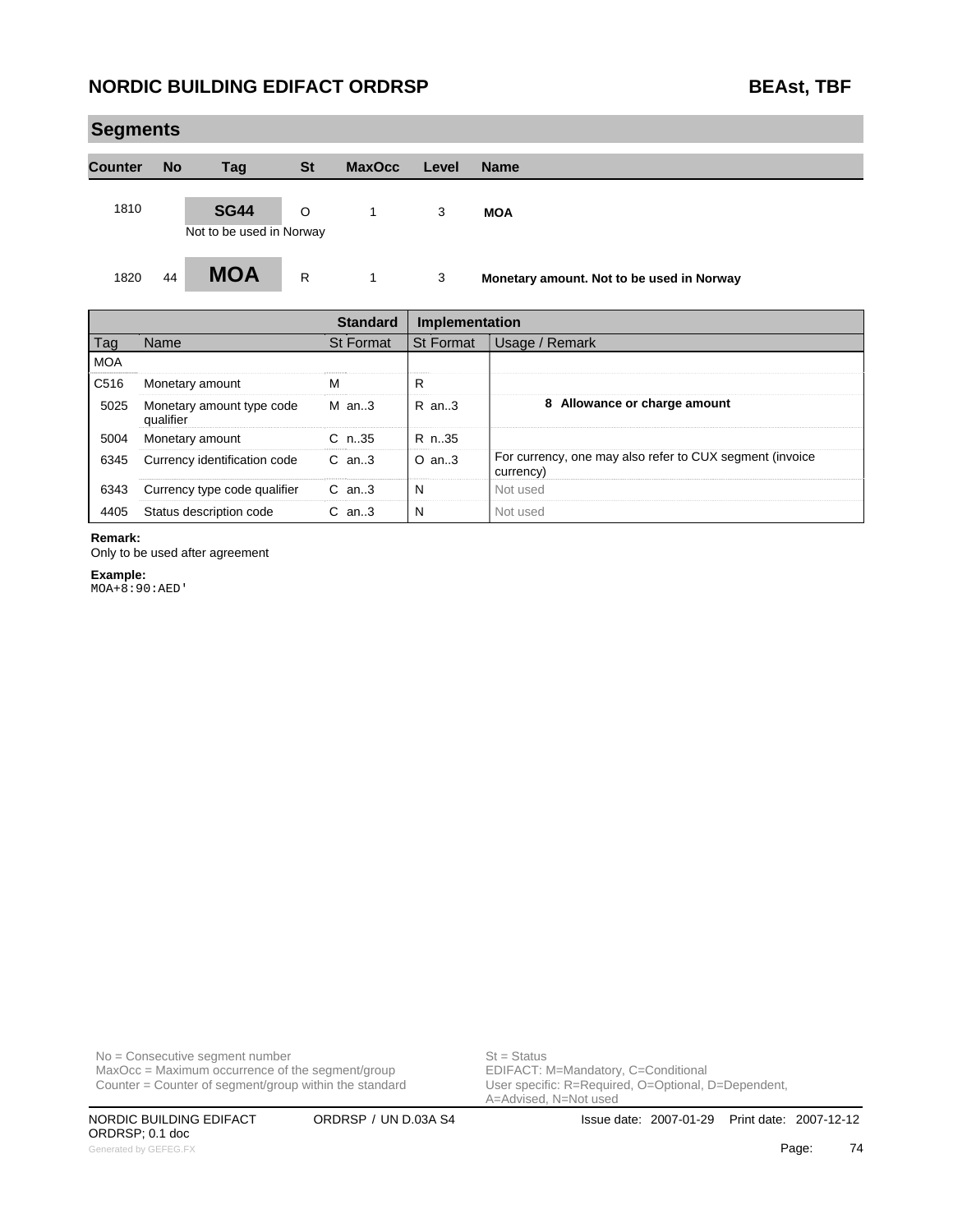## Segments

| Counter | No | Tag | St | MaxOcc | Level | Name |
|---|---|---|---|---|---|---|
| 1810 | | **SG44**<br>Not to be used in Norway | O | 1 | 3 | **MOA** |
| 1820 | 44 | **MOA** | R | 1 | 3 | **Monetary amount. Not to be used in Norway** |

| | | Standard | Implementation | |
|---|---|---|---|---|
| Tag | Name | St Format | St Format | Usage / Remark |
| MOA | | | | |
| C516 | Monetary amount | M | R | |
| 5025 | Monetary amount type code qualifier | M an..3 | R an..3 | **8 Allowance or charge amount** |
| 5004 | Monetary amount | C n..35 | R n..35 | |
| 6345 | Currency identification code | C an..3 | O an..3 | For currency, one may also refer to CUX segment (invoice currency) |
| 6343 | Currency type code qualifier | C an..3 | N | Not used |
| 4405 | Status description code | C an..3 | N | Not used |

**Remark:**
Only to be used after agreement

**Example:**
```
MOA+8:90:AED'
```

No = Consecutive segment number
MaxOcc = Maximum occurrence of the segment/group
Counter = Counter of segment/group within the standard

St = Status
EDIFACT: M=Mandatory, C=Conditional
User specific: R=Required, O=Optional, D=Dependent, A=Advised, N=Not used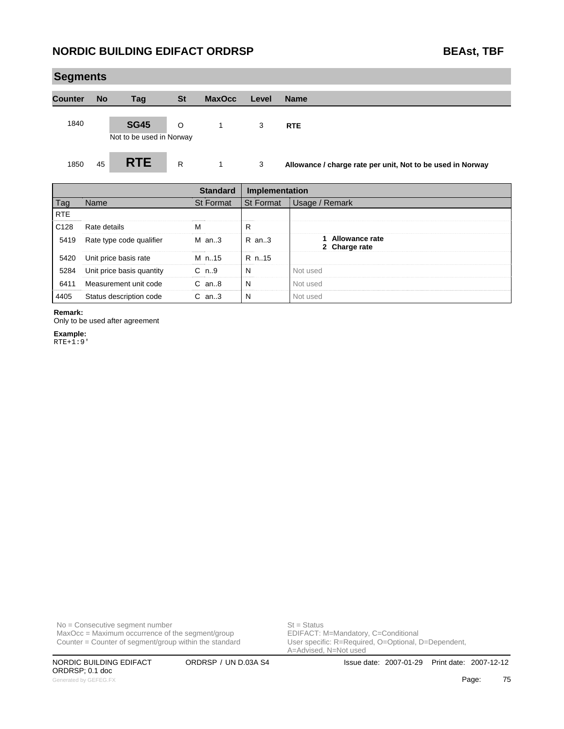## Segments

| Counter | No | Tag | St | MaxOcc | Level | Name |
|---|---|---|---|---|---|---|
| 1840 | | **SG45** | O | 1 | 3 | **RTE** |
| | | Not to be used in Norway | | | | |
| 1850 | 45 | **RTE** | R | 1 | 3 | **Allowance / charge rate per unit, Not to be used in Norway** |

| | | Standard | Implementation | |
|---|---|---|---|---|
| Tag | Name | St Format | St Format | Usage / Remark |
| RTE | | | | |
| C128 | Rate details | M | R | |
| 5419 | Rate type code qualifier | M an..3 | R an..3 | **1 Allowance rate**<br>**2 Charge rate** |
| 5420 | Unit price basis rate | M n..15 | R n..15 | |
| 5284 | Unit price basis quantity | C n..9 | N | Not used |
| 6411 | Measurement unit code | C an..8 | N | Not used |
| 4405 | Status description code | C an..3 | N | Not used |

**Remark:**
Only to be used after agreement

**Example:**
```
RTE+1:9'
```

No = Consecutive segment number
MaxOcc = Maximum occurrence of the segment/group
Counter = Counter of segment/group within the standard

St = Status
EDIFACT: M=Mandatory, C=Conditional
User specific: R=Required, O=Optional, D=Dependent, A=Advised, N=Not used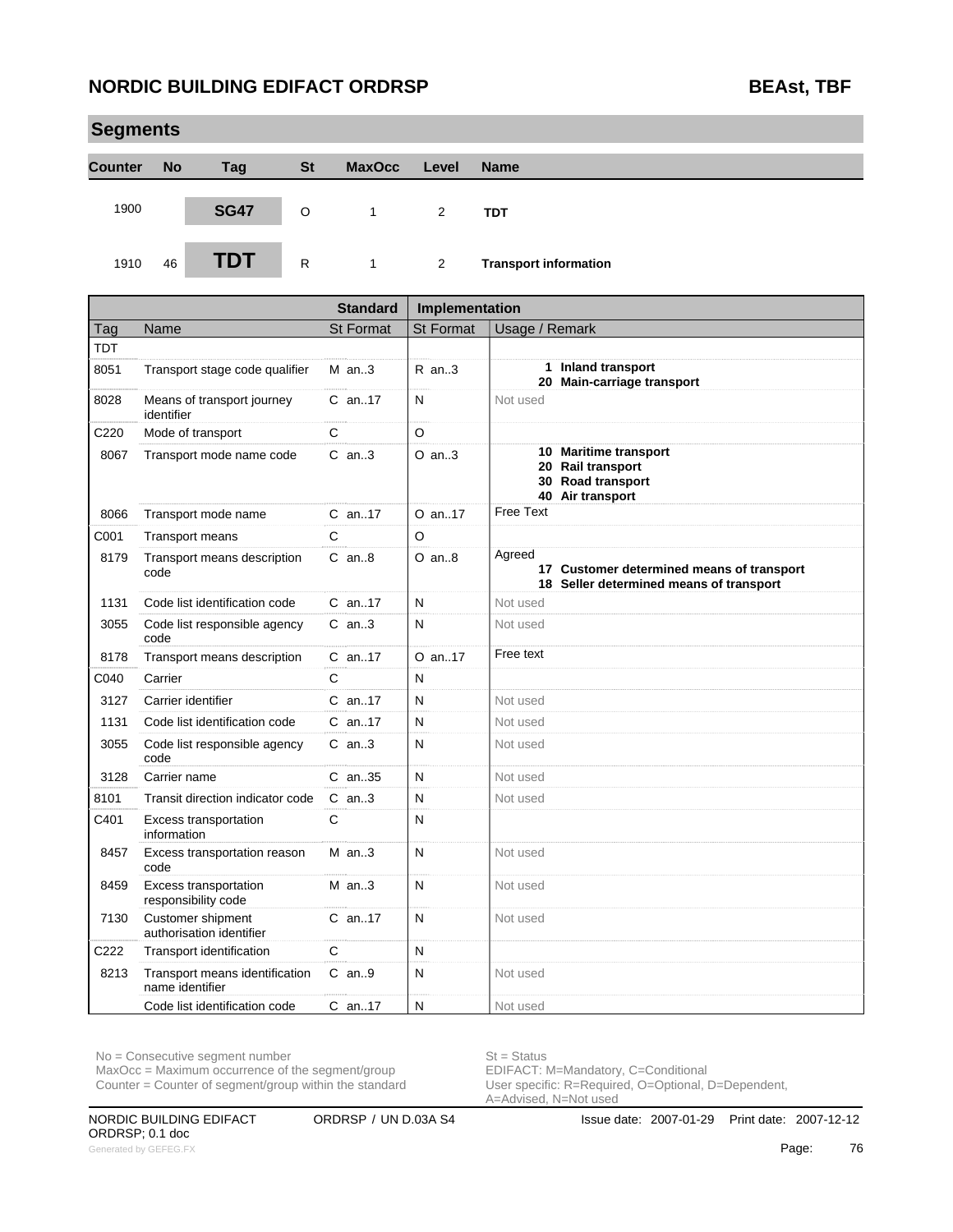## Segments

| Counter | No | Tag | St | MaxOcc | Level | Name |
|---|---|---|---|---|---|---|
| 1900 | | SG47 | O | 1 | 2 | TDT |
| 1910 | 46 | TDT | R | 1 | 2 | Transport information |

| Tag | Name | Standard St Format | Implementation St Format | Usage / Remark |
|---|---|---|---|---|
| TDT | | | | |
| 8051 | Transport stage code qualifier | M an..3 | R an..3 | **1 Inland transport**<br>**20 Main-carriage transport** |
| 8028 | Means of transport journey identifier | C an..17 | N | Not used |
| C220 | Mode of transport | C | O | |
| 8067 | Transport mode name code | C an..3 | O an..3 | **10 Maritime transport**<br>**20 Rail transport**<br>**30 Road transport**<br>**40 Air transport** |
| 8066 | Transport mode name | C an..17 | O an..17 | Free Text |
| C001 | Transport means | C | O | |
| 8179 | Transport means description code | C an..8 | O an..8 | Agreed<br>**17 Customer determined means of transport**<br>**18 Seller determined means of transport** |
| 1131 | Code list identification code | C an..17 | N | Not used |
| 3055 | Code list responsible agency code | C an..3 | N | Not used |
| 8178 | Transport means description | C an..17 | O an..17 | Free text |
| C040 | Carrier | C | N | |
| 3127 | Carrier identifier | C an..17 | N | Not used |
| 1131 | Code list identification code | C an..17 | N | Not used |
| 3055 | Code list responsible agency code | C an..3 | N | Not used |
| 3128 | Carrier name | C an..35 | N | Not used |
| 8101 | Transit direction indicator code | C an..3 | N | Not used |
| C401 | Excess transportation information | C | N | |
| 8457 | Excess transportation reason code | M an..3 | N | Not used |
| 8459 | Excess transportation responsibility code | M an..3 | N | Not used |
| 7130 | Customer shipment authorisation identifier | C an..17 | N | Not used |
| C222 | Transport identification | C | N | |
| 8213 | Transport means identification name identifier | C an..9 | N | Not used |
| | Code list identification code | C an..17 | N | Not used |

No = Consecutive segment number
MaxOcc = Maximum occurrence of the segment/group
Counter = Counter of segment/group within the standard

St = Status
EDIFACT: M=Mandatory, C=Conditional
User specific: R=Required, O=Optional, D=Dependent, A=Advised, N=Not used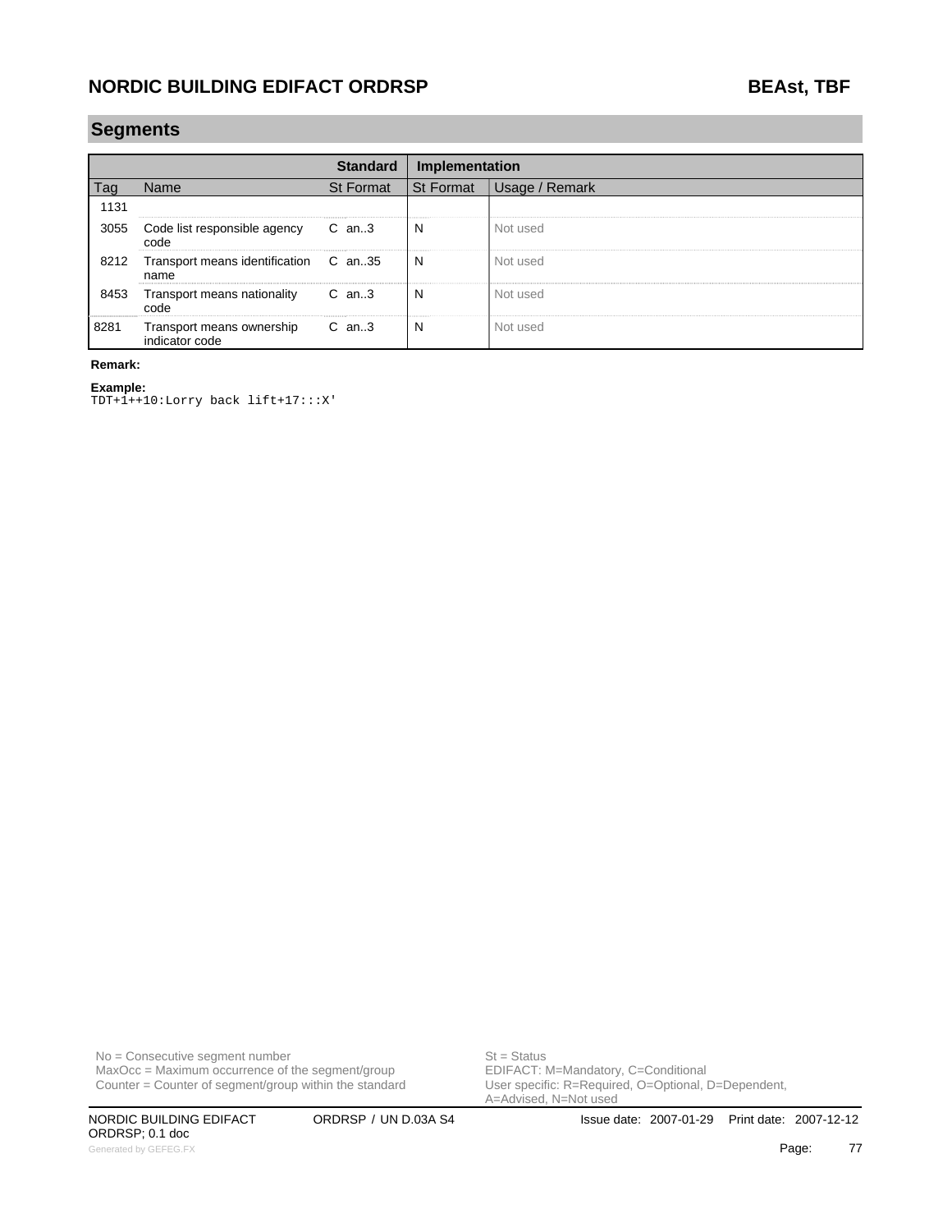## Segments

| | | Standard | Implementation | |
|---|---|---|---|---|
| Tag | Name | St Format | St Format | Usage / Remark |
| 1131 | | | | |
| 3055 | Code list responsible agency code | C an..3 | N | Not used |
| 8212 | Transport means identification name | C an..35 | N | Not used |
| 8453 | Transport means nationality code | C an..3 | N | Not used |
| 8281 | Transport means ownership indicator code | C an..3 | N | Not used |

**Remark:**

**Example:**

```
TDT+1++10:Lorry back lift+17:::X'
```

No = Consecutive segment number
MaxOcc = Maximum occurrence of the segment/group
Counter = Counter of segment/group within the standard

St = Status
EDIFACT: M=Mandatory, C=Conditional
User specific: R=Required, O=Optional, D=Dependent, A=Advised, N=Not used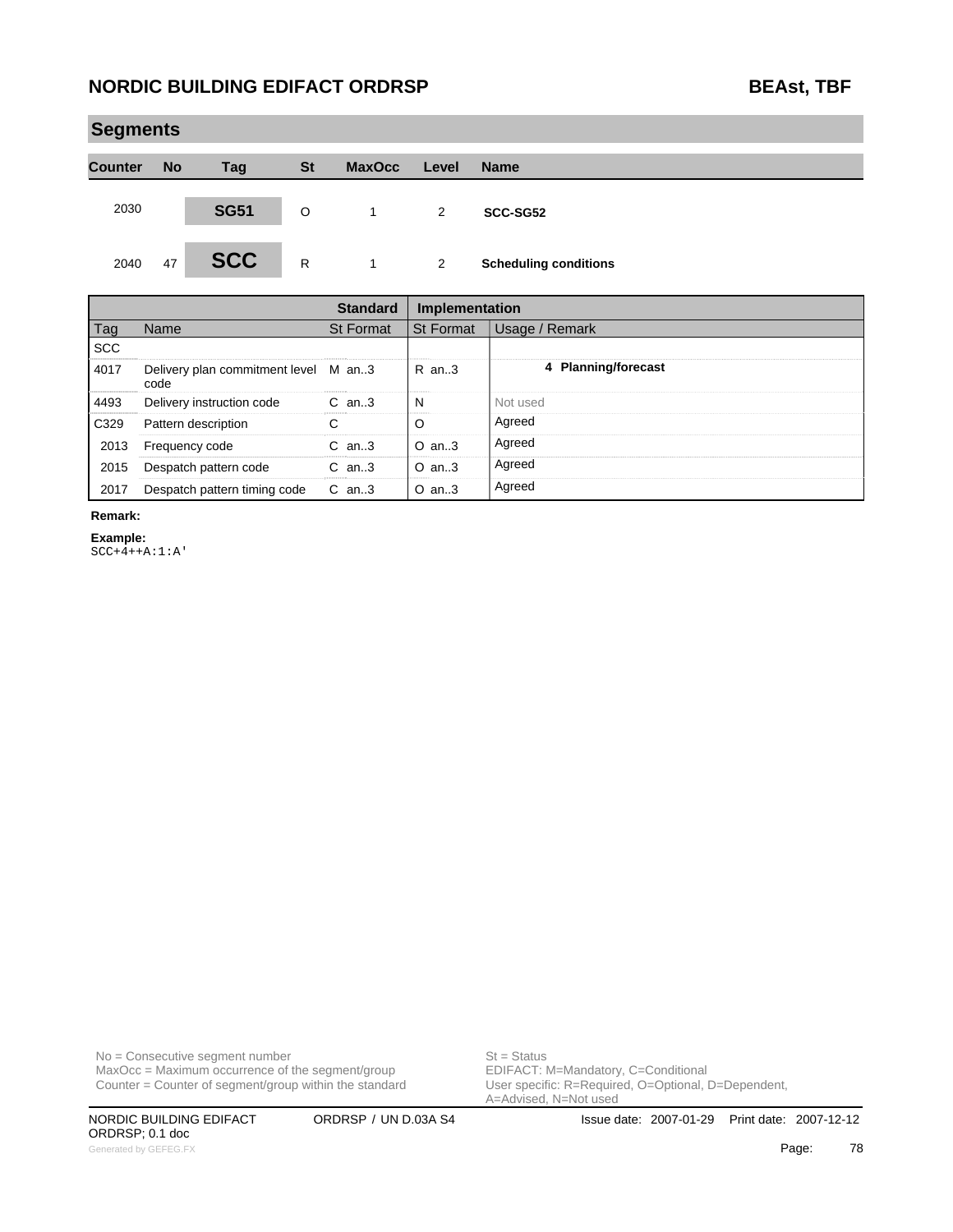## Segments

| Counter | No | Tag | St | MaxOcc | Level | Name |
|---|---|---|---|---|---|---|
| 2030 | | **SG51** | O | 1 | 2 | **SCC-SG52** |
| 2040 | 47 | **SCC** | R | 1 | 2 | **Scheduling conditions** |

| Tag | Name | Standard St Format | Implementation St Format | Usage / Remark |
|---|---|---|---|---|
| SCC | | | | |
| 4017 | Delivery plan commitment level code | M an..3 | R an..3 | **4 Planning/forecast** |
| 4493 | Delivery instruction code | C an..3 | N | Not used |
| C329 | Pattern description | C | O | Agreed |
| 2013 | Frequency code | C an..3 | O an..3 | Agreed |
| 2015 | Despatch pattern code | C an..3 | O an..3 | Agreed |
| 2017 | Despatch pattern timing code | C an..3 | O an..3 | Agreed |

**Remark:**

**Example:**

```
SCC+4++A:1:A'
```

No = Consecutive segment number
MaxOcc = Maximum occurrence of the segment/group
Counter = Counter of segment/group within the standard

St = Status
EDIFACT: M=Mandatory, C=Conditional
User specific: R=Required, O=Optional, D=Dependent, A=Advised, N=Not used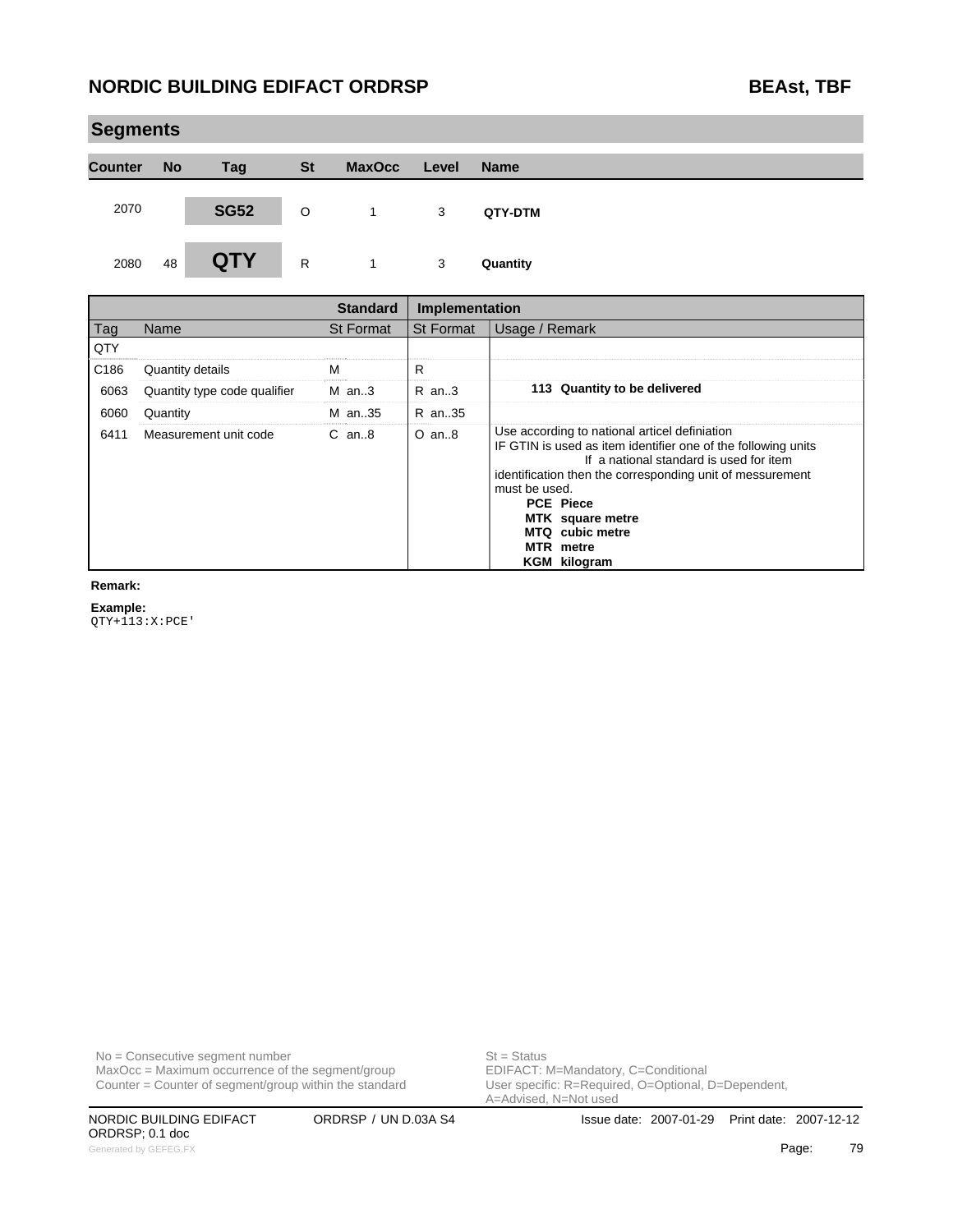## Segments

| Counter | No | Tag | St | MaxOcc | Level | Name |
|---|---|---|---|---|---|---|
| 2070 | | SG52 | O | 1 | 3 | QTY-DTM |
| 2080 | 48 | QTY | R | 1 | 3 | Quantity |

| | | Standard | Implementation | |
|---|---|---|---|---|
| Tag | Name | St Format | St Format | Usage / Remark |
| QTY | | | | |
| C186 | Quantity details | M | R | |
| 6063 | Quantity type code qualifier | M an..3 | R an..3 | **113 Quantity to be delivered** |
| 6060 | Quantity | M an..35 | R an..35 | |
| 6411 | Measurement unit code | C an..8 | O an..8 | Use according to national articel definiation IF GTIN is used as item identifier one of the following units If a national standard is used for item identification then the corresponding unit of messurement must be used. **PCE Piece** **MTK square metre** **MTQ cubic metre** **MTR metre** **KGM kilogram** |

**Remark:**

**Example:**

```
QTY+113:X:PCE'
```

No = Consecutive segment number
MaxOcc = Maximum occurrence of the segment/group
Counter = Counter of segment/group within the standard

St = Status
EDIFACT: M=Mandatory, C=Conditional
User specific: R=Required, O=Optional, D=Dependent, A=Advised, N=Not used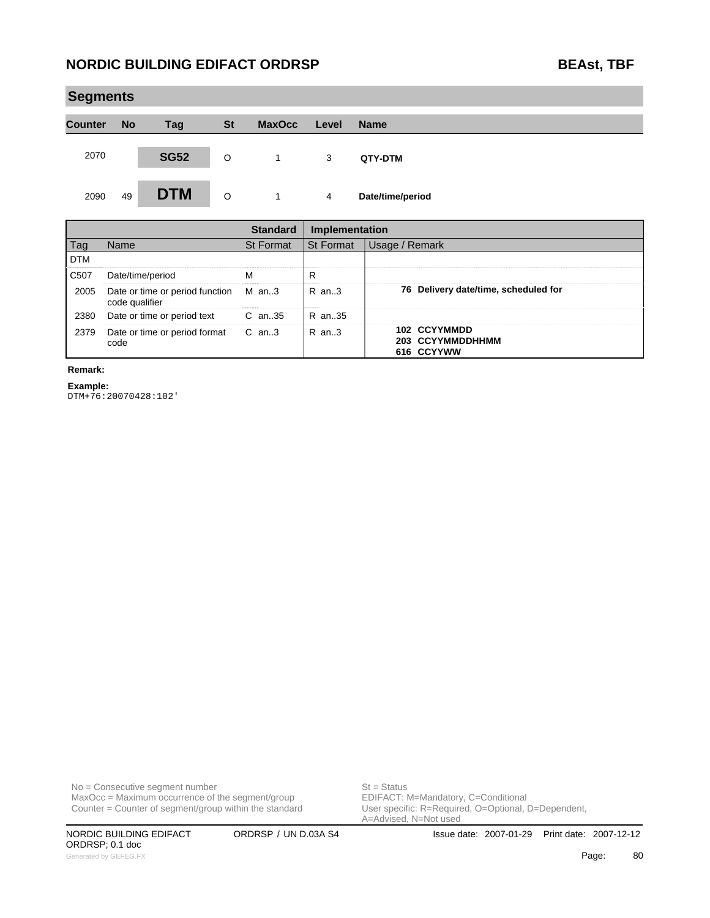## Segments

| Counter | No | Tag | St | MaxOcc | Level | Name |
|---|---|---|---|---|---|---|
| 2070 | | SG52 | O | 1 | 3 | QTY-DTM |
| 2090 | 49 | DTM | O | 1 | 4 | Date/time/period |

| | | Standard | Implementation | |
|---|---|---|---|---|
| Tag | Name | St Format | St Format | Usage / Remark |
| DTM | | | | |
| C507 | Date/time/period | M | R | |
| 2005 | Date or time or period function code qualifier | M an..3 | R an..3 | **76 Delivery date/time, scheduled for** |
| 2380 | Date or time or period text | C an..35 | R an..35 | |
| 2379 | Date or time or period format code | C an..3 | R an..3 | **102 CCYYMMDD**<br>**203 CCYYMMDDHHMM**<br>**616 CCYYWW** |

**Remark:**

**Example:**

```
DTM+76:20070428:102'
```

No = Consecutive segment number
MaxOcc = Maximum occurrence of the segment/group
Counter = Counter of segment/group within the standard

St = Status
EDIFACT: M=Mandatory, C=Conditional
User specific: R=Required, O=Optional, D=Dependent, A=Advised, N=Not used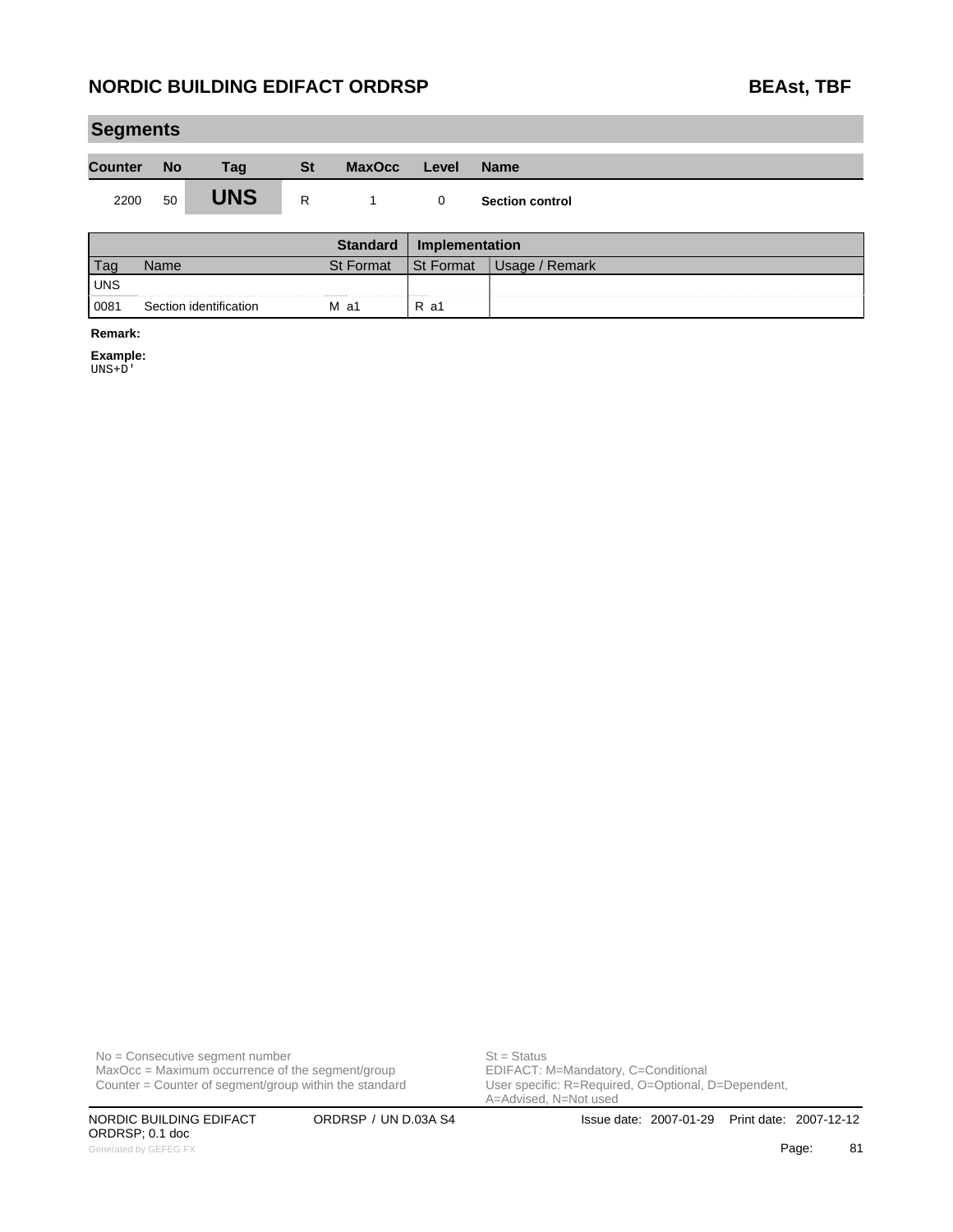## Segments

| Counter | No | Tag | St | MaxOcc | Level | Name |
|---|---|---|---|---|---|---|
| 2200 | 50 | **UNS** | R | 1 | 0 | **Section control** |

| | | Standard | Implementation | |
|---|---|---|---|---|
| Tag | Name | St Format | St Format | Usage / Remark |
| UNS | | | | |
| 0081 | Section identification | M a1 | R a1 | |

**Remark:**

**Example:**

```
UNS+D'
```

No = Consecutive segment number
MaxOcc = Maximum occurrence of the segment/group
Counter = Counter of segment/group within the standard

St = Status
EDIFACT: M=Mandatory, C=Conditional
User specific: R=Required, O=Optional, D=Dependent, A=Advised, N=Not used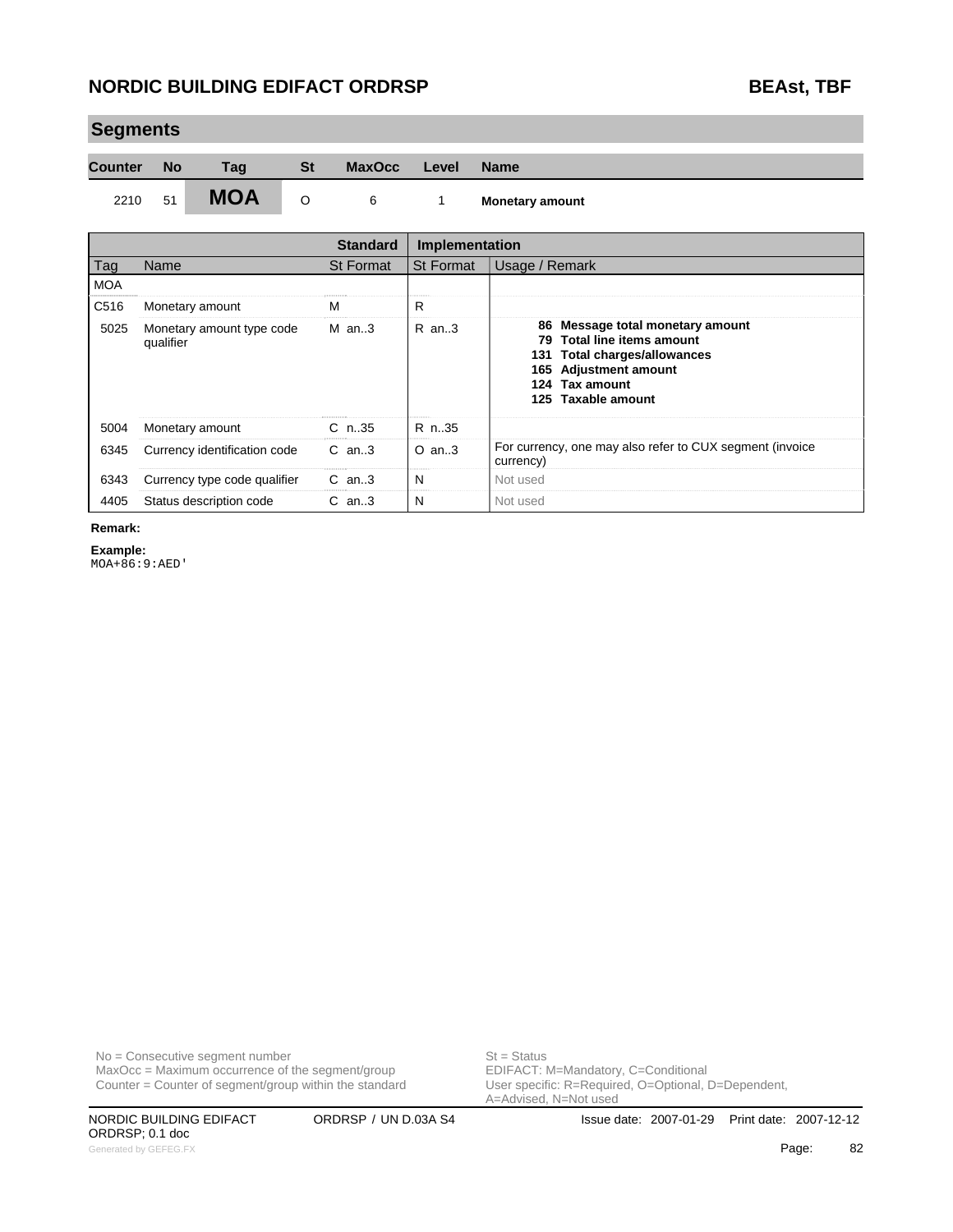## Segments

| Counter | No | Tag | St | MaxOcc | Level | Name |
|---|---|---|---|---|---|---|
| 2210 | 51 | **MOA** | O | 6 | 1 | **Monetary amount** |

| | | Standard | Implementation | |
|---|---|---|---|---|
| **Tag** | **Name** | **St Format** | **St Format** | **Usage / Remark** |
| MOA | | | | |
| C516 | Monetary amount | M | R | |
| 5025 | Monetary amount type code qualifier | M an..3 | R an..3 | **86 Message total monetary amount**<br>**79 Total line items amount**<br>**131 Total charges/allowances**<br>**165 Adjustment amount**<br>**124 Tax amount**<br>**125 Taxable amount** |
| 5004 | Monetary amount | C n..35 | R n..35 | |
| 6345 | Currency identification code | C an..3 | O an..3 | For currency, one may also refer to CUX segment (invoice currency) |
| 6343 | Currency type code qualifier | C an..3 | N | Not used |
| 4405 | Status description code | C an..3 | N | Not used |

**Remark:**

**Example:**

```
MOA+86:9:AED'
```

No = Consecutive segment number
MaxOcc = Maximum occurrence of the segment/group
Counter = Counter of segment/group within the standard

St = Status
EDIFACT: M=Mandatory, C=Conditional
User specific: R=Required, O=Optional, D=Dependent, A=Advised, N=Not used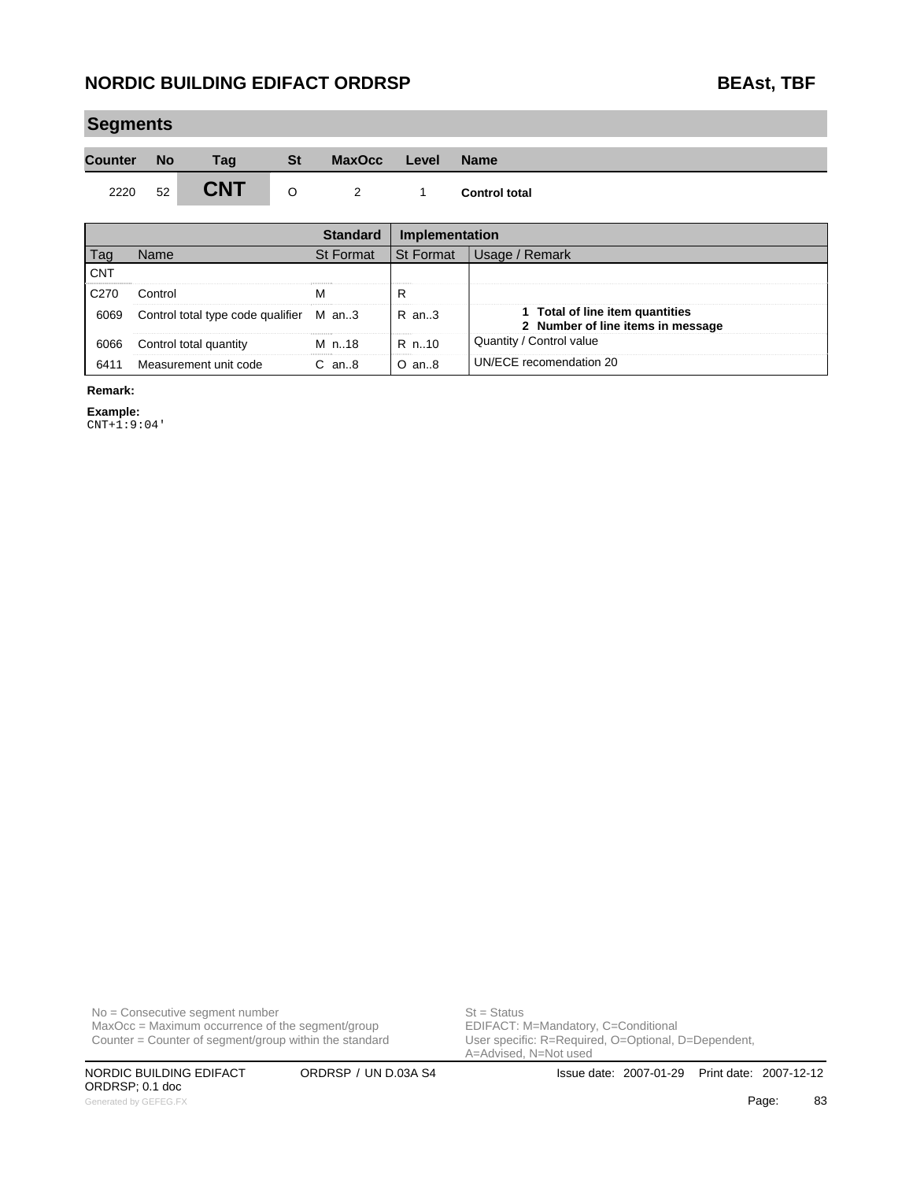## Segments

| Counter | No | Tag | St | MaxOcc | Level | Name |
|---|---|---|---|---|---|---|
| 2220 | 52 | **CNT** | O | 2 | 1 | **Control total** |

| | | Standard | Implementation | |
|---|---|---|---|---|
| Tag | Name | St Format | St Format | Usage / Remark |
| CNT | | | | |
| C270 | Control | M | R | |
| 6069 | Control total type code qualifier | M an..3 | R an..3 | **1 Total of line item quantities**<br>**2 Number of line items in message** |
| 6066 | Control total quantity | M n..18 | R n..10 | Quantity / Control value |
| 6411 | Measurement unit code | C an..8 | O an..8 | UN/ECE recomendation 20 |

**Remark:**

**Example:**

```
CNT+1:9:04'
```

No = Consecutive segment number
MaxOcc = Maximum occurrence of the segment/group
Counter = Counter of segment/group within the standard

St = Status
EDIFACT: M=Mandatory, C=Conditional
User specific: R=Required, O=Optional, D=Dependent, A=Advised, N=Not used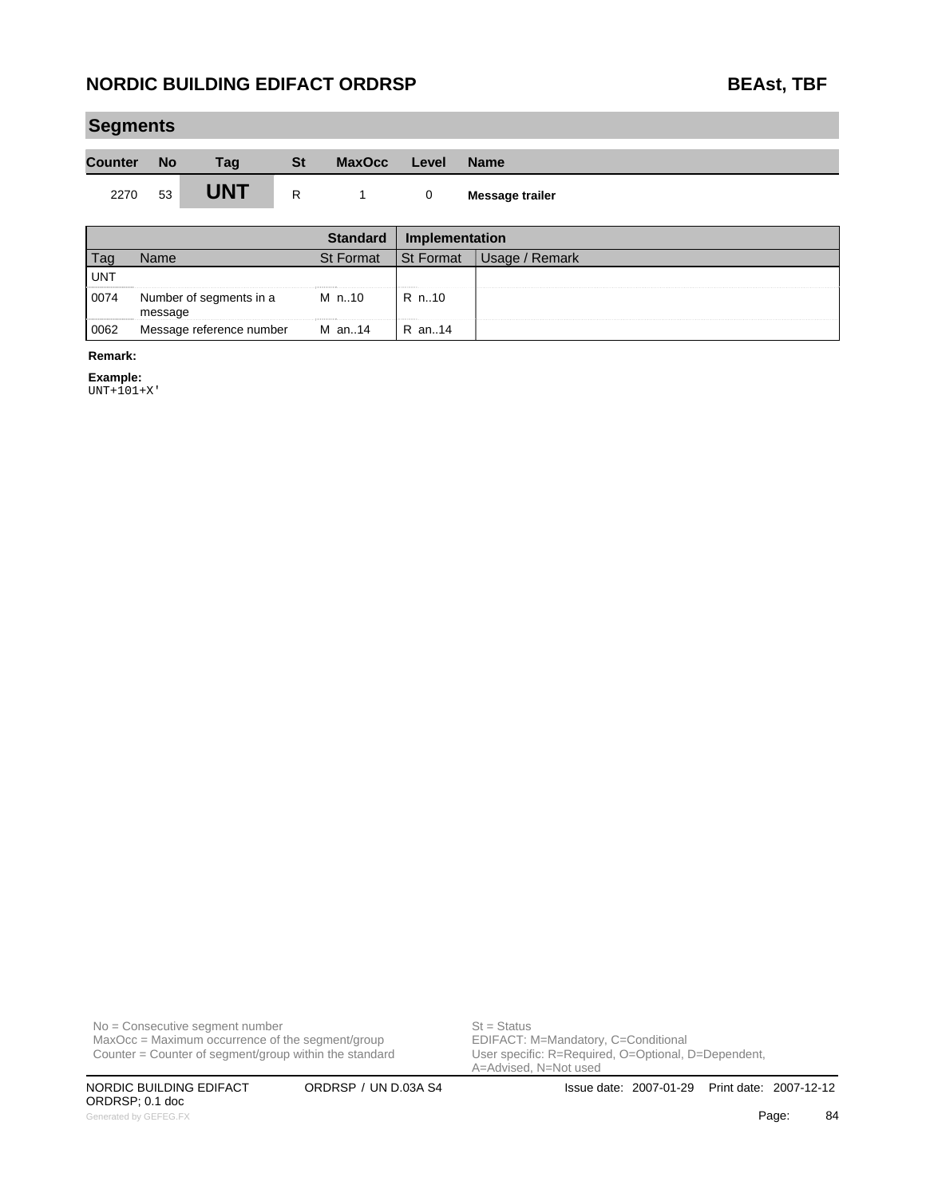## Segments

| Counter | No | Tag | St | MaxOcc | Level | Name |
|---|---|---|---|---|---|---|
| 2270 | 53 | **UNT** | R | 1 | 0 | **Message trailer** |

| | | Standard | Implementation | |
|---|---|---|---|---|
| Tag | Name | St Format | St Format | Usage / Remark |
| UNT | | | | |
| 0074 | Number of segments in a message | M n..10 | R n..10 | |
| 0062 | Message reference number | M an..14 | R an..14 | |

**Remark:**

**Example:**
```
UNT+101+X'
```

No = Consecutive segment number
MaxOcc = Maximum occurrence of the segment/group
Counter = Counter of segment/group within the standard

St = Status
EDIFACT: M=Mandatory, C=Conditional
User specific: R=Required, O=Optional, D=Dependent, A=Advised, N=Not used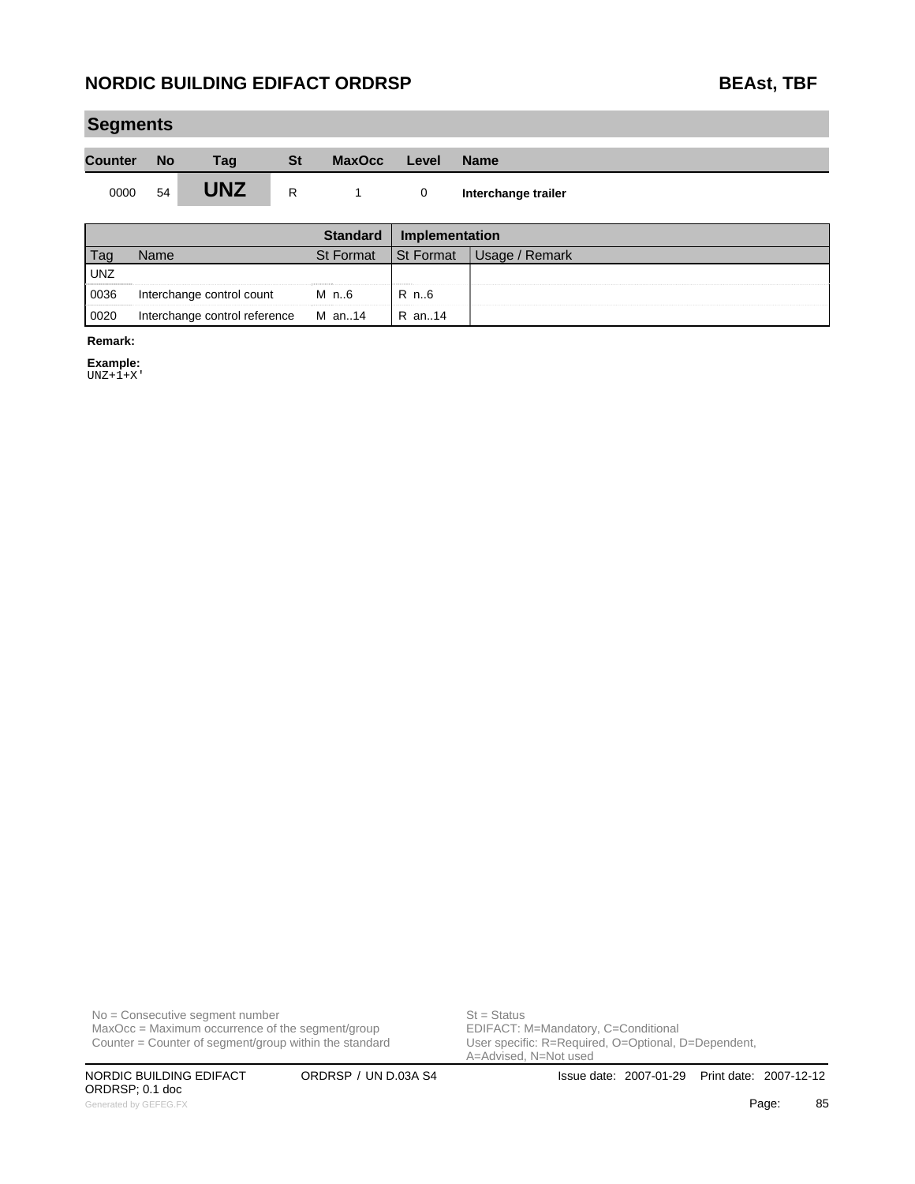## Segments

| Counter | No | Tag | St | MaxOcc | Level | Name |
|---|---|---|---|---|---|---|
| 0000 | 54 | **UNZ** | R | 1 | 0 | **Interchange trailer** |

| | | Standard | Implementation | |
|---|---|---|---|---|
| Tag | Name | St Format | St Format | Usage / Remark |
| UNZ | | | | |
| 0036 | Interchange control count | M n..6 | R n..6 | |
| 0020 | Interchange control reference | M an..14 | R an..14 | |

**Remark:**

**Example:**

```
UNZ+1+X'
```

No = Consecutive segment number
MaxOcc = Maximum occurrence of the segment/group
Counter = Counter of segment/group within the standard

St = Status
EDIFACT: M=Mandatory, C=Conditional
User specific: R=Required, O=Optional, D=Dependent, A=Advised, N=Not used